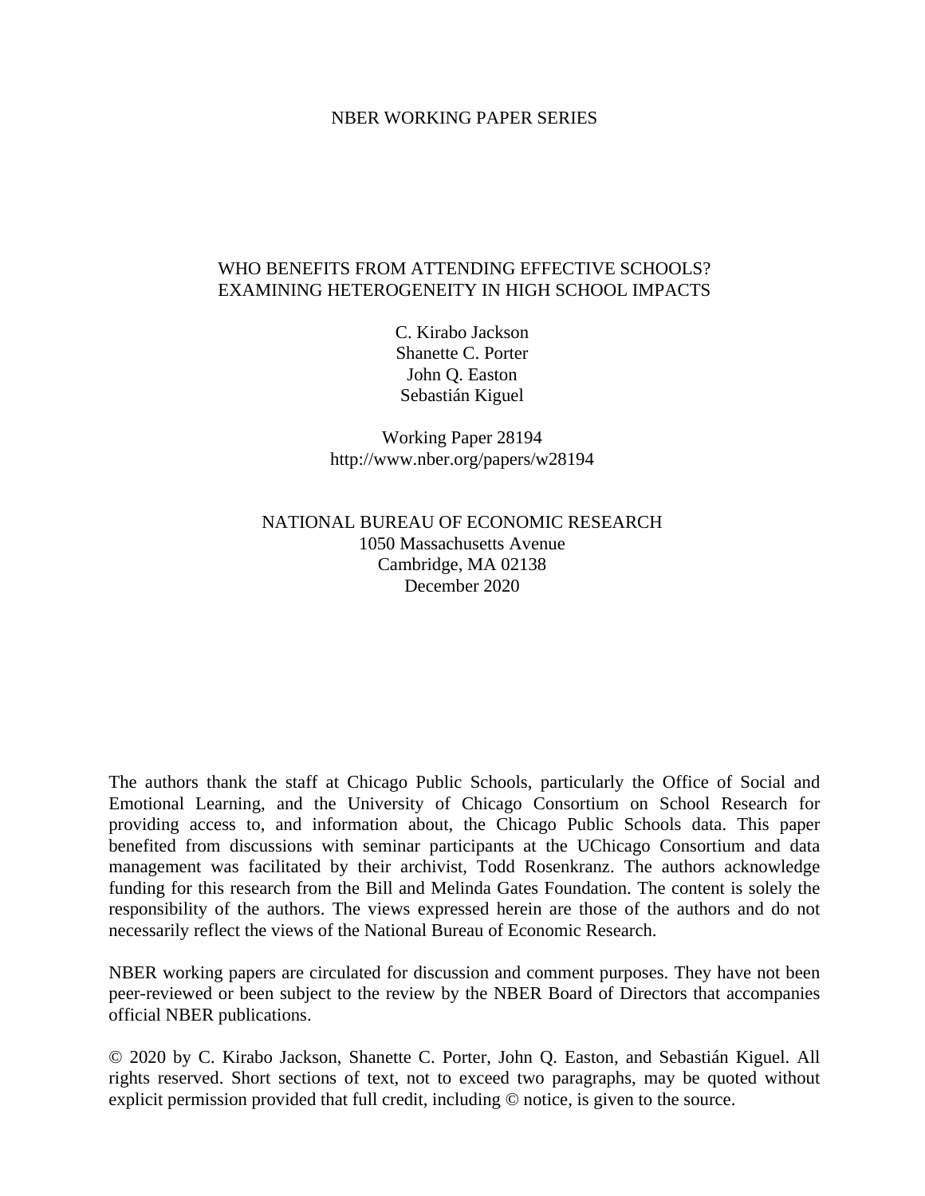NBER WORKING PAPER SERIES

# WHO BENEFITS FROM ATTENDING EFFECTIVE SCHOOLS? EXAMINING HETEROGENEITY IN HIGH SCHOOL IMPACTS

C. Kirabo Jackson
Shanette C. Porter
John Q. Easton
Sebastián Kiguel

Working Paper 28194
http://www.nber.org/papers/w28194

NATIONAL BUREAU OF ECONOMIC RESEARCH
1050 Massachusetts Avenue
Cambridge, MA 02138
December 2020

The authors thank the staff at Chicago Public Schools, particularly the Office of Social and Emotional Learning, and the University of Chicago Consortium on School Research for providing access to, and information about, the Chicago Public Schools data. This paper benefited from discussions with seminar participants at the UChicago Consortium and data management was facilitated by their archivist, Todd Rosenkranz. The authors acknowledge funding for this research from the Bill and Melinda Gates Foundation. The content is solely the responsibility of the authors. The views expressed herein are those of the authors and do not necessarily reflect the views of the National Bureau of Economic Research.

NBER working papers are circulated for discussion and comment purposes. They have not been peer-reviewed or been subject to the review by the NBER Board of Directors that accompanies official NBER publications.

© 2020 by C. Kirabo Jackson, Shanette C. Porter, John Q. Easton, and Sebastián Kiguel. All rights reserved. Short sections of text, not to exceed two paragraphs, may be quoted without explicit permission provided that full credit, including © notice, is given to the source.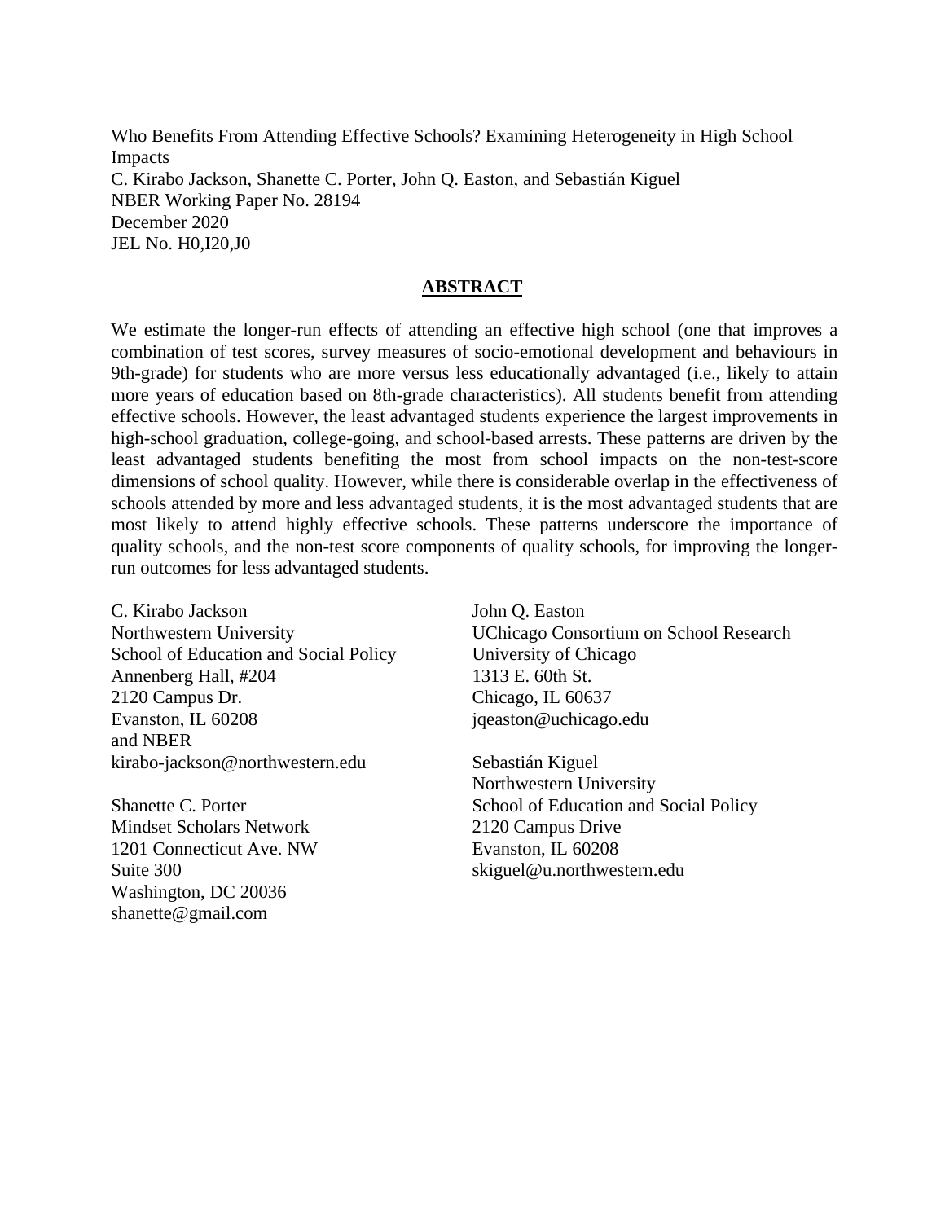Who Benefits From Attending Effective Schools? Examining Heterogeneity in High School Impacts
C. Kirabo Jackson, Shanette C. Porter, John Q. Easton, and Sebastián Kiguel
NBER Working Paper No. 28194
December 2020
JEL No. H0,I20,J0

## ABSTRACT

We estimate the longer-run effects of attending an effective high school (one that improves a combination of test scores, survey measures of socio-emotional development and behaviours in 9th-grade) for students who are more versus less educationally advantaged (i.e., likely to attain more years of education based on 8th-grade characteristics). All students benefit from attending effective schools. However, the least advantaged students experience the largest improvements in high-school graduation, college-going, and school-based arrests. These patterns are driven by the least advantaged students benefiting the most from school impacts on the non-test-score dimensions of school quality. However, while there is considerable overlap in the effectiveness of schools attended by more and less advantaged students, it is the most advantaged students that are most likely to attend highly effective schools. These patterns underscore the importance of quality schools, and the non-test score components of quality schools, for improving the longer-run outcomes for less advantaged students.

C. Kirabo Jackson
Northwestern University
School of Education and Social Policy
Annenberg Hall, #204
2120 Campus Dr.
Evanston, IL 60208
and NBER
kirabo-jackson@northwestern.edu

Shanette C. Porter
Mindset Scholars Network
1201 Connecticut Ave. NW
Suite 300
Washington, DC 20036
shanette@gmail.com

John Q. Easton
UChicago Consortium on School Research
University of Chicago
1313 E. 60th St.
Chicago, IL 60637
jqeaston@uchicago.edu

Sebastián Kiguel
Northwestern University
School of Education and Social Policy
2120 Campus Drive
Evanston, IL 60208
skiguel@u.northwestern.edu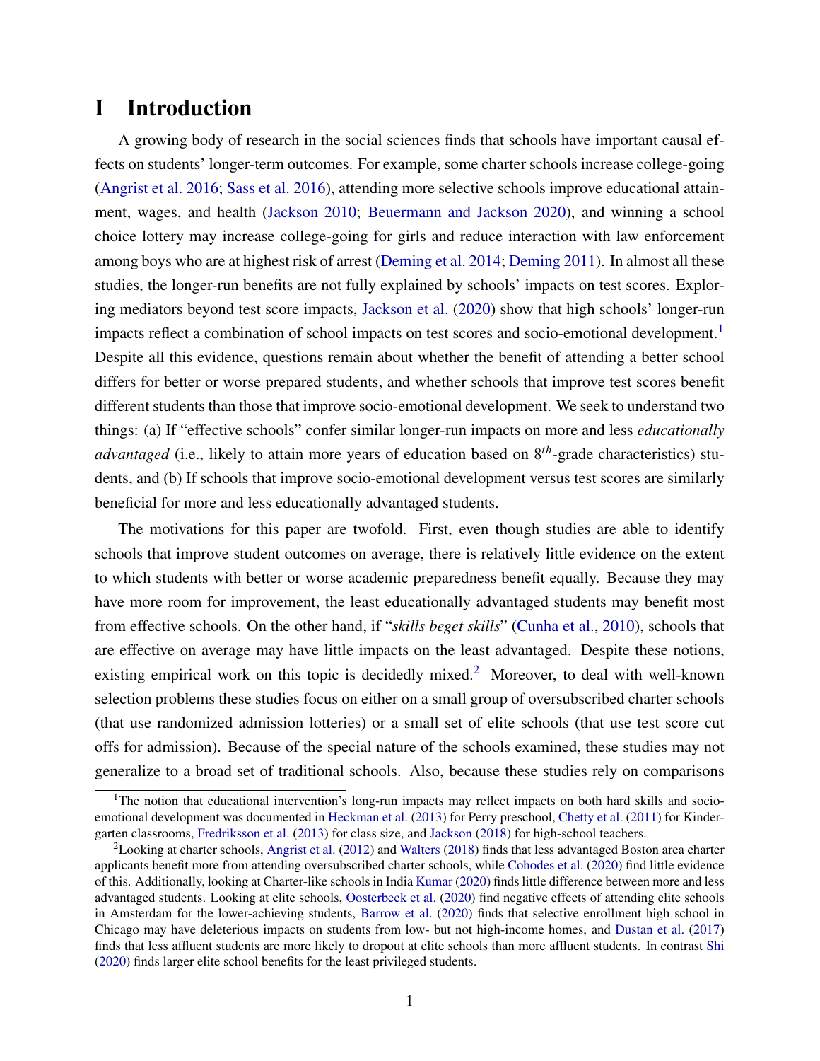# I Introduction

A growing body of research in the social sciences finds that schools have important causal effects on students' longer-term outcomes. For example, some charter schools increase college-going (Angrist et al. 2016; Sass et al. 2016), attending more selective schools improve educational attainment, wages, and health (Jackson 2010; Beuermann and Jackson 2020), and winning a school choice lottery may increase college-going for girls and reduce interaction with law enforcement among boys who are at highest risk of arrest (Deming et al. 2014; Deming 2011). In almost all these studies, the longer-run benefits are not fully explained by schools' impacts on test scores. Exploring mediators beyond test score impacts, Jackson et al. (2020) show that high schools' longer-run impacts reflect a combination of school impacts on test scores and socio-emotional development.[1] Despite all this evidence, questions remain about whether the benefit of attending a better school differs for better or worse prepared students, and whether schools that improve test scores benefit different students than those that improve socio-emotional development. We seek to understand two things: (a) If "effective schools" confer similar longer-run impacts on more and less *educationally advantaged* (i.e., likely to attain more years of education based on $8^{th}$-grade characteristics) students, and (b) If schools that improve socio-emotional development versus test scores are similarly beneficial for more and less educationally advantaged students.

The motivations for this paper are twofold. First, even though studies are able to identify schools that improve student outcomes on average, there is relatively little evidence on the extent to which students with better or worse academic preparedness benefit equally. Because they may have more room for improvement, the least educationally advantaged students may benefit most from effective schools. On the other hand, if "*skills beget skills*" (Cunha et al., 2010), schools that are effective on average may have little impacts on the least advantaged. Despite these notions, existing empirical work on this topic is decidedly mixed.[2] Moreover, to deal with well-known selection problems these studies focus on either on a small group of oversubscribed charter schools (that use randomized admission lotteries) or a small set of elite schools (that use test score cut offs for admission). Because of the special nature of the schools examined, these studies may not generalize to a broad set of traditional schools. Also, because these studies rely on comparisons

[1] The notion that educational intervention's long-run impacts may reflect impacts on both hard skills and socio-emotional development was documented in Heckman et al. (2013) for Perry preschool, Chetty et al. (2011) for Kindergarten classrooms, Fredriksson et al. (2013) for class size, and Jackson (2018) for high-school teachers.

[2] Looking at charter schools, Angrist et al. (2012) and Walters (2018) finds that less advantaged Boston area charter applicants benefit more from attending oversubscribed charter schools, while Cohodes et al. (2020) find little evidence of this. Additionally, looking at Charter-like schools in India Kumar (2020) finds little difference between more and less advantaged students. Looking at elite schools, Oosterbeek et al. (2020) find negative effects of attending elite schools in Amsterdam for the lower-achieving students, Barrow et al. (2020) finds that selective enrollment high school in Chicago may have deleterious impacts on students from low- but not high-income homes, and Dustan et al. (2017) finds that less affluent students are more likely to dropout at elite schools than more affluent students. In contrast Shi (2020) finds larger elite school benefits for the least privileged students.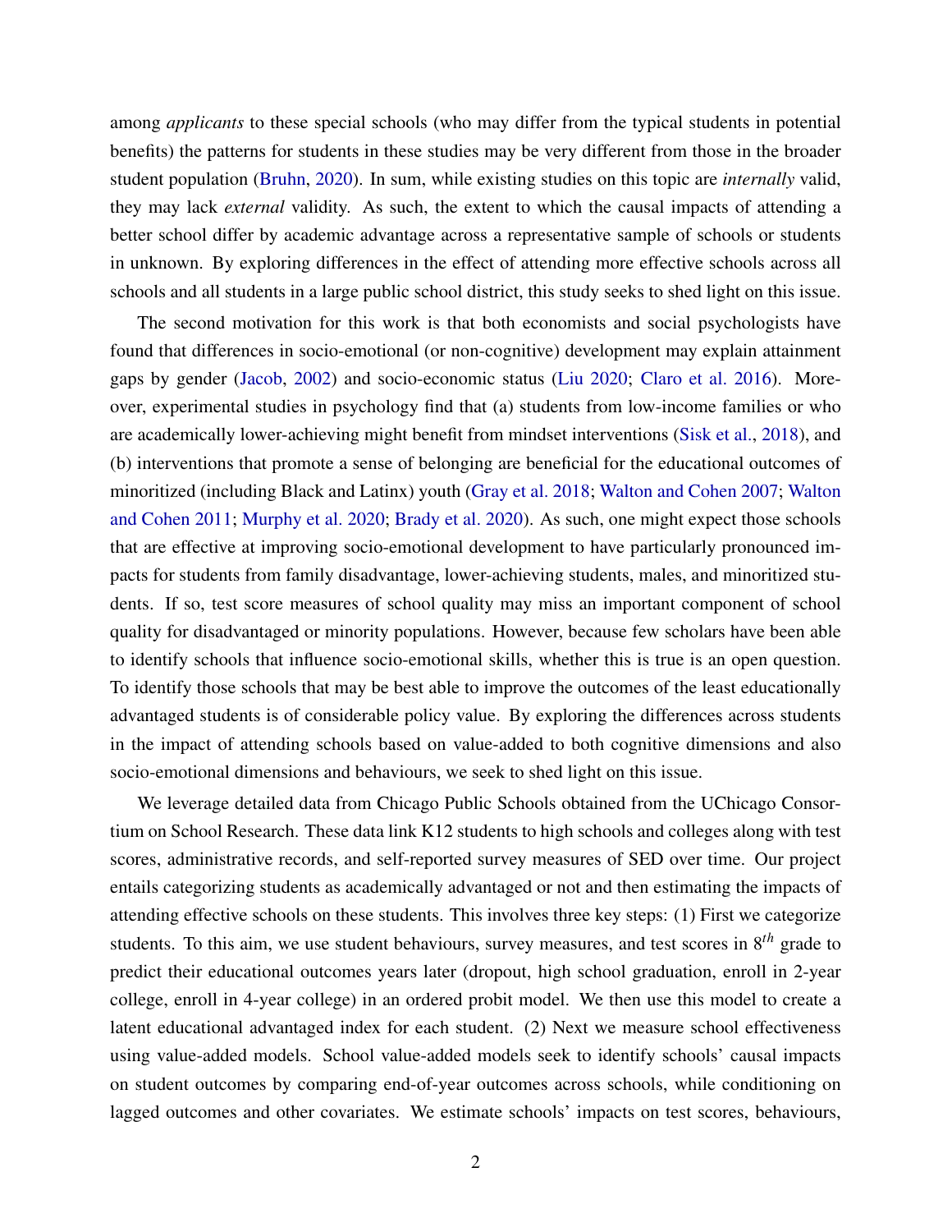among *applicants* to these special schools (who may differ from the typical students in potential benefits) the patterns for students in these studies may be very different from those in the broader student population (Bruhn, 2020). In sum, while existing studies on this topic are *internally* valid, they may lack *external* validity. As such, the extent to which the causal impacts of attending a better school differ by academic advantage across a representative sample of schools or students in unknown. By exploring differences in the effect of attending more effective schools across all schools and all students in a large public school district, this study seeks to shed light on this issue.

The second motivation for this work is that both economists and social psychologists have found that differences in socio-emotional (or non-cognitive) development may explain attainment gaps by gender (Jacob, 2002) and socio-economic status (Liu 2020; Claro et al. 2016). Moreover, experimental studies in psychology find that (a) students from low-income families or who are academically lower-achieving might benefit from mindset interventions (Sisk et al., 2018), and (b) interventions that promote a sense of belonging are beneficial for the educational outcomes of minoritized (including Black and Latinx) youth (Gray et al. 2018; Walton and Cohen 2007; Walton and Cohen 2011; Murphy et al. 2020; Brady et al. 2020). As such, one might expect those schools that are effective at improving socio-emotional development to have particularly pronounced impacts for students from family disadvantage, lower-achieving students, males, and minoritized students. If so, test score measures of school quality may miss an important component of school quality for disadvantaged or minority populations. However, because few scholars have been able to identify schools that influence socio-emotional skills, whether this is true is an open question. To identify those schools that may be best able to improve the outcomes of the least educationally advantaged students is of considerable policy value. By exploring the differences across students in the impact of attending schools based on value-added to both cognitive dimensions and also socio-emotional dimensions and behaviours, we seek to shed light on this issue.

We leverage detailed data from Chicago Public Schools obtained from the UChicago Consortium on School Research. These data link K12 students to high schools and colleges along with test scores, administrative records, and self-reported survey measures of SED over time. Our project entails categorizing students as academically advantaged or not and then estimating the impacts of attending effective schools on these students. This involves three key steps: (1) First we categorize students. To this aim, we use student behaviours, survey measures, and test scores in $8^{th}$ grade to predict their educational outcomes years later (dropout, high school graduation, enroll in 2-year college, enroll in 4-year college) in an ordered probit model. We then use this model to create a latent educational advantaged index for each student. (2) Next we measure school effectiveness using value-added models. School value-added models seek to identify schools' causal impacts on student outcomes by comparing end-of-year outcomes across schools, while conditioning on lagged outcomes and other covariates. We estimate schools' impacts on test scores, behaviours,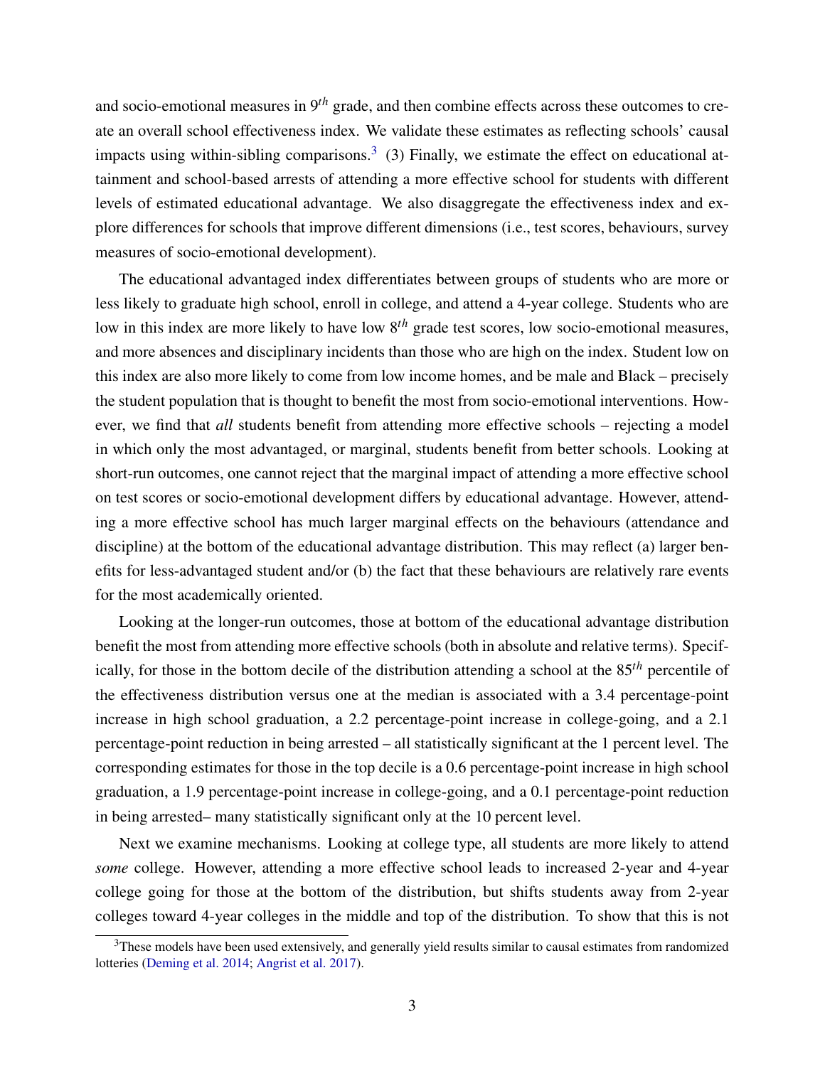and socio-emotional measures in $9^{th}$ grade, and then combine effects across these outcomes to create an overall school effectiveness index. We validate these estimates as reflecting schools' causal impacts using within-sibling comparisons.[3] (3) Finally, we estimate the effect on educational attainment and school-based arrests of attending a more effective school for students with different levels of estimated educational advantage. We also disaggregate the effectiveness index and explore differences for schools that improve different dimensions (i.e., test scores, behaviours, survey measures of socio-emotional development).

The educational advantaged index differentiates between groups of students who are more or less likely to graduate high school, enroll in college, and attend a 4-year college. Students who are low in this index are more likely to have low $8^{th}$ grade test scores, low socio-emotional measures, and more absences and disciplinary incidents than those who are high on the index. Student low on this index are also more likely to come from low income homes, and be male and Black – precisely the student population that is thought to benefit the most from socio-emotional interventions. However, we find that *all* students benefit from attending more effective schools – rejecting a model in which only the most advantaged, or marginal, students benefit from better schools. Looking at short-run outcomes, one cannot reject that the marginal impact of attending a more effective school on test scores or socio-emotional development differs by educational advantage. However, attending a more effective school has much larger marginal effects on the behaviours (attendance and discipline) at the bottom of the educational advantage distribution. This may reflect (a) larger benefits for less-advantaged student and/or (b) the fact that these behaviours are relatively rare events for the most academically oriented.

Looking at the longer-run outcomes, those at bottom of the educational advantage distribution benefit the most from attending more effective schools (both in absolute and relative terms). Specifically, for those in the bottom decile of the distribution attending a school at the $85^{th}$ percentile of the effectiveness distribution versus one at the median is associated with a 3.4 percentage-point increase in high school graduation, a 2.2 percentage-point increase in college-going, and a 2.1 percentage-point reduction in being arrested – all statistically significant at the 1 percent level. The corresponding estimates for those in the top decile is a 0.6 percentage-point increase in high school graduation, a 1.9 percentage-point increase in college-going, and a 0.1 percentage-point reduction in being arrested– many statistically significant only at the 10 percent level.

Next we examine mechanisms. Looking at college type, all students are more likely to attend *some* college. However, attending a more effective school leads to increased 2-year and 4-year college going for those at the bottom of the distribution, but shifts students away from 2-year colleges toward 4-year colleges in the middle and top of the distribution. To show that this is not

[3] These models have been used extensively, and generally yield results similar to causal estimates from randomized lotteries (Deming et al. 2014; Angrist et al. 2017).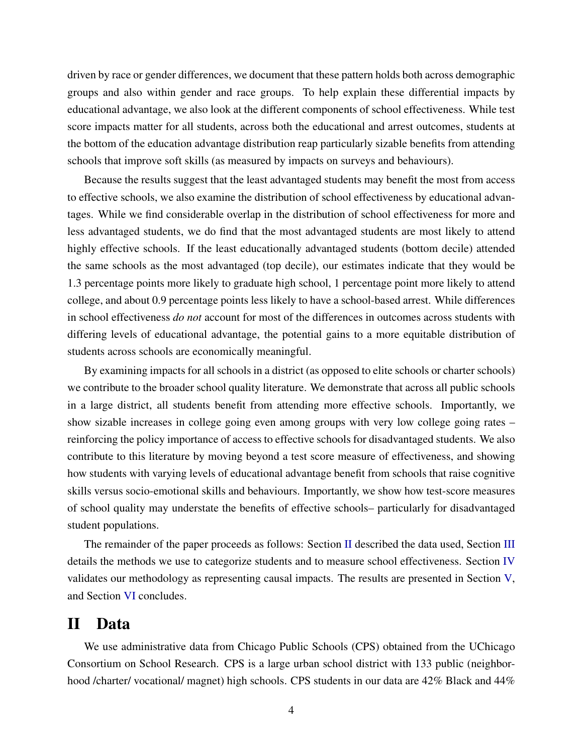driven by race or gender differences, we document that these pattern holds both across demographic groups and also within gender and race groups. To help explain these differential impacts by educational advantage, we also look at the different components of school effectiveness. While test score impacts matter for all students, across both the educational and arrest outcomes, students at the bottom of the education advantage distribution reap particularly sizable benefits from attending schools that improve soft skills (as measured by impacts on surveys and behaviours).

Because the results suggest that the least advantaged students may benefit the most from access to effective schools, we also examine the distribution of school effectiveness by educational advantages. While we find considerable overlap in the distribution of school effectiveness for more and less advantaged students, we do find that the most advantaged students are most likely to attend highly effective schools. If the least educationally advantaged students (bottom decile) attended the same schools as the most advantaged (top decile), our estimates indicate that they would be 1.3 percentage points more likely to graduate high school, 1 percentage point more likely to attend college, and about 0.9 percentage points less likely to have a school-based arrest. While differences in school effectiveness *do not* account for most of the differences in outcomes across students with differing levels of educational advantage, the potential gains to a more equitable distribution of students across schools are economically meaningful.

By examining impacts for all schools in a district (as opposed to elite schools or charter schools) we contribute to the broader school quality literature. We demonstrate that across all public schools in a large district, all students benefit from attending more effective schools. Importantly, we show sizable increases in college going even among groups with very low college going rates – reinforcing the policy importance of access to effective schools for disadvantaged students. We also contribute to this literature by moving beyond a test score measure of effectiveness, and showing how students with varying levels of educational advantage benefit from schools that raise cognitive skills versus socio-emotional skills and behaviours. Importantly, we show how test-score measures of school quality may understate the benefits of effective schools– particularly for disadvantaged student populations.

The remainder of the paper proceeds as follows: Section II described the data used, Section III details the methods we use to categorize students and to measure school effectiveness. Section IV validates our methodology as representing causal impacts. The results are presented in Section V, and Section VI concludes.

# II Data

We use administrative data from Chicago Public Schools (CPS) obtained from the UChicago Consortium on School Research. CPS is a large urban school district with 133 public (neighborhood /charter/ vocational/ magnet) high schools. CPS students in our data are 42% Black and 44%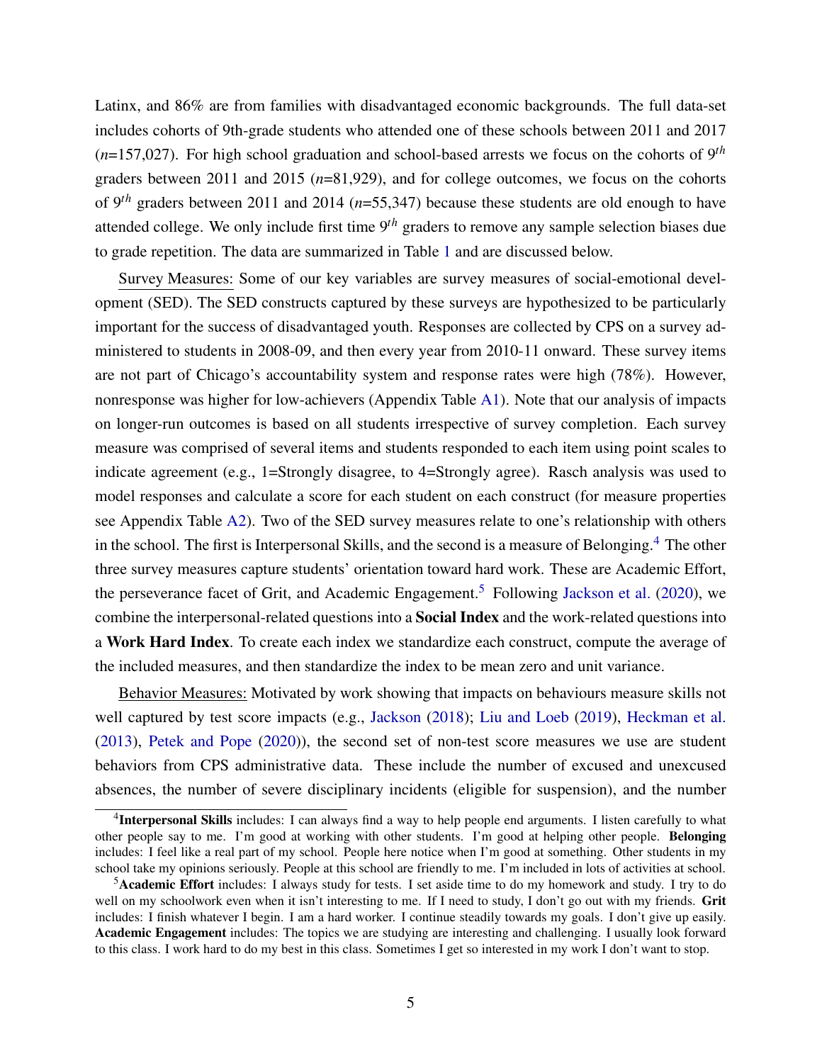Latinx, and 86% are from families with disadvantaged economic backgrounds. The full data-set includes cohorts of 9th-grade students who attended one of these schools between 2011 and 2017 ($n$=157,027). For high school graduation and school-based arrests we focus on the cohorts of $9^{th}$ graders between 2011 and 2015 ($n$=81,929), and for college outcomes, we focus on the cohorts of $9^{th}$ graders between 2011 and 2014 ($n$=55,347) because these students are old enough to have attended college. We only include first time $9^{th}$ graders to remove any sample selection biases due to grade repetition. The data are summarized in Table 1 and are discussed below.

Survey Measures: Some of our key variables are survey measures of social-emotional development (SED). The SED constructs captured by these surveys are hypothesized to be particularly important for the success of disadvantaged youth. Responses are collected by CPS on a survey administered to students in 2008-09, and then every year from 2010-11 onward. These survey items are not part of Chicago's accountability system and response rates were high (78%). However, nonresponse was higher for low-achievers (Appendix Table A1). Note that our analysis of impacts on longer-run outcomes is based on all students irrespective of survey completion. Each survey measure was comprised of several items and students responded to each item using point scales to indicate agreement (e.g., 1=Strongly disagree, to 4=Strongly agree). Rasch analysis was used to model responses and calculate a score for each student on each construct (for measure properties see Appendix Table A2). Two of the SED survey measures relate to one's relationship with others in the school. The first is Interpersonal Skills, and the second is a measure of Belonging.[4] The other three survey measures capture students' orientation toward hard work. These are Academic Effort, the perseverance facet of Grit, and Academic Engagement.[5] Following Jackson et al. (2020), we combine the interpersonal-related questions into a **Social Index** and the work-related questions into a **Work Hard Index**. To create each index we standardize each construct, compute the average of the included measures, and then standardize the index to be mean zero and unit variance.

Behavior Measures: Motivated by work showing that impacts on behaviours measure skills not well captured by test score impacts (e.g., Jackson (2018); Liu and Loeb (2019), Heckman et al. (2013), Petek and Pope (2020)), the second set of non-test score measures we use are student behaviors from CPS administrative data. These include the number of excused and unexcused absences, the number of severe disciplinary incidents (eligible for suspension), and the number

[4] **Interpersonal Skills** includes: I can always find a way to help people end arguments. I listen carefully to what other people say to me. I'm good at working with other students. I'm good at helping other people. **Belonging** includes: I feel like a real part of my school. People here notice when I'm good at something. Other students in my school take my opinions seriously. People at this school are friendly to me. I'm included in lots of activities at school.

[5] **Academic Effort** includes: I always study for tests. I set aside time to do my homework and study. I try to do well on my schoolwork even when it isn't interesting to me. If I need to study, I don't go out with my friends. **Grit** includes: I finish whatever I begin. I am a hard worker. I continue steadily towards my goals. I don't give up easily. **Academic Engagement** includes: The topics we are studying are interesting and challenging. I usually look forward to this class. I work hard to do my best in this class. Sometimes I get so interested in my work I don't want to stop.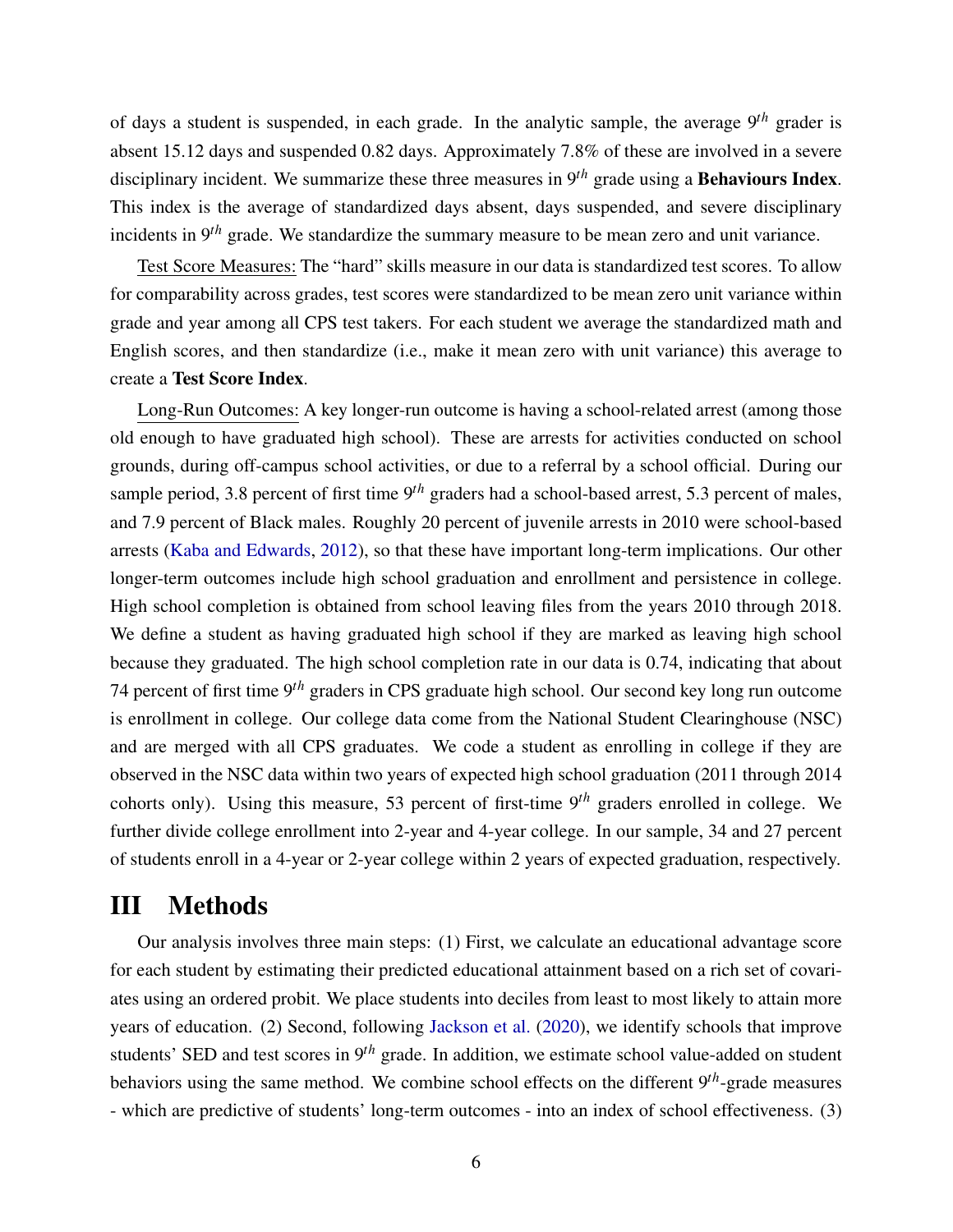of days a student is suspended, in each grade. In the analytic sample, the average $9^{th}$ grader is absent 15.12 days and suspended 0.82 days. Approximately 7.8% of these are involved in a severe disciplinary incident. We summarize these three measures in $9^{th}$ grade using a **Behaviours Index**. This index is the average of standardized days absent, days suspended, and severe disciplinary incidents in $9^{th}$ grade. We standardize the summary measure to be mean zero and unit variance.

Test Score Measures: The "hard" skills measure in our data is standardized test scores. To allow for comparability across grades, test scores were standardized to be mean zero unit variance within grade and year among all CPS test takers. For each student we average the standardized math and English scores, and then standardize (i.e., make it mean zero with unit variance) this average to create a **Test Score Index**.

Long-Run Outcomes: A key longer-run outcome is having a school-related arrest (among those old enough to have graduated high school). These are arrests for activities conducted on school grounds, during off-campus school activities, or due to a referral by a school official. During our sample period, 3.8 percent of first time $9^{th}$ graders had a school-based arrest, 5.3 percent of males, and 7.9 percent of Black males. Roughly 20 percent of juvenile arrests in 2010 were school-based arrests (Kaba and Edwards, 2012), so that these have important long-term implications. Our other longer-term outcomes include high school graduation and enrollment and persistence in college. High school completion is obtained from school leaving files from the years 2010 through 2018. We define a student as having graduated high school if they are marked as leaving high school because they graduated. The high school completion rate in our data is 0.74, indicating that about 74 percent of first time $9^{th}$ graders in CPS graduate high school. Our second key long run outcome is enrollment in college. Our college data come from the National Student Clearinghouse (NSC) and are merged with all CPS graduates. We code a student as enrolling in college if they are observed in the NSC data within two years of expected high school graduation (2011 through 2014 cohorts only). Using this measure, 53 percent of first-time $9^{th}$ graders enrolled in college. We further divide college enrollment into 2-year and 4-year college. In our sample, 34 and 27 percent of students enroll in a 4-year or 2-year college within 2 years of expected graduation, respectively.

# III Methods

Our analysis involves three main steps: (1) First, we calculate an educational advantage score for each student by estimating their predicted educational attainment based on a rich set of covariates using an ordered probit. We place students into deciles from least to most likely to attain more years of education. (2) Second, following Jackson et al. (2020), we identify schools that improve students' SED and test scores in $9^{th}$ grade. In addition, we estimate school value-added on student behaviors using the same method. We combine school effects on the different $9^{th}$-grade measures - which are predictive of students' long-term outcomes - into an index of school effectiveness. (3)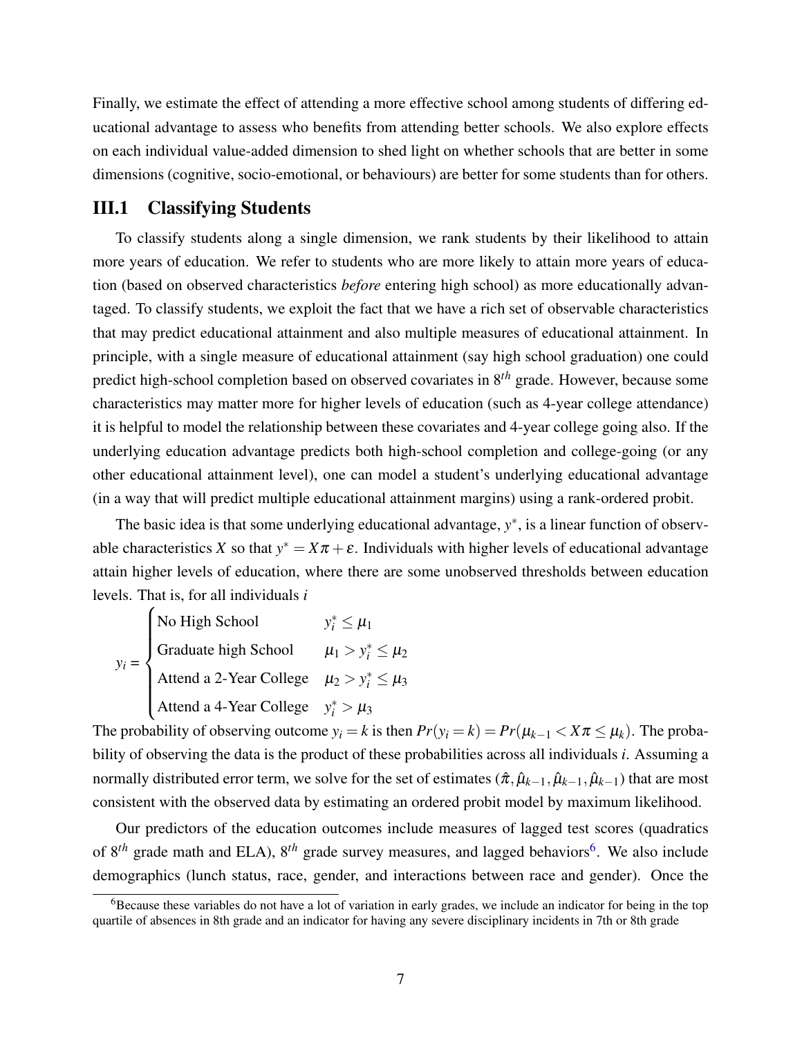Finally, we estimate the effect of attending a more effective school among students of differing educational advantage to assess who benefits from attending better schools. We also explore effects on each individual value-added dimension to shed light on whether schools that are better in some dimensions (cognitive, socio-emotional, or behaviours) are better for some students than for others.

## III.1 Classifying Students

To classify students along a single dimension, we rank students by their likelihood to attain more years of education. We refer to students who are more likely to attain more years of education (based on observed characteristics *before* entering high school) as more educationally advantaged. To classify students, we exploit the fact that we have a rich set of observable characteristics that may predict educational attainment and also multiple measures of educational attainment. In principle, with a single measure of educational attainment (say high school graduation) one could predict high-school completion based on observed covariates in $8^{th}$ grade. However, because some characteristics may matter more for higher levels of education (such as 4-year college attendance) it is helpful to model the relationship between these covariates and 4-year college going also. If the underlying education advantage predicts both high-school completion and college-going (or any other educational attainment level), one can model a student's underlying educational advantage (in a way that will predict multiple educational attainment margins) using a rank-ordered probit.

The basic idea is that some underlying educational advantage, $y^*$, is a linear function of observable characteristics $X$ so that $y^* = X\pi + \varepsilon$. Individuals with higher levels of educational advantage attain higher levels of education, where there are some unobserved thresholds between education levels. That is, for all individuals $i$

$$y_i = \begin{cases} \text{No High School} & y_i^* \leq \mu_1 \\ \text{Graduate high School} & \mu_1 > y_i^* \leq \mu_2 \\ \text{Attend a 2-Year College} & \mu_2 > y_i^* \leq \mu_3 \\ \text{Attend a 4-Year College} & y_i^* > \mu_3 \end{cases}$$

The probability of observing outcome $y_i = k$ is then $Pr(y_i = k) = Pr(\mu_{k-1} < X\pi \leq \mu_k)$. The probability of observing the data is the product of these probabilities across all individuals $i$. Assuming a normally distributed error term, we solve for the set of estimates $(\hat{\pi}, \hat{\mu}_{k-1}, \hat{\mu}_{k-1}, \hat{\mu}_{k-1})$ that are most consistent with the observed data by estimating an ordered probit model by maximum likelihood.

Our predictors of the education outcomes include measures of lagged test scores (quadratics of $8^{th}$ grade math and ELA), $8^{th}$ grade survey measures, and lagged behaviors[6]. We also include demographics (lunch status, race, gender, and interactions between race and gender). Once the

[6]Because these variables do not have a lot of variation in early grades, we include an indicator for being in the top quartile of absences in 8th grade and an indicator for having any severe disciplinary incidents in 7th or 8th grade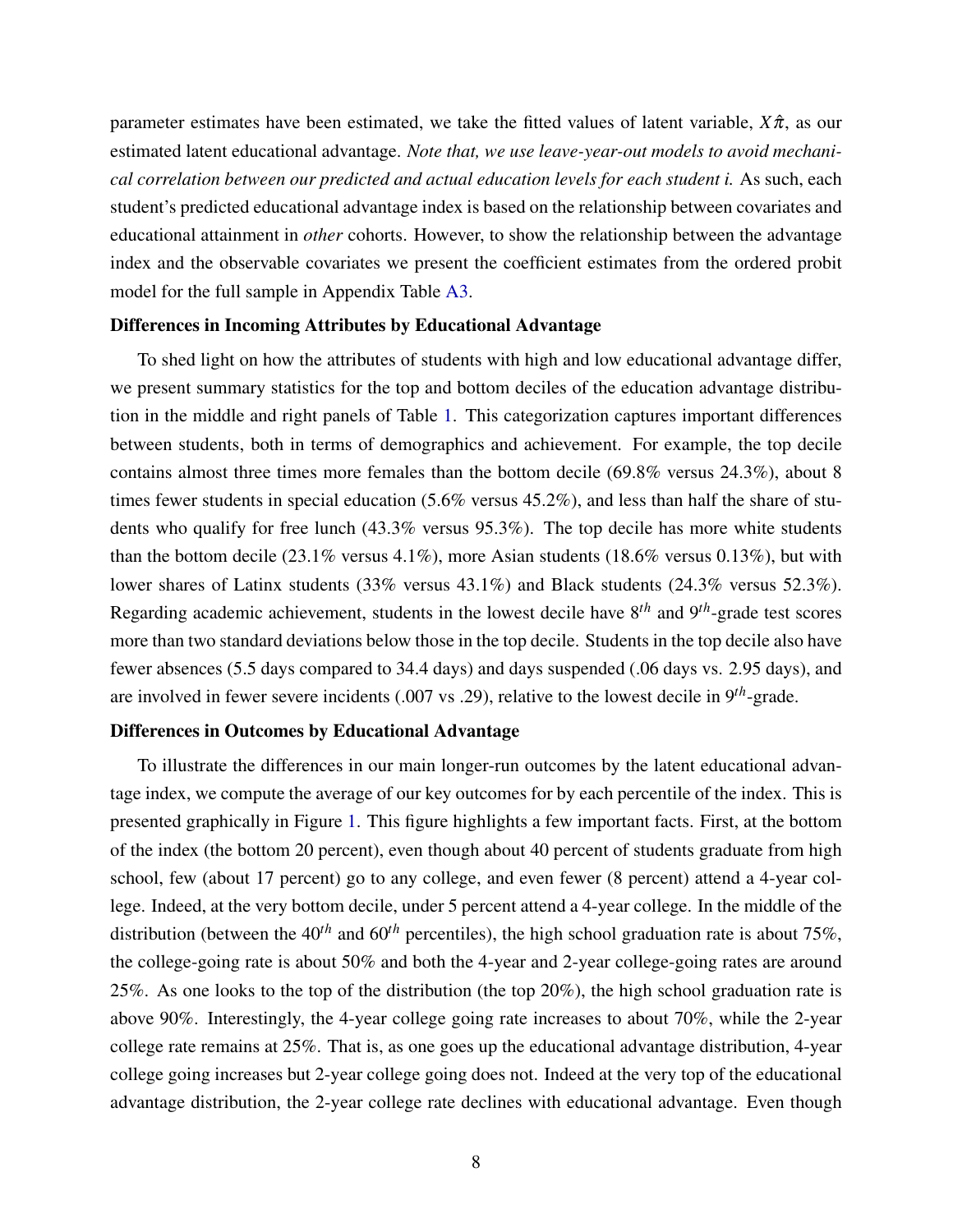parameter estimates have been estimated, we take the fitted values of latent variable, $X\hat{\pi}$, as our estimated latent educational advantage. *Note that, we use leave-year-out models to avoid mechanical correlation between our predicted and actual education levels for each student i.* As such, each student's predicted educational advantage index is based on the relationship between covariates and educational attainment in *other* cohorts. However, to show the relationship between the advantage index and the observable covariates we present the coefficient estimates from the ordered probit model for the full sample in Appendix Table A3.

**Differences in Incoming Attributes by Educational Advantage**

To shed light on how the attributes of students with high and low educational advantage differ, we present summary statistics for the top and bottom deciles of the education advantage distribution in the middle and right panels of Table 1. This categorization captures important differences between students, both in terms of demographics and achievement. For example, the top decile contains almost three times more females than the bottom decile (69.8% versus 24.3%), about 8 times fewer students in special education (5.6% versus 45.2%), and less than half the share of students who qualify for free lunch (43.3% versus 95.3%). The top decile has more white students than the bottom decile (23.1% versus 4.1%), more Asian students (18.6% versus 0.13%), but with lower shares of Latinx students (33% versus 43.1%) and Black students (24.3% versus 52.3%). Regarding academic achievement, students in the lowest decile have $8^{th}$ and $9^{th}$-grade test scores more than two standard deviations below those in the top decile. Students in the top decile also have fewer absences (5.5 days compared to 34.4 days) and days suspended (.06 days vs. 2.95 days), and are involved in fewer severe incidents (.007 vs .29), relative to the lowest decile in $9^{th}$-grade.

**Differences in Outcomes by Educational Advantage**

To illustrate the differences in our main longer-run outcomes by the latent educational advantage index, we compute the average of our key outcomes for by each percentile of the index. This is presented graphically in Figure 1. This figure highlights a few important facts. First, at the bottom of the index (the bottom 20 percent), even though about 40 percent of students graduate from high school, few (about 17 percent) go to any college, and even fewer (8 percent) attend a 4-year college. Indeed, at the very bottom decile, under 5 percent attend a 4-year college. In the middle of the distribution (between the $40^{th}$ and $60^{th}$ percentiles), the high school graduation rate is about 75%, the college-going rate is about 50% and both the 4-year and 2-year college-going rates are around 25%. As one looks to the top of the distribution (the top 20%), the high school graduation rate is above 90%. Interestingly, the 4-year college going rate increases to about 70%, while the 2-year college rate remains at 25%. That is, as one goes up the educational advantage distribution, 4-year college going increases but 2-year college going does not. Indeed at the very top of the educational advantage distribution, the 2-year college rate declines with educational advantage. Even though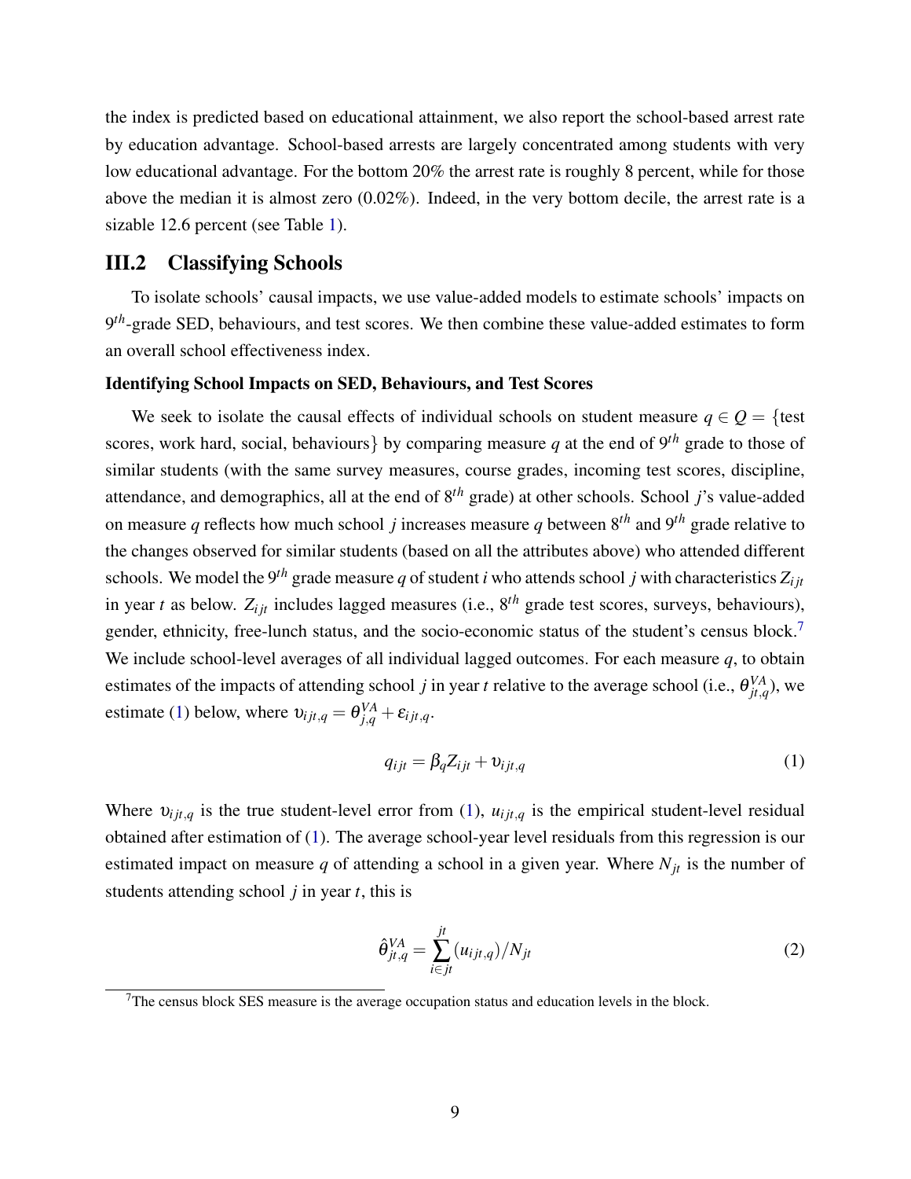the index is predicted based on educational attainment, we also report the school-based arrest rate by education advantage. School-based arrests are largely concentrated among students with very low educational advantage. For the bottom 20% the arrest rate is roughly 8 percent, while for those above the median it is almost zero (0.02%). Indeed, in the very bottom decile, the arrest rate is a sizable 12.6 percent (see Table 1).

## III.2 Classifying Schools

To isolate schools' causal impacts, we use value-added models to estimate schools' impacts on $9^{th}$-grade SED, behaviours, and test scores. We then combine these value-added estimates to form an overall school effectiveness index.

**Identifying School Impacts on SED, Behaviours, and Test Scores**

We seek to isolate the causal effects of individual schools on student measure $q \in Q = \{$test scores, work hard, social, behaviours$\}$ by comparing measure $q$ at the end of $9^{th}$ grade to those of similar students (with the same survey measures, course grades, incoming test scores, discipline, attendance, and demographics, all at the end of $8^{th}$ grade) at other schools. School $j$'s value-added on measure $q$ reflects how much school $j$ increases measure $q$ between $8^{th}$ and $9^{th}$ grade relative to the changes observed for similar students (based on all the attributes above) who attended different schools. We model the $9^{th}$ grade measure $q$ of student $i$ who attends school $j$ with characteristics $Z_{ijt}$ in year $t$ as below. $Z_{ijt}$ includes lagged measures (i.e., $8^{th}$ grade test scores, surveys, behaviours), gender, ethnicity, free-lunch status, and the socio-economic status of the student's census block.[7] We include school-level averages of all individual lagged outcomes. For each measure $q$, to obtain estimates of the impacts of attending school $j$ in year $t$ relative to the average school (i.e., $\theta^{VA}_{jt,q}$), we estimate (1) below, where $\upsilon_{ijt,q} = \theta^{VA}_{j,q} + \varepsilon_{ijt,q}$.

$$q_{ijt} = \beta_q Z_{ijt} + \upsilon_{ijt,q} \tag{1}$$

Where $\upsilon_{ijt,q}$ is the true student-level error from (1), $u_{ijt,q}$ is the empirical student-level residual obtained after estimation of (1). The average school-year level residuals from this regression is our estimated impact on measure $q$ of attending a school in a given year. Where $N_{jt}$ is the number of students attending school $j$ in year $t$, this is

$$\hat{\theta}^{VA}_{jt,q} = \sum_{i \in jt}^{jt} (u_{ijt,q})/N_{jt} \tag{2}$$

[7] The census block SES measure is the average occupation status and education levels in the block.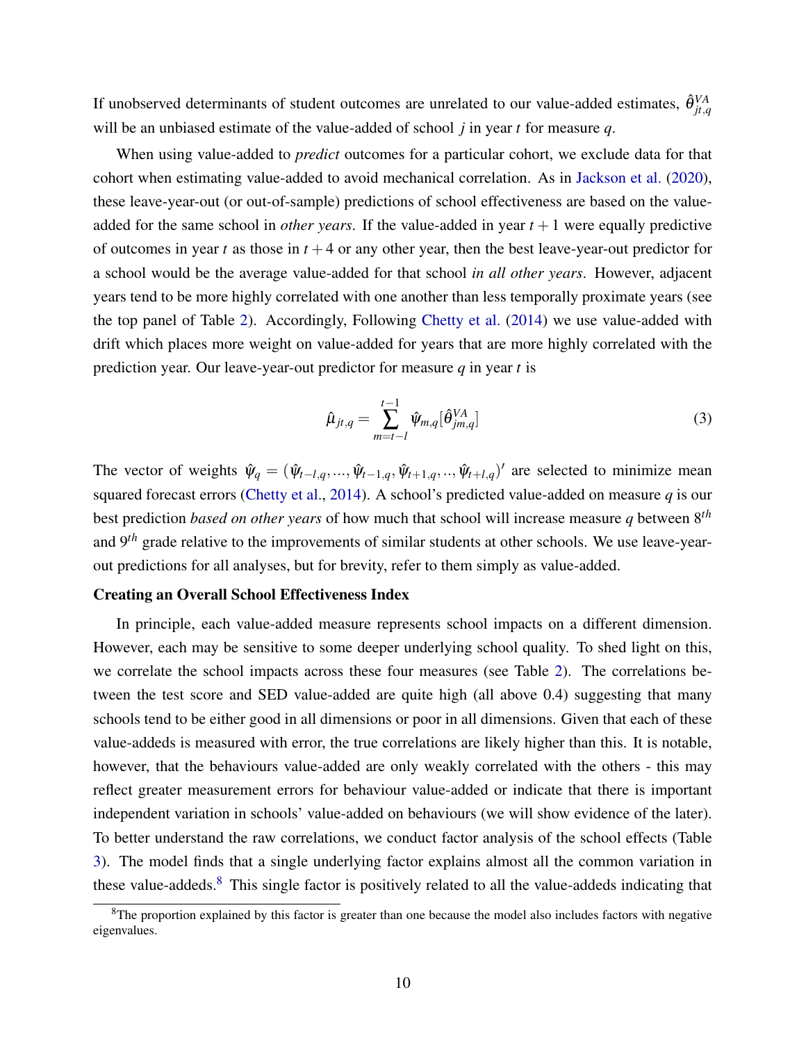If unobserved determinants of student outcomes are unrelated to our value-added estimates, $\hat{\theta}^{VA}_{jt,q}$ will be an unbiased estimate of the value-added of school $j$ in year $t$ for measure $q$.

When using value-added to *predict* outcomes for a particular cohort, we exclude data for that cohort when estimating value-added to avoid mechanical correlation. As in Jackson et al. (2020), these leave-year-out (or out-of-sample) predictions of school effectiveness are based on the value-added for the same school in *other years*. If the value-added in year $t+1$ were equally predictive of outcomes in year $t$ as those in $t+4$ or any other year, then the best leave-year-out predictor for a school would be the average value-added for that school *in all other years*. However, adjacent years tend to be more highly correlated with one another than less temporally proximate years (see the top panel of Table 2). Accordingly, Following Chetty et al. (2014) we use value-added with drift which places more weight on value-added for years that are more highly correlated with the prediction year. Our leave-year-out predictor for measure $q$ in year $t$ is

$$\hat{\mu}_{jt,q} = \sum_{m=t-l}^{t-1} \hat{\psi}_{m,q}[\hat{\theta}^{VA}_{jm,q}] \tag{3}$$

The vector of weights $\hat{\psi}_q = (\hat{\psi}_{t-l,q}, ..., \hat{\psi}_{t-1,q}, \hat{\psi}_{t+1,q}, .., \hat{\psi}_{t+l,q})'$ are selected to minimize mean squared forecast errors (Chetty et al., 2014). A school's predicted value-added on measure $q$ is our best prediction *based on other years* of how much that school will increase measure $q$ between $8^{th}$ and $9^{th}$ grade relative to the improvements of similar students at other schools. We use leave-year-out predictions for all analyses, but for brevity, refer to them simply as value-added.

**Creating an Overall School Effectiveness Index**

In principle, each value-added measure represents school impacts on a different dimension. However, each may be sensitive to some deeper underlying school quality. To shed light on this, we correlate the school impacts across these four measures (see Table 2). The correlations between the test score and SED value-added are quite high (all above 0.4) suggesting that many schools tend to be either good in all dimensions or poor in all dimensions. Given that each of these value-addeds is measured with error, the true correlations are likely higher than this. It is notable, however, that the behaviours value-added are only weakly correlated with the others - this may reflect greater measurement errors for behaviour value-added or indicate that there is important independent variation in schools' value-added on behaviours (we will show evidence of the later). To better understand the raw correlations, we conduct factor analysis of the school effects (Table 3). The model finds that a single underlying factor explains almost all the common variation in these value-addeds.[8] This single factor is positively related to all the value-addeds indicating that

[8] The proportion explained by this factor is greater than one because the model also includes factors with negative eigenvalues.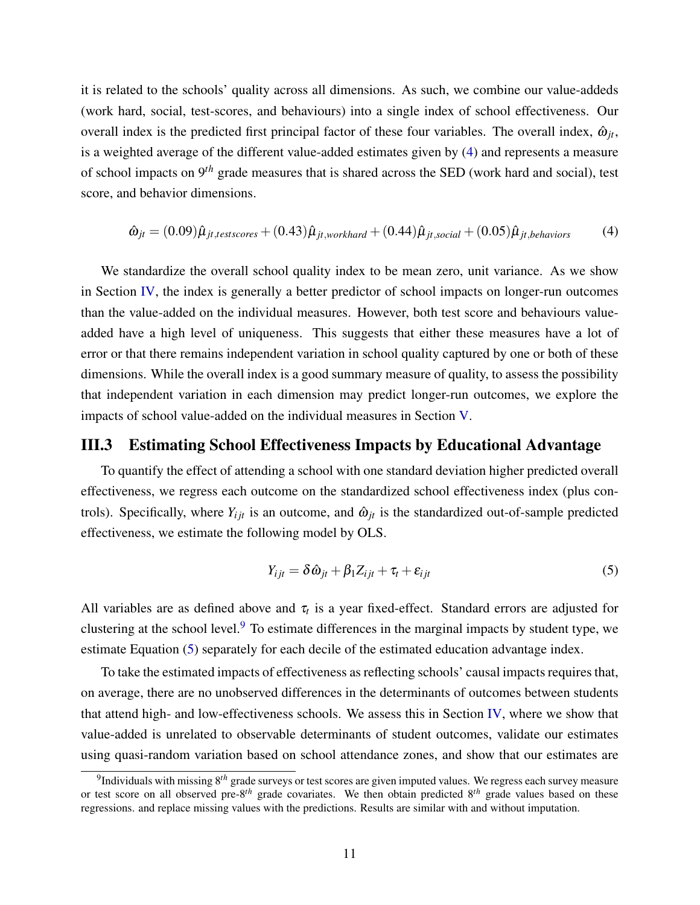it is related to the schools' quality across all dimensions. As such, we combine our value-addeds (work hard, social, test-scores, and behaviours) into a single index of school effectiveness. Our overall index is the predicted first principal factor of these four variables. The overall index, $\hat{\omega}_{jt}$, is a weighted average of the different value-added estimates given by (4) and represents a measure of school impacts on $9^{th}$ grade measures that is shared across the SED (work hard and social), test score, and behavior dimensions.

$$\hat{\omega}_{jt} = (0.09)\hat{\mu}_{jt,testscores} + (0.43)\hat{\mu}_{jt,workhard} + (0.44)\hat{\mu}_{jt,social} + (0.05)\hat{\mu}_{jt,behaviors} \tag{4}$$

We standardize the overall school quality index to be mean zero, unit variance. As we show in Section IV, the index is generally a better predictor of school impacts on longer-run outcomes than the value-added on the individual measures. However, both test score and behaviours value-added have a high level of uniqueness. This suggests that either these measures have a lot of error or that there remains independent variation in school quality captured by one or both of these dimensions. While the overall index is a good summary measure of quality, to assess the possibility that independent variation in each dimension may predict longer-run outcomes, we explore the impacts of school value-added on the individual measures in Section V.

## III.3 Estimating School Effectiveness Impacts by Educational Advantage

To quantify the effect of attending a school with one standard deviation higher predicted overall effectiveness, we regress each outcome on the standardized school effectiveness index (plus controls). Specifically, where $Y_{ijt}$ is an outcome, and $\hat{\omega}_{jt}$ is the standardized out-of-sample predicted effectiveness, we estimate the following model by OLS.

$$Y_{ijt} = \delta\hat{\omega}_{jt} + \beta_1 Z_{ijt} + \tau_t + \varepsilon_{ijt} \tag{5}$$

All variables are as defined above and $\tau_t$ is a year fixed-effect. Standard errors are adjusted for clustering at the school level.[9] To estimate differences in the marginal impacts by student type, we estimate Equation (5) separately for each decile of the estimated education advantage index.

To take the estimated impacts of effectiveness as reflecting schools' causal impacts requires that, on average, there are no unobserved differences in the determinants of outcomes between students that attend high- and low-effectiveness schools. We assess this in Section IV, where we show that value-added is unrelated to observable determinants of student outcomes, validate our estimates using quasi-random variation based on school attendance zones, and show that our estimates are

[9] Individuals with missing $8^{th}$ grade surveys or test scores are given imputed values. We regress each survey measure or test score on all observed pre-$8^{th}$ grade covariates. We then obtain predicted $8^{th}$ grade values based on these regressions. and replace missing values with the predictions. Results are similar with and without imputation.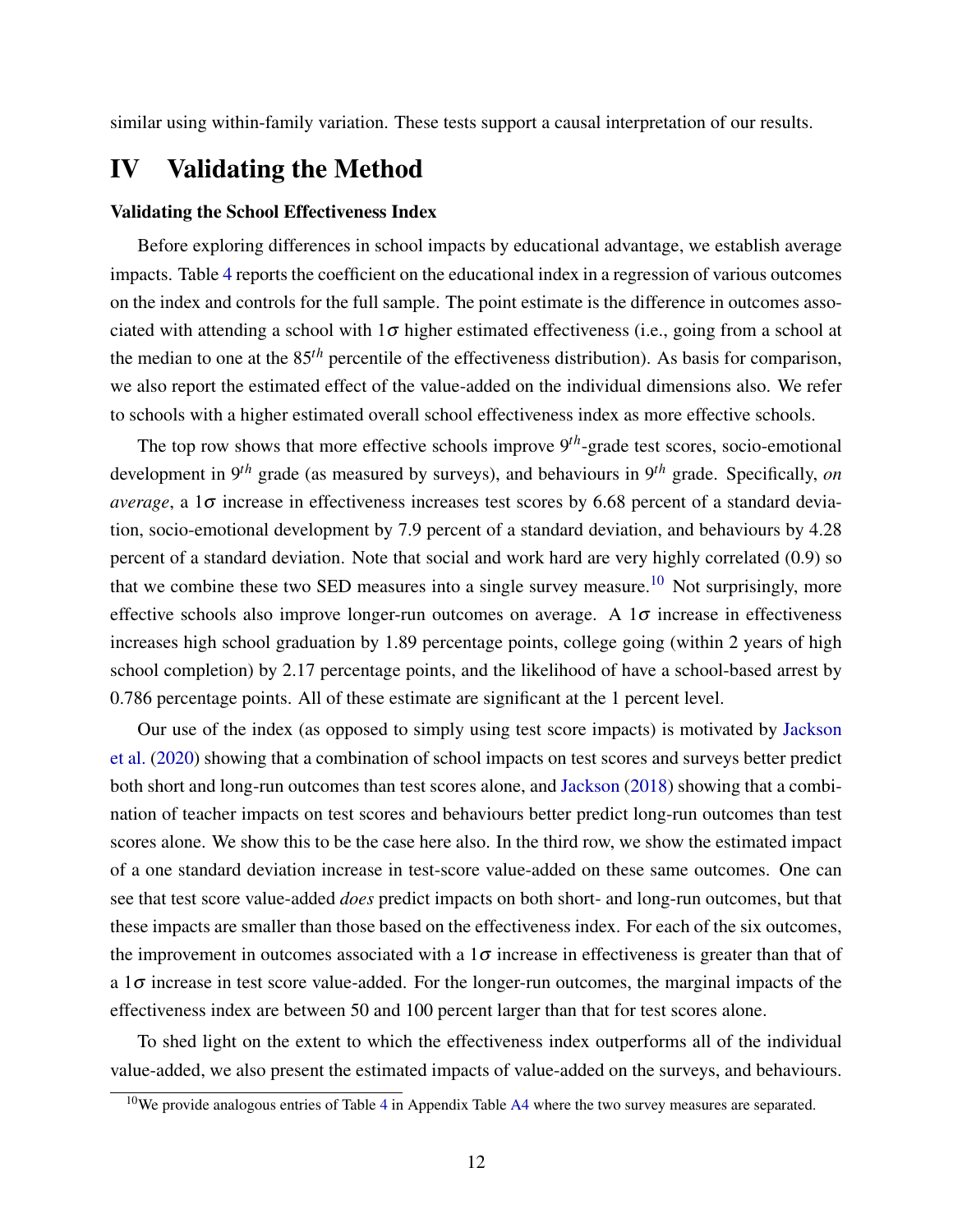similar using within-family variation. These tests support a causal interpretation of our results.

# IV Validating the Method

### Validating the School Effectiveness Index

Before exploring differences in school impacts by educational advantage, we establish average impacts. Table 4 reports the coefficient on the educational index in a regression of various outcomes on the index and controls for the full sample. The point estimate is the difference in outcomes associated with attending a school with $1\sigma$ higher estimated effectiveness (i.e., going from a school at the median to one at the $85^{th}$ percentile of the effectiveness distribution). As basis for comparison, we also report the estimated effect of the value-added on the individual dimensions also. We refer to schools with a higher estimated overall school effectiveness index as more effective schools.

The top row shows that more effective schools improve $9^{th}$-grade test scores, socio-emotional development in $9^{th}$ grade (as measured by surveys), and behaviours in $9^{th}$ grade. Specifically, *on average*, a $1\sigma$ increase in effectiveness increases test scores by 6.68 percent of a standard deviation, socio-emotional development by 7.9 percent of a standard deviation, and behaviours by 4.28 percent of a standard deviation. Note that social and work hard are very highly correlated (0.9) so that we combine these two SED measures into a single survey measure.[10] Not surprisingly, more effective schools also improve longer-run outcomes on average. A $1\sigma$ increase in effectiveness increases high school graduation by 1.89 percentage points, college going (within 2 years of high school completion) by 2.17 percentage points, and the likelihood of have a school-based arrest by 0.786 percentage points. All of these estimate are significant at the 1 percent level.

Our use of the index (as opposed to simply using test score impacts) is motivated by Jackson et al. (2020) showing that a combination of school impacts on test scores and surveys better predict both short and long-run outcomes than test scores alone, and Jackson (2018) showing that a combination of teacher impacts on test scores and behaviours better predict long-run outcomes than test scores alone. We show this to be the case here also. In the third row, we show the estimated impact of a one standard deviation increase in test-score value-added on these same outcomes. One can see that test score value-added *does* predict impacts on both short- and long-run outcomes, but that these impacts are smaller than those based on the effectiveness index. For each of the six outcomes, the improvement in outcomes associated with a $1\sigma$ increase in effectiveness is greater than that of a $1\sigma$ increase in test score value-added. For the longer-run outcomes, the marginal impacts of the effectiveness index are between 50 and 100 percent larger than that for test scores alone.

To shed light on the extent to which the effectiveness index outperforms all of the individual value-added, we also present the estimated impacts of value-added on the surveys, and behaviours.

[10] We provide analogous entries of Table 4 in Appendix Table A4 where the two survey measures are separated.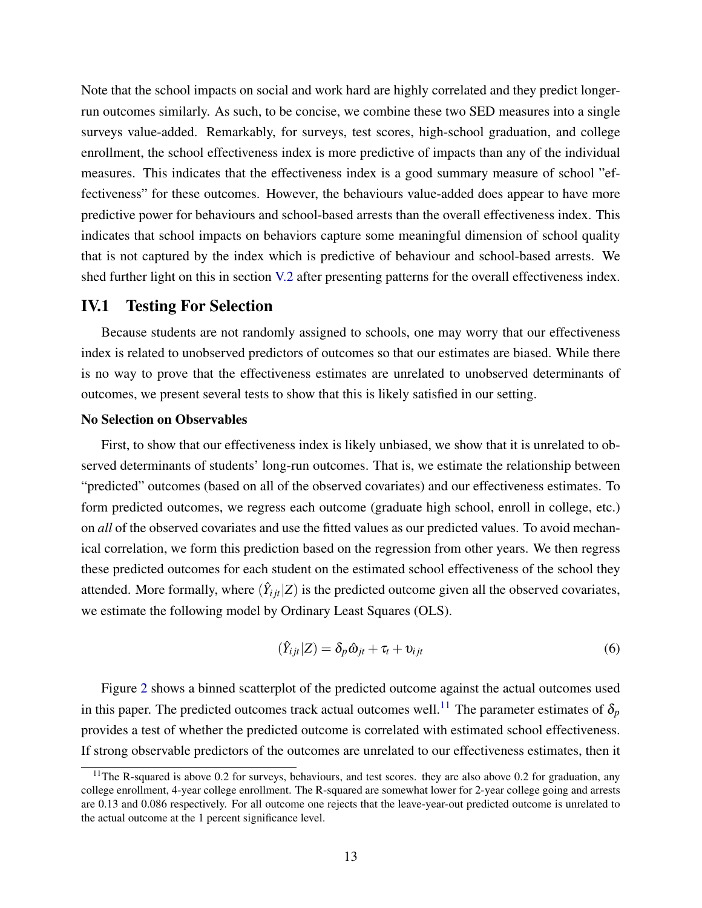Note that the school impacts on social and work hard are highly correlated and they predict longer-run outcomes similarly. As such, to be concise, we combine these two SED measures into a single surveys value-added. Remarkably, for surveys, test scores, high-school graduation, and college enrollment, the school effectiveness index is more predictive of impacts than any of the individual measures. This indicates that the effectiveness index is a good summary measure of school "effectiveness" for these outcomes. However, the behaviours value-added does appear to have more predictive power for behaviours and school-based arrests than the overall effectiveness index. This indicates that school impacts on behaviors capture some meaningful dimension of school quality that is not captured by the index which is predictive of behaviour and school-based arrests. We shed further light on this in section V.2 after presenting patterns for the overall effectiveness index.

## IV.1 Testing For Selection

Because students are not randomly assigned to schools, one may worry that our effectiveness index is related to unobserved predictors of outcomes so that our estimates are biased. While there is no way to prove that the effectiveness estimates are unrelated to unobserved determinants of outcomes, we present several tests to show that this is likely satisfied in our setting.

**No Selection on Observables**

First, to show that our effectiveness index is likely unbiased, we show that it is unrelated to observed determinants of students' long-run outcomes. That is, we estimate the relationship between "predicted" outcomes (based on all of the observed covariates) and our effectiveness estimates. To form predicted outcomes, we regress each outcome (graduate high school, enroll in college, etc.) on *all* of the observed covariates and use the fitted values as our predicted values. To avoid mechanical correlation, we form this prediction based on the regression from other years. We then regress these predicted outcomes for each student on the estimated school effectiveness of the school they attended. More formally, where $(\hat{Y}_{ijt}|Z)$ is the predicted outcome given all the observed covariates, we estimate the following model by Ordinary Least Squares (OLS).

$$(\hat{Y}_{ijt}|Z) = \delta_p \hat{\omega}_{jt} + \tau_t + \upsilon_{ijt} \tag{6}$$

Figure 2 shows a binned scatterplot of the predicted outcome against the actual outcomes used in this paper. The predicted outcomes track actual outcomes well.[11] The parameter estimates of $\delta_p$ provides a test of whether the predicted outcome is correlated with estimated school effectiveness. If strong observable predictors of the outcomes are unrelated to our effectiveness estimates, then it

[11] The R-squared is above 0.2 for surveys, behaviours, and test scores. they are also above 0.2 for graduation, any college enrollment, 4-year college enrollment. The R-squared are somewhat lower for 2-year college going and arrests are 0.13 and 0.086 respectively. For all outcome one rejects that the leave-year-out predicted outcome is unrelated to the actual outcome at the 1 percent significance level.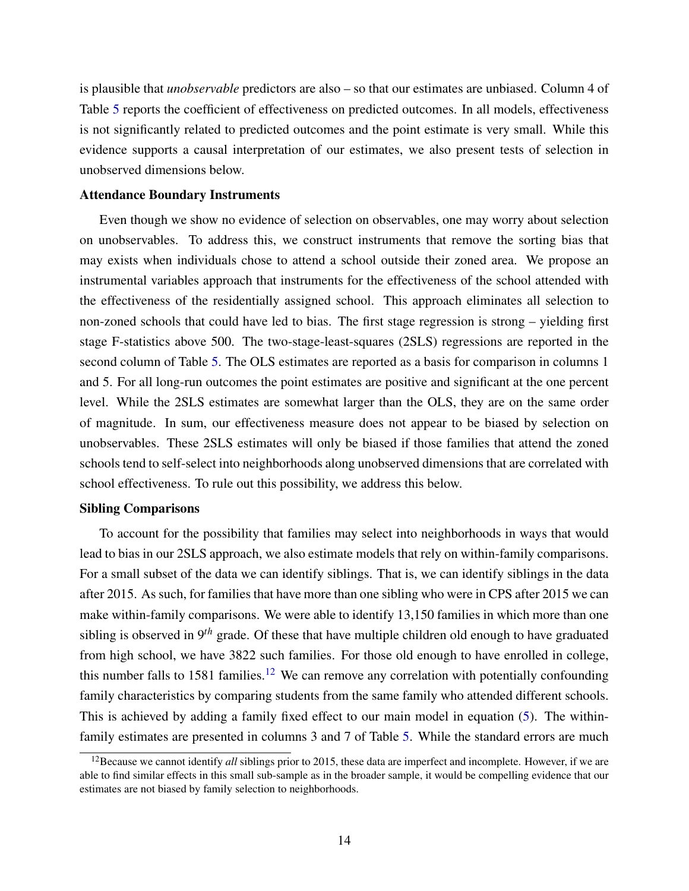is plausible that *unobservable* predictors are also – so that our estimates are unbiased. Column 4 of Table 5 reports the coefficient of effectiveness on predicted outcomes. In all models, effectiveness is not significantly related to predicted outcomes and the point estimate is very small. While this evidence supports a causal interpretation of our estimates, we also present tests of selection in unobserved dimensions below.

**Attendance Boundary Instruments**

Even though we show no evidence of selection on observables, one may worry about selection on unobservables. To address this, we construct instruments that remove the sorting bias that may exists when individuals chose to attend a school outside their zoned area. We propose an instrumental variables approach that instruments for the effectiveness of the school attended with the effectiveness of the residentially assigned school. This approach eliminates all selection to non-zoned schools that could have led to bias. The first stage regression is strong – yielding first stage F-statistics above 500. The two-stage-least-squares (2SLS) regressions are reported in the second column of Table 5. The OLS estimates are reported as a basis for comparison in columns 1 and 5. For all long-run outcomes the point estimates are positive and significant at the one percent level. While the 2SLS estimates are somewhat larger than the OLS, they are on the same order of magnitude. In sum, our effectiveness measure does not appear to be biased by selection on unobservables. These 2SLS estimates will only be biased if those families that attend the zoned schools tend to self-select into neighborhoods along unobserved dimensions that are correlated with school effectiveness. To rule out this possibility, we address this below.

**Sibling Comparisons**

To account for the possibility that families may select into neighborhoods in ways that would lead to bias in our 2SLS approach, we also estimate models that rely on within-family comparisons. For a small subset of the data we can identify siblings. That is, we can identify siblings in the data after 2015. As such, for families that have more than one sibling who were in CPS after 2015 we can make within-family comparisons. We were able to identify 13,150 families in which more than one sibling is observed in $9^{th}$ grade. Of these that have multiple children old enough to have graduated from high school, we have 3822 such families. For those old enough to have enrolled in college, this number falls to 1581 families.[12] We can remove any correlation with potentially confounding family characteristics by comparing students from the same family who attended different schools. This is achieved by adding a family fixed effect to our main model in equation (5). The within-family estimates are presented in columns 3 and 7 of Table 5. While the standard errors are much

[12] Because we cannot identify *all* siblings prior to 2015, these data are imperfect and incomplete. However, if we are able to find similar effects in this small sub-sample as in the broader sample, it would be compelling evidence that our estimates are not biased by family selection to neighborhoods.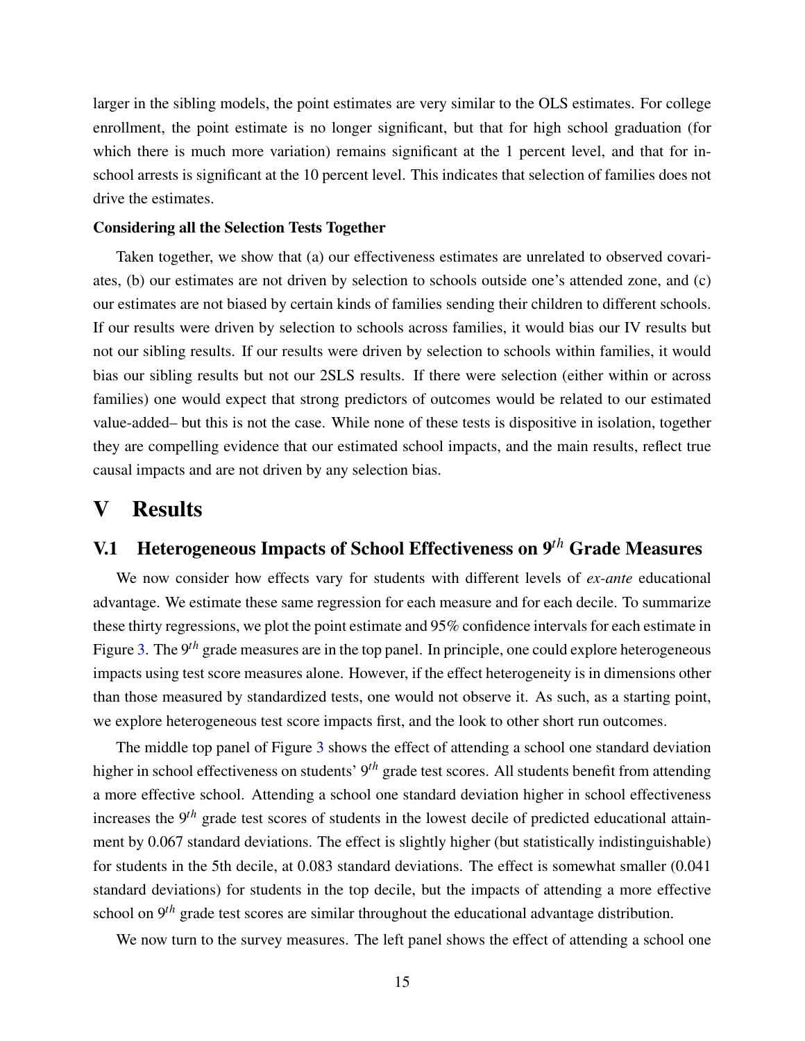larger in the sibling models, the point estimates are very similar to the OLS estimates. For college enrollment, the point estimate is no longer significant, but that for high school graduation (for which there is much more variation) remains significant at the 1 percent level, and that for in-school arrests is significant at the 10 percent level. This indicates that selection of families does not drive the estimates.

**Considering all the Selection Tests Together**

Taken together, we show that (a) our effectiveness estimates are unrelated to observed covariates, (b) our estimates are not driven by selection to schools outside one's attended zone, and (c) our estimates are not biased by certain kinds of families sending their children to different schools. If our results were driven by selection to schools across families, it would bias our IV results but not our sibling results. If our results were driven by selection to schools within families, it would bias our sibling results but not our 2SLS results. If there were selection (either within or across families) one would expect that strong predictors of outcomes would be related to our estimated value-added– but this is not the case. While none of these tests is dispositive in isolation, together they are compelling evidence that our estimated school impacts, and the main results, reflect true causal impacts and are not driven by any selection bias.

# V Results

## V.1 Heterogeneous Impacts of School Effectiveness on 9$^{th}$ Grade Measures

We now consider how effects vary for students with different levels of *ex-ante* educational advantage. We estimate these same regression for each measure and for each decile. To summarize these thirty regressions, we plot the point estimate and 95% confidence intervals for each estimate in Figure 3. The 9$^{th}$ grade measures are in the top panel. In principle, one could explore heterogeneous impacts using test score measures alone. However, if the effect heterogeneity is in dimensions other than those measured by standardized tests, one would not observe it. As such, as a starting point, we explore heterogeneous test score impacts first, and the look to other short run outcomes.

The middle top panel of Figure 3 shows the effect of attending a school one standard deviation higher in school effectiveness on students' 9$^{th}$ grade test scores. All students benefit from attending a more effective school. Attending a school one standard deviation higher in school effectiveness increases the 9$^{th}$ grade test scores of students in the lowest decile of predicted educational attainment by 0.067 standard deviations. The effect is slightly higher (but statistically indistinguishable) for students in the 5th decile, at 0.083 standard deviations. The effect is somewhat smaller (0.041 standard deviations) for students in the top decile, but the impacts of attending a more effective school on 9$^{th}$ grade test scores are similar throughout the educational advantage distribution.

We now turn to the survey measures. The left panel shows the effect of attending a school one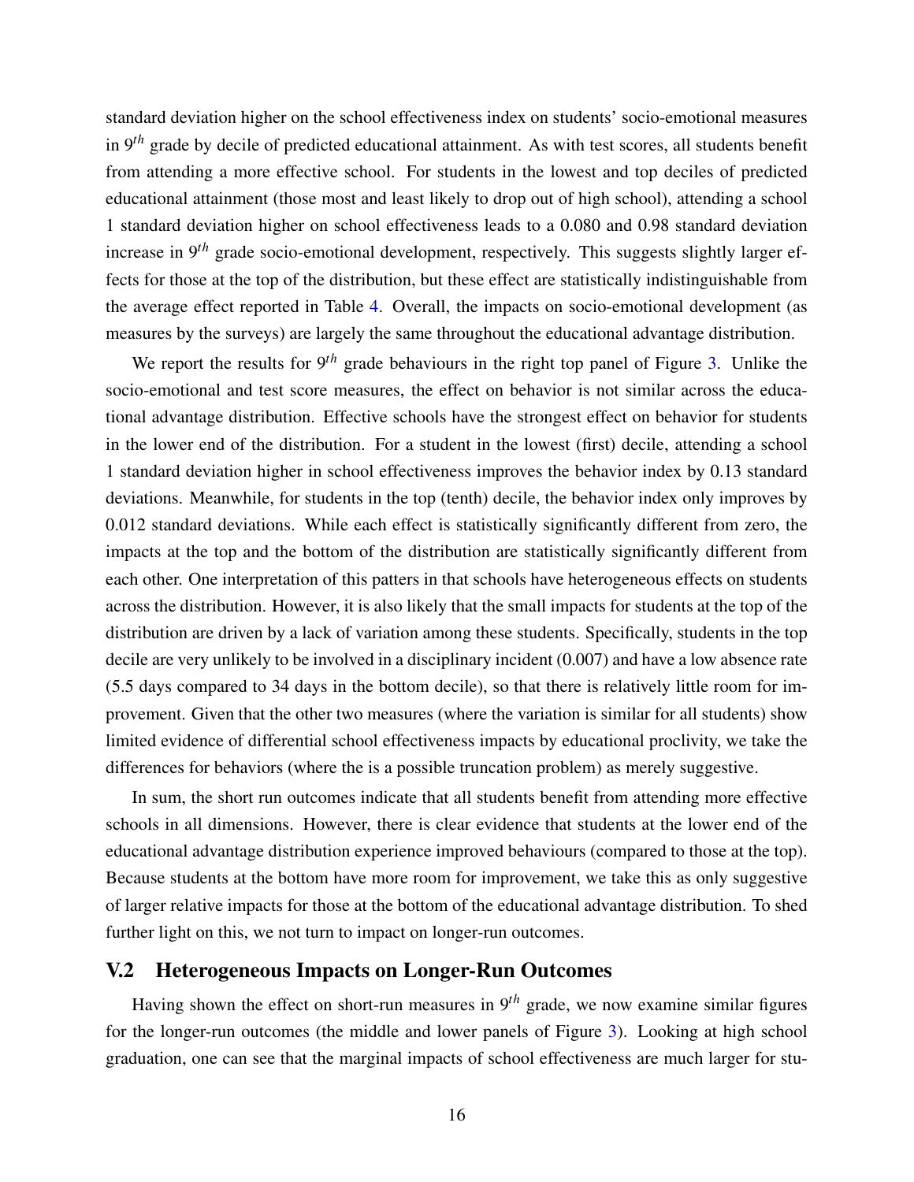standard deviation higher on the school effectiveness index on students' socio-emotional measures in $9^{th}$ grade by decile of predicted educational attainment. As with test scores, all students benefit from attending a more effective school. For students in the lowest and top deciles of predicted educational attainment (those most and least likely to drop out of high school), attending a school 1 standard deviation higher on school effectiveness leads to a 0.080 and 0.98 standard deviation increase in $9^{th}$ grade socio-emotional development, respectively. This suggests slightly larger effects for those at the top of the distribution, but these effect are statistically indistinguishable from the average effect reported in Table 4. Overall, the impacts on socio-emotional development (as measures by the surveys) are largely the same throughout the educational advantage distribution.

We report the results for $9^{th}$ grade behaviours in the right top panel of Figure 3. Unlike the socio-emotional and test score measures, the effect on behavior is not similar across the educational advantage distribution. Effective schools have the strongest effect on behavior for students in the lower end of the distribution. For a student in the lowest (first) decile, attending a school 1 standard deviation higher in school effectiveness improves the behavior index by 0.13 standard deviations. Meanwhile, for students in the top (tenth) decile, the behavior index only improves by 0.012 standard deviations. While each effect is statistically significantly different from zero, the impacts at the top and the bottom of the distribution are statistically significantly different from each other. One interpretation of this patters in that schools have heterogeneous effects on students across the distribution. However, it is also likely that the small impacts for students at the top of the distribution are driven by a lack of variation among these students. Specifically, students in the top decile are very unlikely to be involved in a disciplinary incident (0.007) and have a low absence rate (5.5 days compared to 34 days in the bottom decile), so that there is relatively little room for improvement. Given that the other two measures (where the variation is similar for all students) show limited evidence of differential school effectiveness impacts by educational proclivity, we take the differences for behaviors (where the is a possible truncation problem) as merely suggestive.

In sum, the short run outcomes indicate that all students benefit from attending more effective schools in all dimensions. However, there is clear evidence that students at the lower end of the educational advantage distribution experience improved behaviours (compared to those at the top). Because students at the bottom have more room for improvement, we take this as only suggestive of larger relative impacts for those at the bottom of the educational advantage distribution. To shed further light on this, we not turn to impact on longer-run outcomes.

## V.2 Heterogeneous Impacts on Longer-Run Outcomes

Having shown the effect on short-run measures in $9^{th}$ grade, we now examine similar figures for the longer-run outcomes (the middle and lower panels of Figure 3). Looking at high school graduation, one can see that the marginal impacts of school effectiveness are much larger for stu-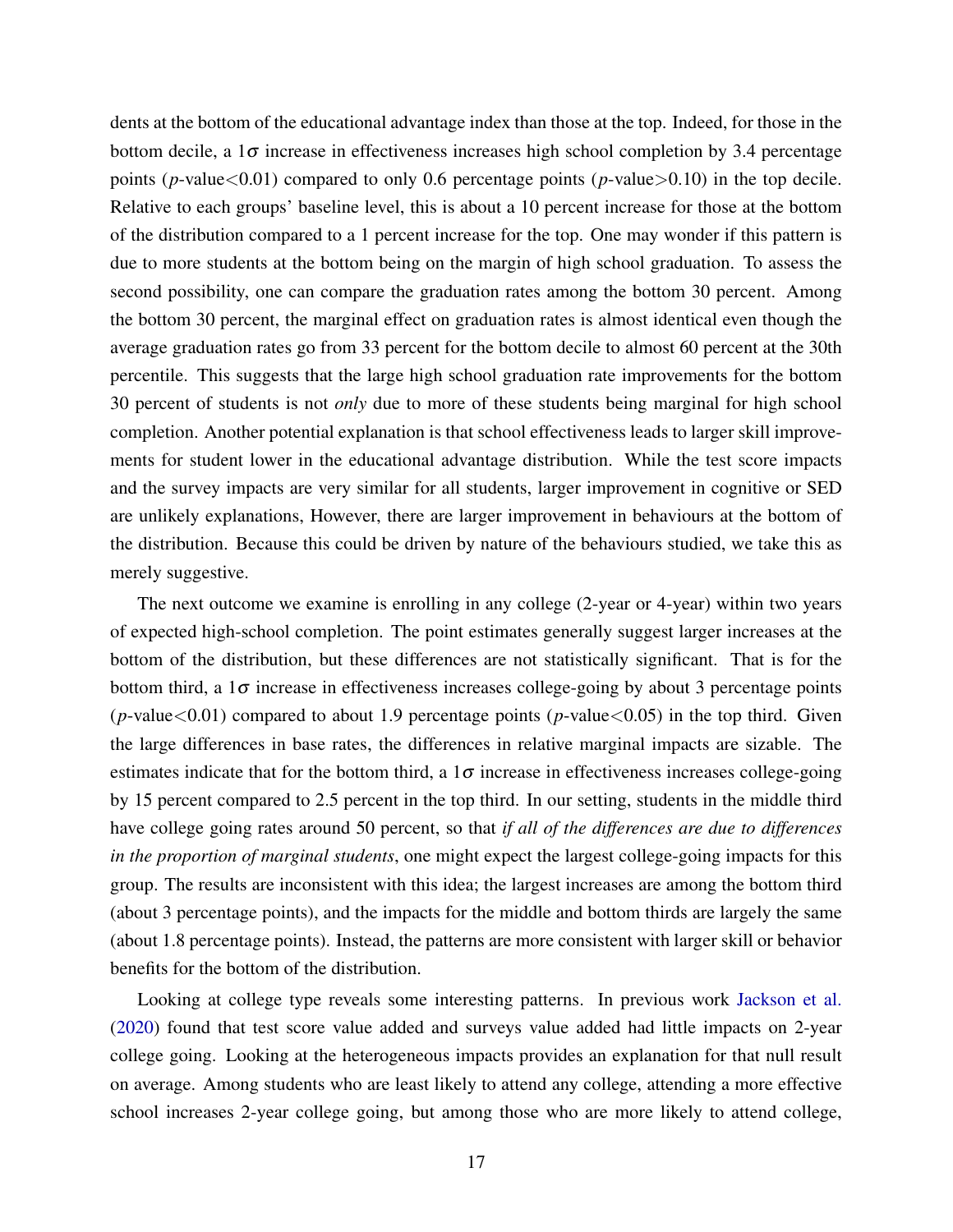dents at the bottom of the educational advantage index than those at the top. Indeed, for those in the bottom decile, a $1\sigma$ increase in effectiveness increases high school completion by 3.4 percentage points ($p$-value$<$0.01) compared to only 0.6 percentage points ($p$-value$>$0.10) in the top decile. Relative to each groups' baseline level, this is about a 10 percent increase for those at the bottom of the distribution compared to a 1 percent increase for the top. One may wonder if this pattern is due to more students at the bottom being on the margin of high school graduation. To assess the second possibility, one can compare the graduation rates among the bottom 30 percent. Among the bottom 30 percent, the marginal effect on graduation rates is almost identical even though the average graduation rates go from 33 percent for the bottom decile to almost 60 percent at the 30th percentile. This suggests that the large high school graduation rate improvements for the bottom 30 percent of students is not *only* due to more of these students being marginal for high school completion. Another potential explanation is that school effectiveness leads to larger skill improvements for student lower in the educational advantage distribution. While the test score impacts and the survey impacts are very similar for all students, larger improvement in cognitive or SED are unlikely explanations, However, there are larger improvement in behaviours at the bottom of the distribution. Because this could be driven by nature of the behaviours studied, we take this as merely suggestive.

The next outcome we examine is enrolling in any college (2-year or 4-year) within two years of expected high-school completion. The point estimates generally suggest larger increases at the bottom of the distribution, but these differences are not statistically significant. That is for the bottom third, a $1\sigma$ increase in effectiveness increases college-going by about 3 percentage points ($p$-value$<$0.01) compared to about 1.9 percentage points ($p$-value$<$0.05) in the top third. Given the large differences in base rates, the differences in relative marginal impacts are sizable. The estimates indicate that for the bottom third, a $1\sigma$ increase in effectiveness increases college-going by 15 percent compared to 2.5 percent in the top third. In our setting, students in the middle third have college going rates around 50 percent, so that *if all of the differences are due to differences in the proportion of marginal students*, one might expect the largest college-going impacts for this group. The results are inconsistent with this idea; the largest increases are among the bottom third (about 3 percentage points), and the impacts for the middle and bottom thirds are largely the same (about 1.8 percentage points). Instead, the patterns are more consistent with larger skill or behavior benefits for the bottom of the distribution.

Looking at college type reveals some interesting patterns. In previous work Jackson et al. (2020) found that test score value added and surveys value added had little impacts on 2-year college going. Looking at the heterogeneous impacts provides an explanation for that null result on average. Among students who are least likely to attend any college, attending a more effective school increases 2-year college going, but among those who are more likely to attend college,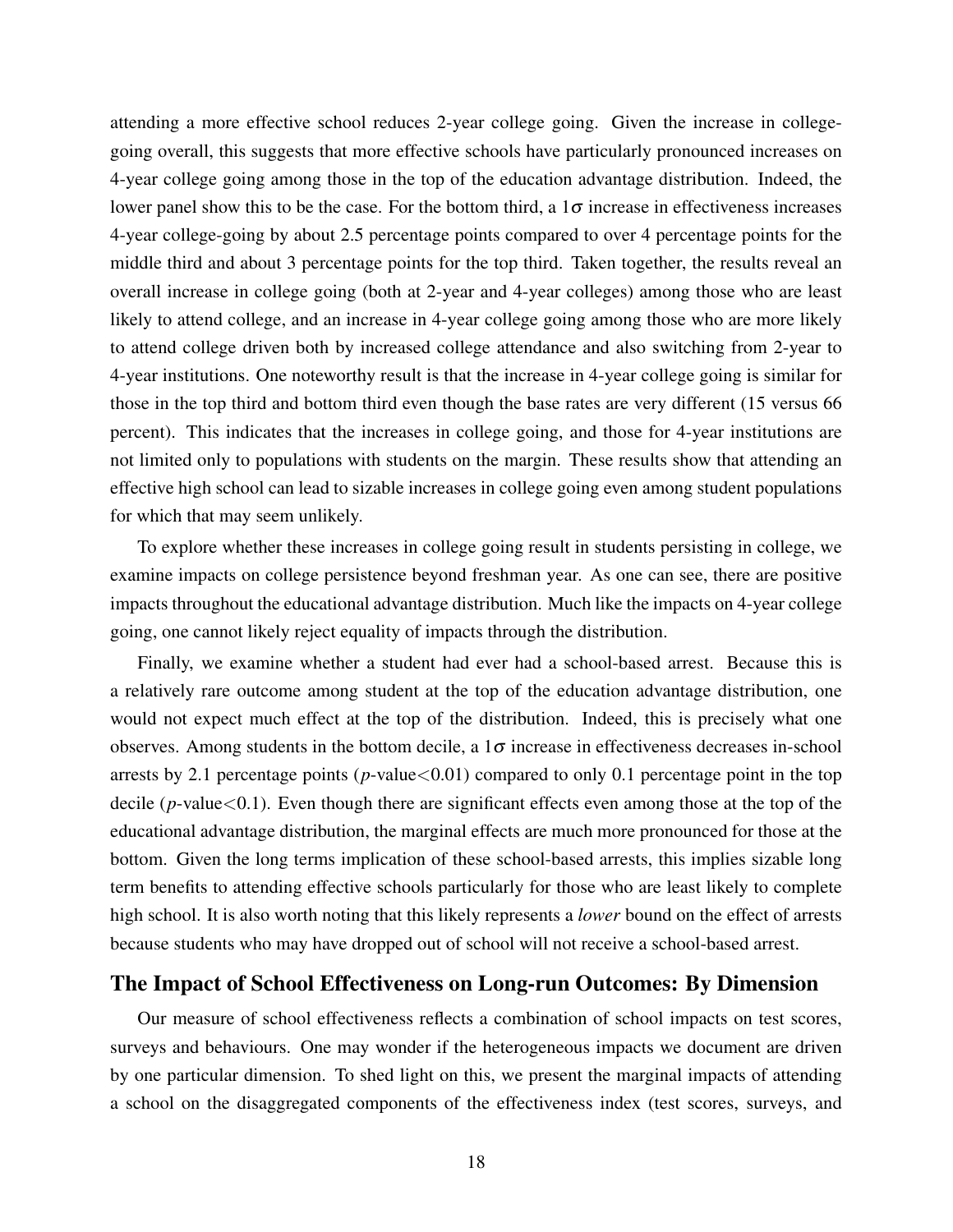attending a more effective school reduces 2-year college going. Given the increase in college-going overall, this suggests that more effective schools have particularly pronounced increases on 4-year college going among those in the top of the education advantage distribution. Indeed, the lower panel show this to be the case. For the bottom third, a $1\sigma$ increase in effectiveness increases 4-year college-going by about 2.5 percentage points compared to over 4 percentage points for the middle third and about 3 percentage points for the top third. Taken together, the results reveal an overall increase in college going (both at 2-year and 4-year colleges) among those who are least likely to attend college, and an increase in 4-year college going among those who are more likely to attend college driven both by increased college attendance and also switching from 2-year to 4-year institutions. One noteworthy result is that the increase in 4-year college going is similar for those in the top third and bottom third even though the base rates are very different (15 versus 66 percent). This indicates that the increases in college going, and those for 4-year institutions are not limited only to populations with students on the margin. These results show that attending an effective high school can lead to sizable increases in college going even among student populations for which that may seem unlikely.

To explore whether these increases in college going result in students persisting in college, we examine impacts on college persistence beyond freshman year. As one can see, there are positive impacts throughout the educational advantage distribution. Much like the impacts on 4-year college going, one cannot likely reject equality of impacts through the distribution.

Finally, we examine whether a student had ever had a school-based arrest. Because this is a relatively rare outcome among student at the top of the education advantage distribution, one would not expect much effect at the top of the distribution. Indeed, this is precisely what one observes. Among students in the bottom decile, a $1\sigma$ increase in effectiveness decreases in-school arrests by 2.1 percentage points ($p$-value$<0.01$) compared to only 0.1 percentage point in the top decile ($p$-value$<0.1$). Even though there are significant effects even among those at the top of the educational advantage distribution, the marginal effects are much more pronounced for those at the bottom. Given the long terms implication of these school-based arrests, this implies sizable long term benefits to attending effective schools particularly for those who are least likely to complete high school. It is also worth noting that this likely represents a *lower* bound on the effect of arrests because students who may have dropped out of school will not receive a school-based arrest.

## The Impact of School Effectiveness on Long-run Outcomes: By Dimension

Our measure of school effectiveness reflects a combination of school impacts on test scores, surveys and behaviours. One may wonder if the heterogeneous impacts we document are driven by one particular dimension. To shed light on this, we present the marginal impacts of attending a school on the disaggregated components of the effectiveness index (test scores, surveys, and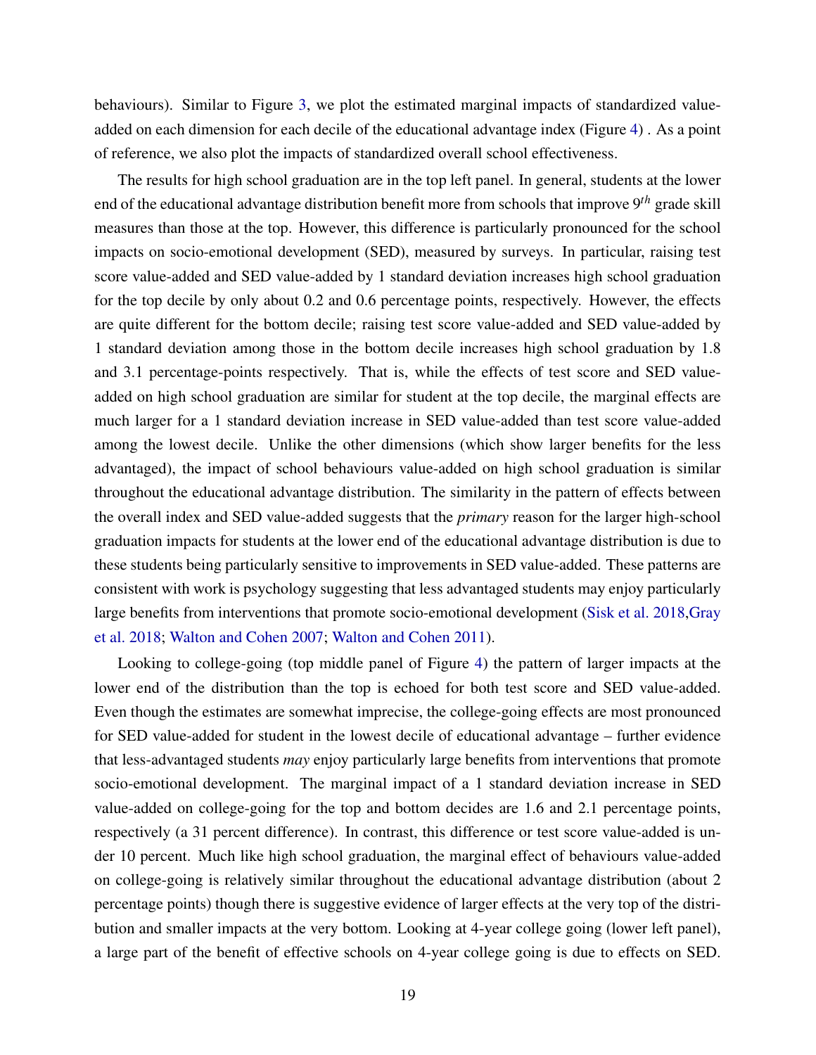behaviours). Similar to Figure 3, we plot the estimated marginal impacts of standardized value-added on each dimension for each decile of the educational advantage index (Figure 4) . As a point of reference, we also plot the impacts of standardized overall school effectiveness.

The results for high school graduation are in the top left panel. In general, students at the lower end of the educational advantage distribution benefit more from schools that improve $9^{th}$ grade skill measures than those at the top. However, this difference is particularly pronounced for the school impacts on socio-emotional development (SED), measured by surveys. In particular, raising test score value-added and SED value-added by 1 standard deviation increases high school graduation for the top decile by only about 0.2 and 0.6 percentage points, respectively. However, the effects are quite different for the bottom decile; raising test score value-added and SED value-added by 1 standard deviation among those in the bottom decile increases high school graduation by 1.8 and 3.1 percentage-points respectively. That is, while the effects of test score and SED value-added on high school graduation are similar for student at the top decile, the marginal effects are much larger for a 1 standard deviation increase in SED value-added than test score value-added among the lowest decile. Unlike the other dimensions (which show larger benefits for the less advantaged), the impact of school behaviours value-added on high school graduation is similar throughout the educational advantage distribution. The similarity in the pattern of effects between the overall index and SED value-added suggests that the *primary* reason for the larger high-school graduation impacts for students at the lower end of the educational advantage distribution is due to these students being particularly sensitive to improvements in SED value-added. These patterns are consistent with work is psychology suggesting that less advantaged students may enjoy particularly large benefits from interventions that promote socio-emotional development (Sisk et al. 2018,Gray et al. 2018; Walton and Cohen 2007; Walton and Cohen 2011).

Looking to college-going (top middle panel of Figure 4) the pattern of larger impacts at the lower end of the distribution than the top is echoed for both test score and SED value-added. Even though the estimates are somewhat imprecise, the college-going effects are most pronounced for SED value-added for student in the lowest decile of educational advantage – further evidence that less-advantaged students *may* enjoy particularly large benefits from interventions that promote socio-emotional development. The marginal impact of a 1 standard deviation increase in SED value-added on college-going for the top and bottom decides are 1.6 and 2.1 percentage points, respectively (a 31 percent difference). In contrast, this difference or test score value-added is under 10 percent. Much like high school graduation, the marginal effect of behaviours value-added on college-going is relatively similar throughout the educational advantage distribution (about 2 percentage points) though there is suggestive evidence of larger effects at the very top of the distribution and smaller impacts at the very bottom. Looking at 4-year college going (lower left panel), a large part of the benefit of effective schools on 4-year college going is due to effects on SED.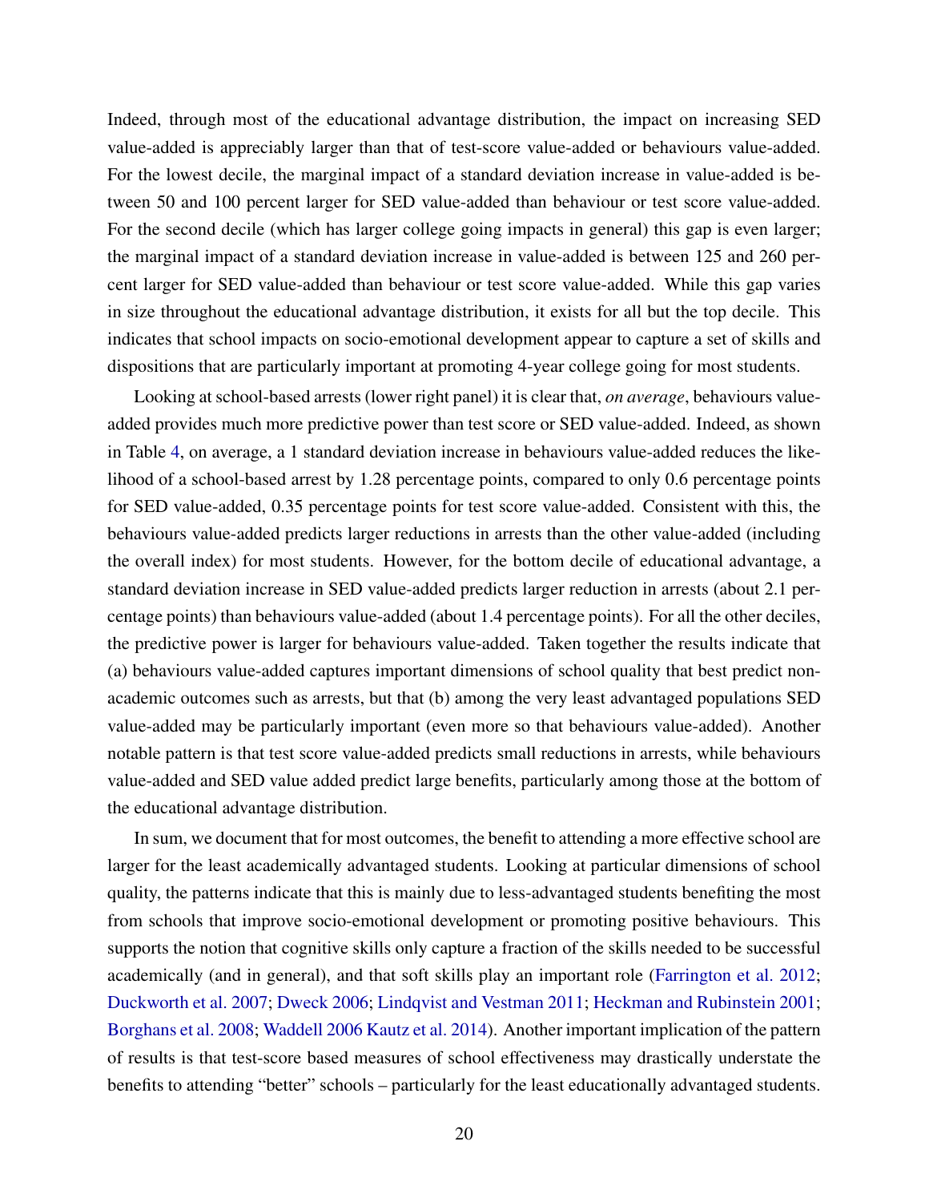Indeed, through most of the educational advantage distribution, the impact on increasing SED value-added is appreciably larger than that of test-score value-added or behaviours value-added. For the lowest decile, the marginal impact of a standard deviation increase in value-added is between 50 and 100 percent larger for SED value-added than behaviour or test score value-added. For the second decile (which has larger college going impacts in general) this gap is even larger; the marginal impact of a standard deviation increase in value-added is between 125 and 260 percent larger for SED value-added than behaviour or test score value-added. While this gap varies in size throughout the educational advantage distribution, it exists for all but the top decile. This indicates that school impacts on socio-emotional development appear to capture a set of skills and dispositions that are particularly important at promoting 4-year college going for most students.

Looking at school-based arrests (lower right panel) it is clear that, *on average*, behaviours value-added provides much more predictive power than test score or SED value-added. Indeed, as shown in Table 4, on average, a 1 standard deviation increase in behaviours value-added reduces the likelihood of a school-based arrest by 1.28 percentage points, compared to only 0.6 percentage points for SED value-added, 0.35 percentage points for test score value-added. Consistent with this, the behaviours value-added predicts larger reductions in arrests than the other value-added (including the overall index) for most students. However, for the bottom decile of educational advantage, a standard deviation increase in SED value-added predicts larger reduction in arrests (about 2.1 percentage points) than behaviours value-added (about 1.4 percentage points). For all the other deciles, the predictive power is larger for behaviours value-added. Taken together the results indicate that (a) behaviours value-added captures important dimensions of school quality that best predict non-academic outcomes such as arrests, but that (b) among the very least advantaged populations SED value-added may be particularly important (even more so that behaviours value-added). Another notable pattern is that test score value-added predicts small reductions in arrests, while behaviours value-added and SED value added predict large benefits, particularly among those at the bottom of the educational advantage distribution.

In sum, we document that for most outcomes, the benefit to attending a more effective school are larger for the least academically advantaged students. Looking at particular dimensions of school quality, the patterns indicate that this is mainly due to less-advantaged students benefiting the most from schools that improve socio-emotional development or promoting positive behaviours. This supports the notion that cognitive skills only capture a fraction of the skills needed to be successful academically (and in general), and that soft skills play an important role (Farrington et al. 2012; Duckworth et al. 2007; Dweck 2006; Lindqvist and Vestman 2011; Heckman and Rubinstein 2001; Borghans et al. 2008; Waddell 2006 Kautz et al. 2014). Another important implication of the pattern of results is that test-score based measures of school effectiveness may drastically understate the benefits to attending "better" schools – particularly for the least educationally advantaged students.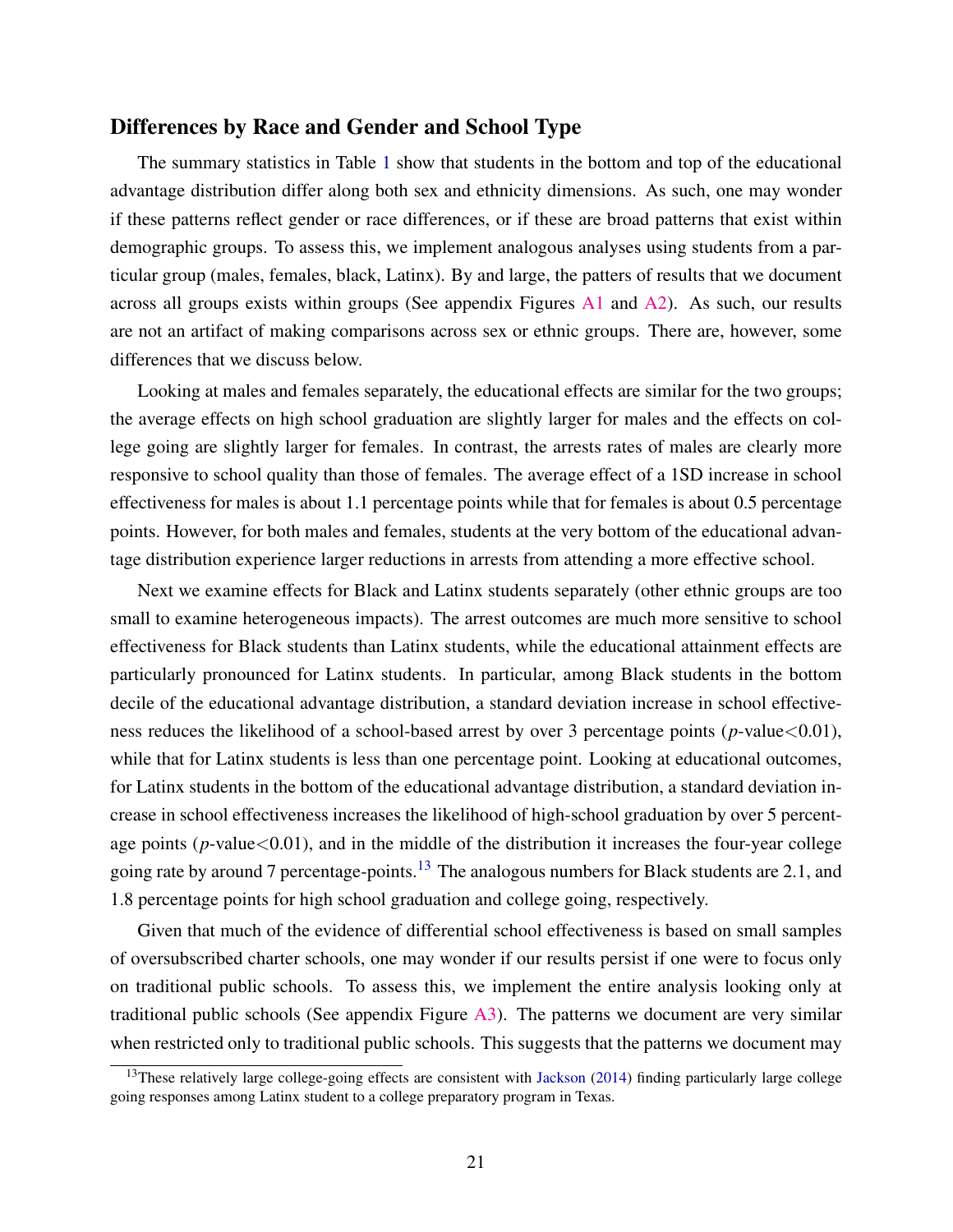### Differences by Race and Gender and School Type

The summary statistics in Table 1 show that students in the bottom and top of the educational advantage distribution differ along both sex and ethnicity dimensions. As such, one may wonder if these patterns reflect gender or race differences, or if these are broad patterns that exist within demographic groups. To assess this, we implement analogous analyses using students from a particular group (males, females, black, Latinx). By and large, the patters of results that we document across all groups exists within groups (See appendix Figures A1 and A2). As such, our results are not an artifact of making comparisons across sex or ethnic groups. There are, however, some differences that we discuss below.

Looking at males and females separately, the educational effects are similar for the two groups; the average effects on high school graduation are slightly larger for males and the effects on college going are slightly larger for females. In contrast, the arrests rates of males are clearly more responsive to school quality than those of females. The average effect of a 1SD increase in school effectiveness for males is about 1.1 percentage points while that for females is about 0.5 percentage points. However, for both males and females, students at the very bottom of the educational advantage distribution experience larger reductions in arrests from attending a more effective school.

Next we examine effects for Black and Latinx students separately (other ethnic groups are too small to examine heterogeneous impacts). The arrest outcomes are much more sensitive to school effectiveness for Black students than Latinx students, while the educational attainment effects are particularly pronounced for Latinx students. In particular, among Black students in the bottom decile of the educational advantage distribution, a standard deviation increase in school effectiveness reduces the likelihood of a school-based arrest by over 3 percentage points ($p$-value$<$0.01), while that for Latinx students is less than one percentage point. Looking at educational outcomes, for Latinx students in the bottom of the educational advantage distribution, a standard deviation increase in school effectiveness increases the likelihood of high-school graduation by over 5 percentage points ($p$-value$<$0.01), and in the middle of the distribution it increases the four-year college going rate by around 7 percentage-points.[13] The analogous numbers for Black students are 2.1, and 1.8 percentage points for high school graduation and college going, respectively.

Given that much of the evidence of differential school effectiveness is based on small samples of oversubscribed charter schools, one may wonder if our results persist if one were to focus only on traditional public schools. To assess this, we implement the entire analysis looking only at traditional public schools (See appendix Figure A3). The patterns we document are very similar when restricted only to traditional public schools. This suggests that the patterns we document may

[13] These relatively large college-going effects are consistent with Jackson (2014) finding particularly large college going responses among Latinx student to a college preparatory program in Texas.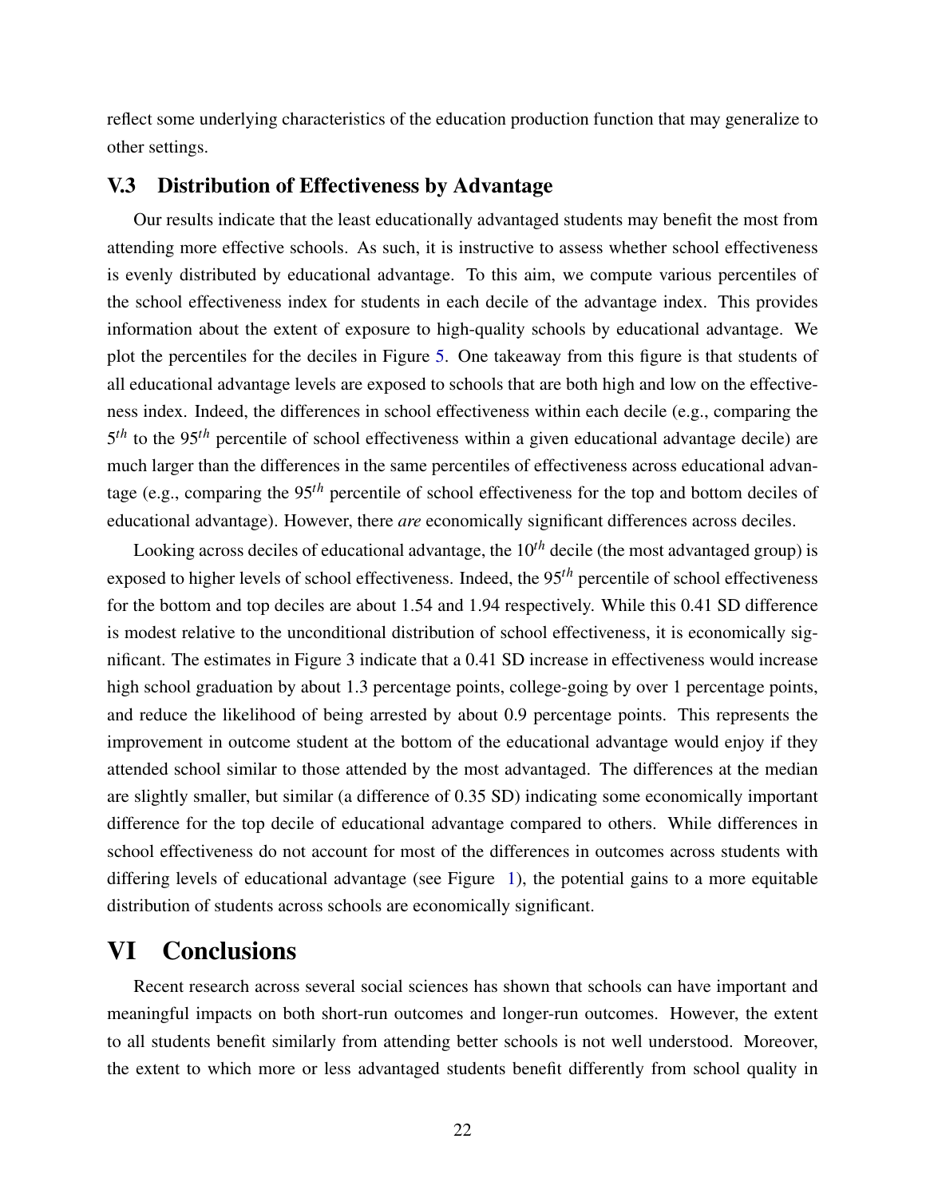reflect some underlying characteristics of the education production function that may generalize to other settings.

### V.3 Distribution of Effectiveness by Advantage

Our results indicate that the least educationally advantaged students may benefit the most from attending more effective schools. As such, it is instructive to assess whether school effectiveness is evenly distributed by educational advantage. To this aim, we compute various percentiles of the school effectiveness index for students in each decile of the advantage index. This provides information about the extent of exposure to high-quality schools by educational advantage. We plot the percentiles for the deciles in Figure 5. One takeaway from this figure is that students of all educational advantage levels are exposed to schools that are both high and low on the effectiveness index. Indeed, the differences in school effectiveness within each decile (e.g., comparing the $5^{th}$ to the $95^{th}$ percentile of school effectiveness within a given educational advantage decile) are much larger than the differences in the same percentiles of effectiveness across educational advantage (e.g., comparing the $95^{th}$ percentile of school effectiveness for the top and bottom deciles of educational advantage). However, there *are* economically significant differences across deciles.

Looking across deciles of educational advantage, the $10^{th}$ decile (the most advantaged group) is exposed to higher levels of school effectiveness. Indeed, the $95^{th}$ percentile of school effectiveness for the bottom and top deciles are about 1.54 and 1.94 respectively. While this 0.41 SD difference is modest relative to the unconditional distribution of school effectiveness, it is economically significant. The estimates in Figure 3 indicate that a 0.41 SD increase in effectiveness would increase high school graduation by about 1.3 percentage points, college-going by over 1 percentage points, and reduce the likelihood of being arrested by about 0.9 percentage points. This represents the improvement in outcome student at the bottom of the educational advantage would enjoy if they attended school similar to those attended by the most advantaged. The differences at the median are slightly smaller, but similar (a difference of 0.35 SD) indicating some economically important difference for the top decile of educational advantage compared to others. While differences in school effectiveness do not account for most of the differences in outcomes across students with differing levels of educational advantage (see Figure 1), the potential gains to a more equitable distribution of students across schools are economically significant.

# VI Conclusions

Recent research across several social sciences has shown that schools can have important and meaningful impacts on both short-run outcomes and longer-run outcomes. However, the extent to all students benefit similarly from attending better schools is not well understood. Moreover, the extent to which more or less advantaged students benefit differently from school quality in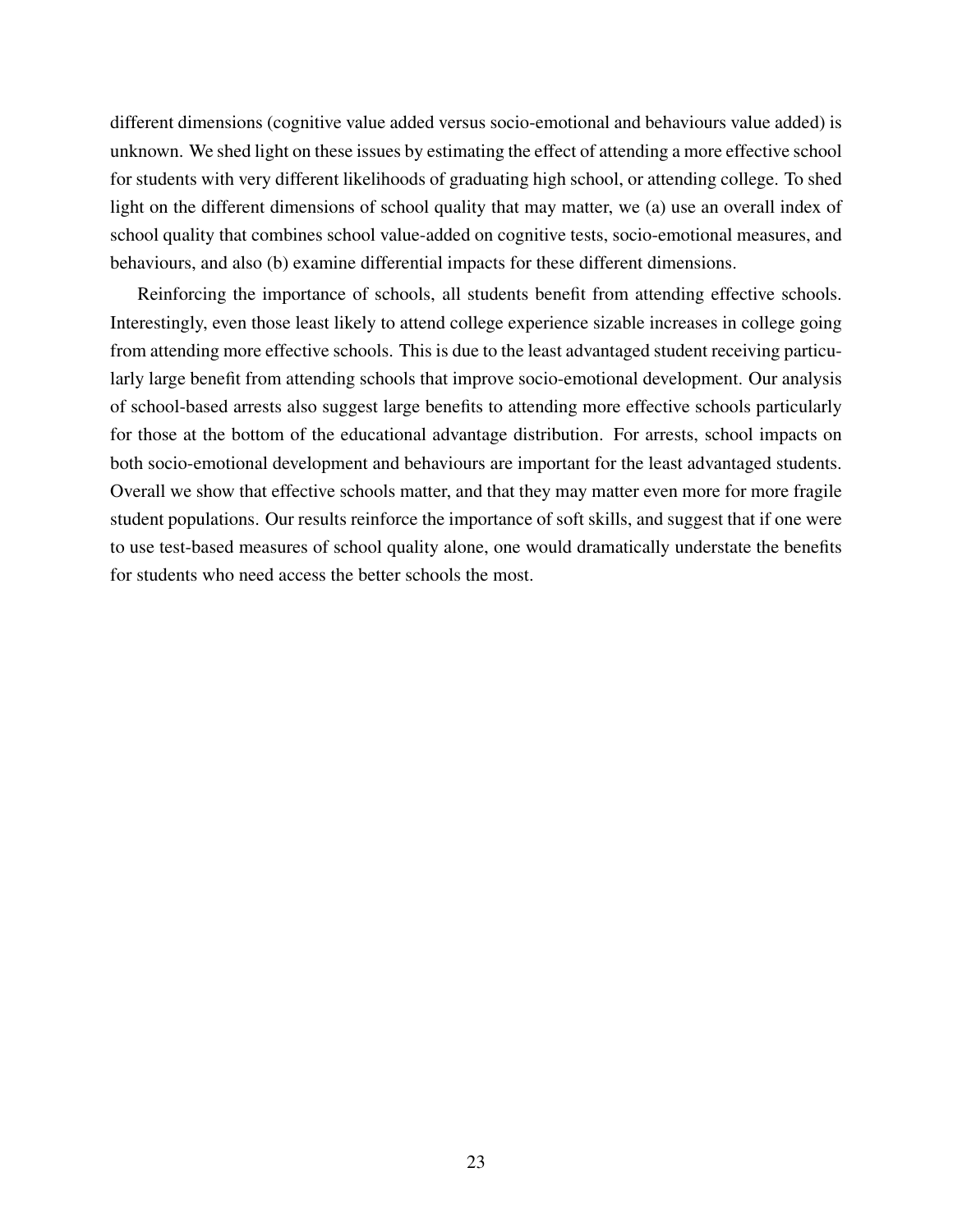different dimensions (cognitive value added versus socio-emotional and behaviours value added) is unknown. We shed light on these issues by estimating the effect of attending a more effective school for students with very different likelihoods of graduating high school, or attending college. To shed light on the different dimensions of school quality that may matter, we (a) use an overall index of school quality that combines school value-added on cognitive tests, socio-emotional measures, and behaviours, and also (b) examine differential impacts for these different dimensions.

Reinforcing the importance of schools, all students benefit from attending effective schools. Interestingly, even those least likely to attend college experience sizable increases in college going from attending more effective schools. This is due to the least advantaged student receiving particularly large benefit from attending schools that improve socio-emotional development. Our analysis of school-based arrests also suggest large benefits to attending more effective schools particularly for those at the bottom of the educational advantage distribution. For arrests, school impacts on both socio-emotional development and behaviours are important for the least advantaged students. Overall we show that effective schools matter, and that they may matter even more for more fragile student populations. Our results reinforce the importance of soft skills, and suggest that if one were to use test-based measures of school quality alone, one would dramatically understate the benefits for students who need access the better schools the most.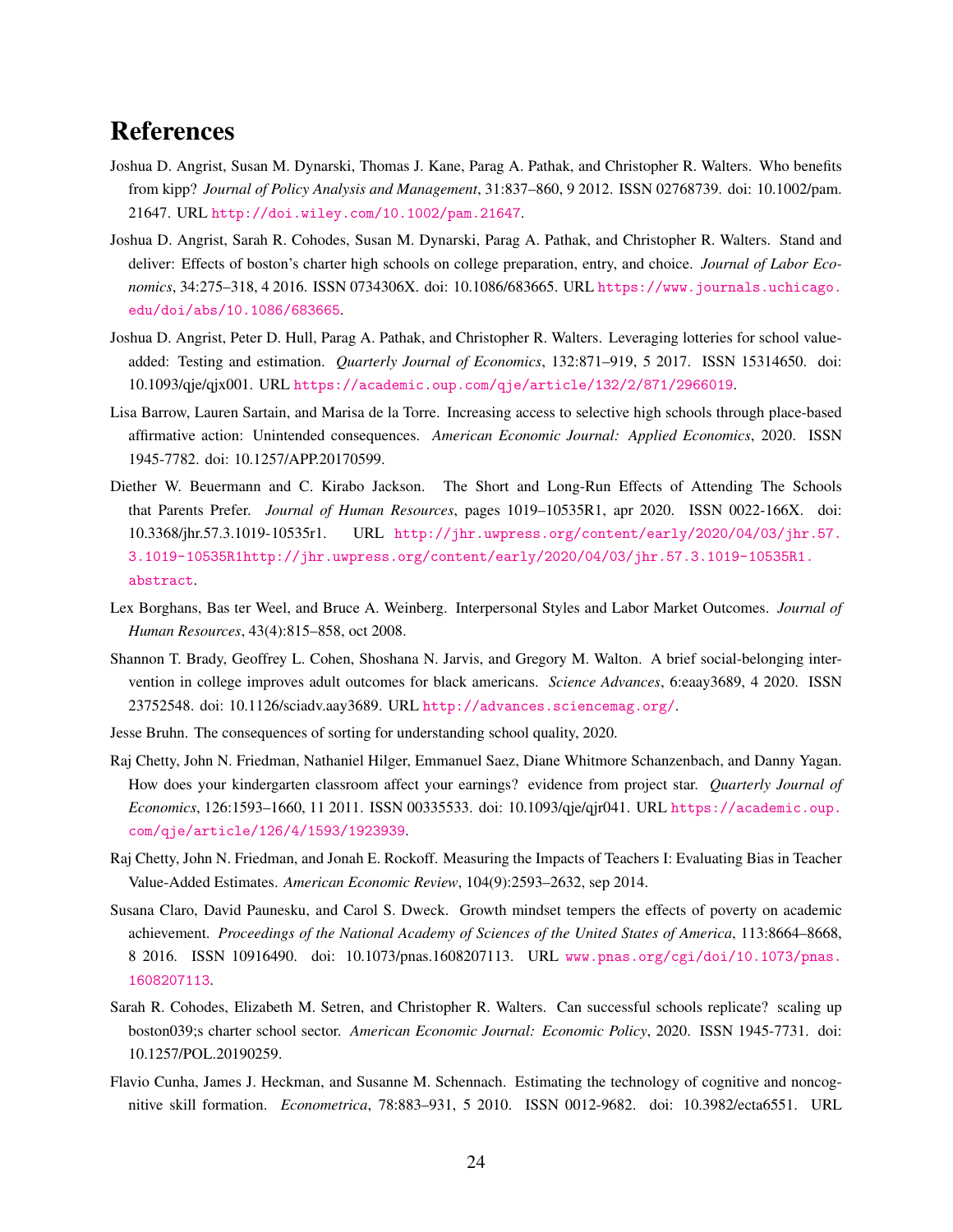# References

Joshua D. Angrist, Susan M. Dynarski, Thomas J. Kane, Parag A. Pathak, and Christopher R. Walters. Who benefits from kipp? *Journal of Policy Analysis and Management*, 31:837–860, 9 2012. ISSN 02768739. doi: 10.1002/pam.21647. URL http://doi.wiley.com/10.1002/pam.21647.

Joshua D. Angrist, Sarah R. Cohodes, Susan M. Dynarski, Parag A. Pathak, and Christopher R. Walters. Stand and deliver: Effects of boston's charter high schools on college preparation, entry, and choice. *Journal of Labor Economics*, 34:275–318, 4 2016. ISSN 0734306X. doi: 10.1086/683665. URL https://www.journals.uchicago.edu/doi/abs/10.1086/683665.

Joshua D. Angrist, Peter D. Hull, Parag A. Pathak, and Christopher R. Walters. Leveraging lotteries for school value-added: Testing and estimation. *Quarterly Journal of Economics*, 132:871–919, 5 2017. ISSN 15314650. doi: 10.1093/qje/qjx001. URL https://academic.oup.com/qje/article/132/2/871/2966019.

Lisa Barrow, Lauren Sartain, and Marisa de la Torre. Increasing access to selective high schools through place-based affirmative action: Unintended consequences. *American Economic Journal: Applied Economics*, 2020. ISSN 1945-7782. doi: 10.1257/APP.20170599.

Diether W. Beuermann and C. Kirabo Jackson. The Short and Long-Run Effects of Attending The Schools that Parents Prefer. *Journal of Human Resources*, pages 1019–10535R1, apr 2020. ISSN 0022-166X. doi: 10.3368/jhr.57.3.1019-10535r1. URL http://jhr.uwpress.org/content/early/2020/04/03/jhr.57.3.1019-10535R1http://jhr.uwpress.org/content/early/2020/04/03/jhr.57.3.1019-10535R1.abstract.

Lex Borghans, Bas ter Weel, and Bruce A. Weinberg. Interpersonal Styles and Labor Market Outcomes. *Journal of Human Resources*, 43(4):815–858, oct 2008.

Shannon T. Brady, Geoffrey L. Cohen, Shoshana N. Jarvis, and Gregory M. Walton. A brief social-belonging intervention in college improves adult outcomes for black americans. *Science Advances*, 6:eaay3689, 4 2020. ISSN 23752548. doi: 10.1126/sciadv.aay3689. URL http://advances.sciencemag.org/.

Jesse Bruhn. The consequences of sorting for understanding school quality, 2020.

Raj Chetty, John N. Friedman, Nathaniel Hilger, Emmanuel Saez, Diane Whitmore Schanzenbach, and Danny Yagan. How does your kindergarten classroom affect your earnings? evidence from project star. *Quarterly Journal of Economics*, 126:1593–1660, 11 2011. ISSN 00335533. doi: 10.1093/qje/qjr041. URL https://academic.oup.com/qje/article/126/4/1593/1923939.

Raj Chetty, John N. Friedman, and Jonah E. Rockoff. Measuring the Impacts of Teachers I: Evaluating Bias in Teacher Value-Added Estimates. *American Economic Review*, 104(9):2593–2632, sep 2014.

Susana Claro, David Paunesku, and Carol S. Dweck. Growth mindset tempers the effects of poverty on academic achievement. *Proceedings of the National Academy of Sciences of the United States of America*, 113:8664–8668, 8 2016. ISSN 10916490. doi: 10.1073/pnas.1608207113. URL www.pnas.org/cgi/doi/10.1073/pnas.1608207113.

Sarah R. Cohodes, Elizabeth M. Setren, and Christopher R. Walters. Can successful schools replicate? scaling up boston039;s charter school sector. *American Economic Journal: Economic Policy*, 2020. ISSN 1945-7731. doi: 10.1257/POL.20190259.

Flavio Cunha, James J. Heckman, and Susanne M. Schennach. Estimating the technology of cognitive and noncognitive skill formation. *Econometrica*, 78:883–931, 5 2010. ISSN 0012-9682. doi: 10.3982/ecta6551. URL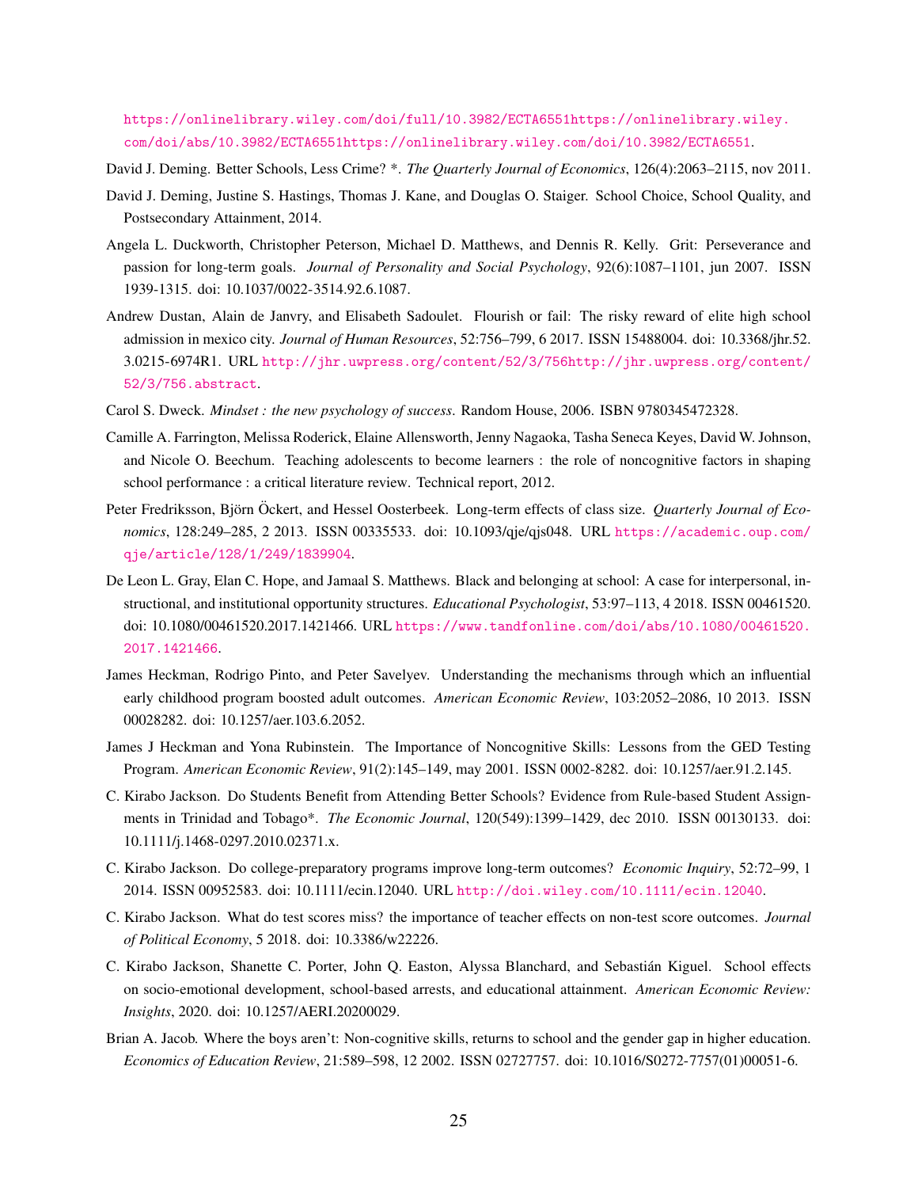https://onlinelibrary.wiley.com/doi/full/10.3982/ECTA6551https://onlinelibrary.wiley.com/doi/abs/10.3982/ECTA6551https://onlinelibrary.wiley.com/doi/10.3982/ECTA6551.

David J. Deming. Better Schools, Less Crime? *. *The Quarterly Journal of Economics*, 126(4):2063–2115, nov 2011.

David J. Deming, Justine S. Hastings, Thomas J. Kane, and Douglas O. Staiger. School Choice, School Quality, and Postsecondary Attainment, 2014.

Angela L. Duckworth, Christopher Peterson, Michael D. Matthews, and Dennis R. Kelly. Grit: Perseverance and passion for long-term goals. *Journal of Personality and Social Psychology*, 92(6):1087–1101, jun 2007. ISSN 1939-1315. doi: 10.1037/0022-3514.92.6.1087.

Andrew Dustan, Alain de Janvry, and Elisabeth Sadoulet. Flourish or fail: The risky reward of elite high school admission in mexico city. *Journal of Human Resources*, 52:756–799, 6 2017. ISSN 15488004. doi: 10.3368/jhr.52.3.0215-6974R1. URL http://jhr.uwpress.org/content/52/3/756http://jhr.uwpress.org/content/52/3/756.abstract.

Carol S. Dweck. *Mindset : the new psychology of success*. Random House, 2006. ISBN 9780345472328.

Camille A. Farrington, Melissa Roderick, Elaine Allensworth, Jenny Nagaoka, Tasha Seneca Keyes, David W. Johnson, and Nicole O. Beechum. Teaching adolescents to become learners : the role of noncognitive factors in shaping school performance : a critical literature review. Technical report, 2012.

Peter Fredriksson, Björn Öckert, and Hessel Oosterbeek. Long-term effects of class size. *Quarterly Journal of Economics*, 128:249–285, 2 2013. ISSN 00335533. doi: 10.1093/qje/qjs048. URL https://academic.oup.com/qje/article/128/1/249/1839904.

De Leon L. Gray, Elan C. Hope, and Jamaal S. Matthews. Black and belonging at school: A case for interpersonal, instructional, and institutional opportunity structures. *Educational Psychologist*, 53:97–113, 4 2018. ISSN 00461520. doi: 10.1080/00461520.2017.1421466. URL https://www.tandfonline.com/doi/abs/10.1080/00461520.2017.1421466.

James Heckman, Rodrigo Pinto, and Peter Savelyev. Understanding the mechanisms through which an influential early childhood program boosted adult outcomes. *American Economic Review*, 103:2052–2086, 10 2013. ISSN 00028282. doi: 10.1257/aer.103.6.2052.

James J Heckman and Yona Rubinstein. The Importance of Noncognitive Skills: Lessons from the GED Testing Program. *American Economic Review*, 91(2):145–149, may 2001. ISSN 0002-8282. doi: 10.1257/aer.91.2.145.

C. Kirabo Jackson. Do Students Benefit from Attending Better Schools? Evidence from Rule-based Student Assignments in Trinidad and Tobago*. *The Economic Journal*, 120(549):1399–1429, dec 2010. ISSN 00130133. doi: 10.1111/j.1468-0297.2010.02371.x.

C. Kirabo Jackson. Do college-preparatory programs improve long-term outcomes? *Economic Inquiry*, 52:72–99, 1 2014. ISSN 00952583. doi: 10.1111/ecin.12040. URL http://doi.wiley.com/10.1111/ecin.12040.

C. Kirabo Jackson. What do test scores miss? the importance of teacher effects on non-test score outcomes. *Journal of Political Economy*, 5 2018. doi: 10.3386/w22226.

C. Kirabo Jackson, Shanette C. Porter, John Q. Easton, Alyssa Blanchard, and Sebastián Kiguel. School effects on socio-emotional development, school-based arrests, and educational attainment. *American Economic Review: Insights*, 2020. doi: 10.1257/AERI.20200029.

Brian A. Jacob. Where the boys aren't: Non-cognitive skills, returns to school and the gender gap in higher education. *Economics of Education Review*, 21:589–598, 12 2002. ISSN 02727757. doi: 10.1016/S0272-7757(01)00051-6.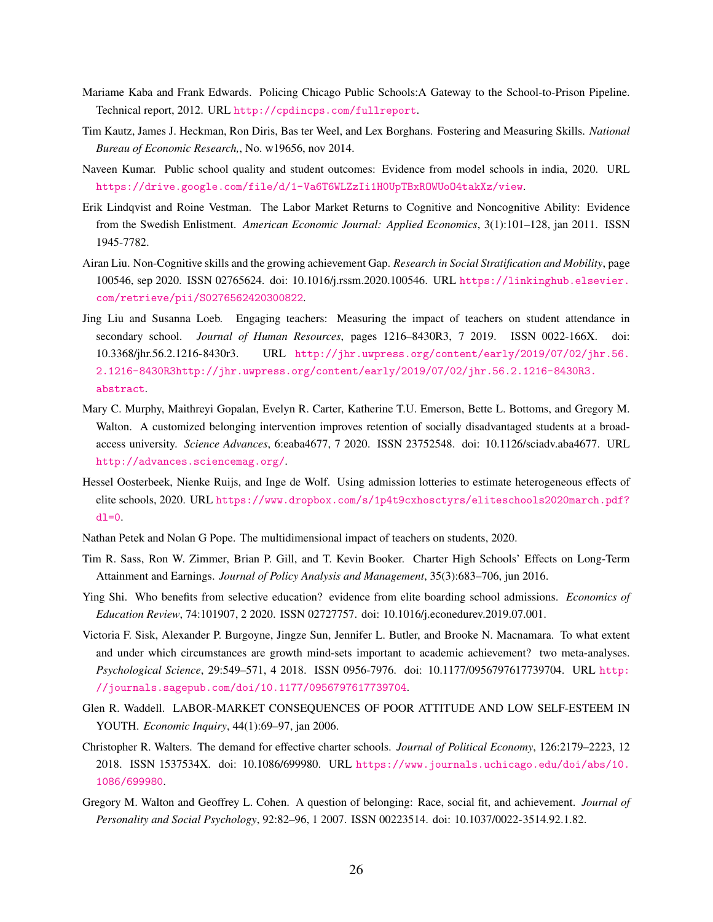Mariame Kaba and Frank Edwards. Policing Chicago Public Schools:A Gateway to the School-to-Prison Pipeline. Technical report, 2012. URL http://cpdincps.com/fullreport.

Tim Kautz, James J. Heckman, Ron Diris, Bas ter Weel, and Lex Borghans. Fostering and Measuring Skills. *National Bureau of Economic Research,*, No. w19656, nov 2014.

Naveen Kumar. Public school quality and student outcomes: Evidence from model schools in india, 2020. URL https://drive.google.com/file/d/1-Va6T6WLZzIi1HOUpTBxROWUoO4takXz/view.

Erik Lindqvist and Roine Vestman. The Labor Market Returns to Cognitive and Noncognitive Ability: Evidence from the Swedish Enlistment. *American Economic Journal: Applied Economics*, 3(1):101–128, jan 2011. ISSN 1945-7782.

Airan Liu. Non-Cognitive skills and the growing achievement Gap. *Research in Social Stratification and Mobility*, page 100546, sep 2020. ISSN 02765624. doi: 10.1016/j.rssm.2020.100546. URL https://linkinghub.elsevier.com/retrieve/pii/S0276562420300822.

Jing Liu and Susanna Loeb. Engaging teachers: Measuring the impact of teachers on student attendance in secondary school. *Journal of Human Resources*, pages 1216–8430R3, 7 2019. ISSN 0022-166X. doi: 10.3368/jhr.56.2.1216-8430r3. URL http://jhr.uwpress.org/content/early/2019/07/02/jhr.56.2.1216-8430R3http://jhr.uwpress.org/content/early/2019/07/02/jhr.56.2.1216-8430R3.abstract.

Mary C. Murphy, Maithreyi Gopalan, Evelyn R. Carter, Katherine T.U. Emerson, Bette L. Bottoms, and Gregory M. Walton. A customized belonging intervention improves retention of socially disadvantaged students at a broad-access university. *Science Advances*, 6:eaba4677, 7 2020. ISSN 23752548. doi: 10.1126/sciadv.aba4677. URL http://advances.sciencemag.org/.

Hessel Oosterbeek, Nienke Ruijs, and Inge de Wolf. Using admission lotteries to estimate heterogeneous effects of elite schools, 2020. URL https://www.dropbox.com/s/1p4t9cxhosctyrs/eliteschools2020march.pdf?dl=0.

Nathan Petek and Nolan G Pope. The multidimensional impact of teachers on students, 2020.

Tim R. Sass, Ron W. Zimmer, Brian P. Gill, and T. Kevin Booker. Charter High Schools' Effects on Long-Term Attainment and Earnings. *Journal of Policy Analysis and Management*, 35(3):683–706, jun 2016.

Ying Shi. Who benefits from selective education? evidence from elite boarding school admissions. *Economics of Education Review*, 74:101907, 2 2020. ISSN 02727757. doi: 10.1016/j.econedurev.2019.07.001.

Victoria F. Sisk, Alexander P. Burgoyne, Jingze Sun, Jennifer L. Butler, and Brooke N. Macnamara. To what extent and under which circumstances are growth mind-sets important to academic achievement? two meta-analyses. *Psychological Science*, 29:549–571, 4 2018. ISSN 0956-7976. doi: 10.1177/0956797617739704. URL http://journals.sagepub.com/doi/10.1177/0956797617739704.

Glen R. Waddell. LABOR-MARKET CONSEQUENCES OF POOR ATTITUDE AND LOW SELF-ESTEEM IN YOUTH. *Economic Inquiry*, 44(1):69–97, jan 2006.

Christopher R. Walters. The demand for effective charter schools. *Journal of Political Economy*, 126:2179–2223, 12 2018. ISSN 1537534X. doi: 10.1086/699980. URL https://www.journals.uchicago.edu/doi/abs/10.1086/699980.

Gregory M. Walton and Geoffrey L. Cohen. A question of belonging: Race, social fit, and achievement. *Journal of Personality and Social Psychology*, 92:82–96, 1 2007. ISSN 00223514. doi: 10.1037/0022-3514.92.1.82.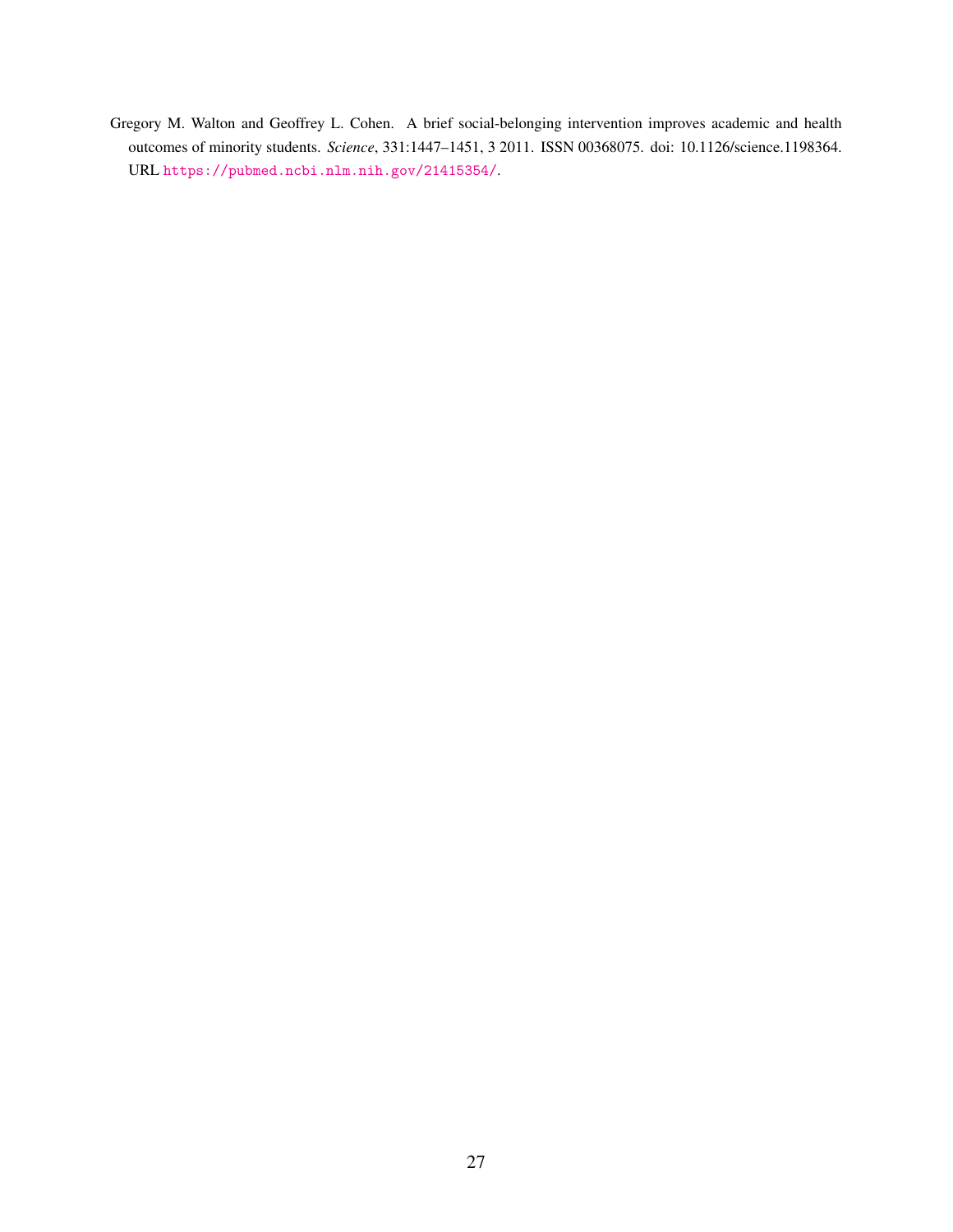Gregory M. Walton and Geoffrey L. Cohen. A brief social-belonging intervention improves academic and health outcomes of minority students. *Science*, 331:1447–1451, 3 2011. ISSN 00368075. doi: 10.1126/science.1198364. URL https://pubmed.ncbi.nlm.nih.gov/21415354/.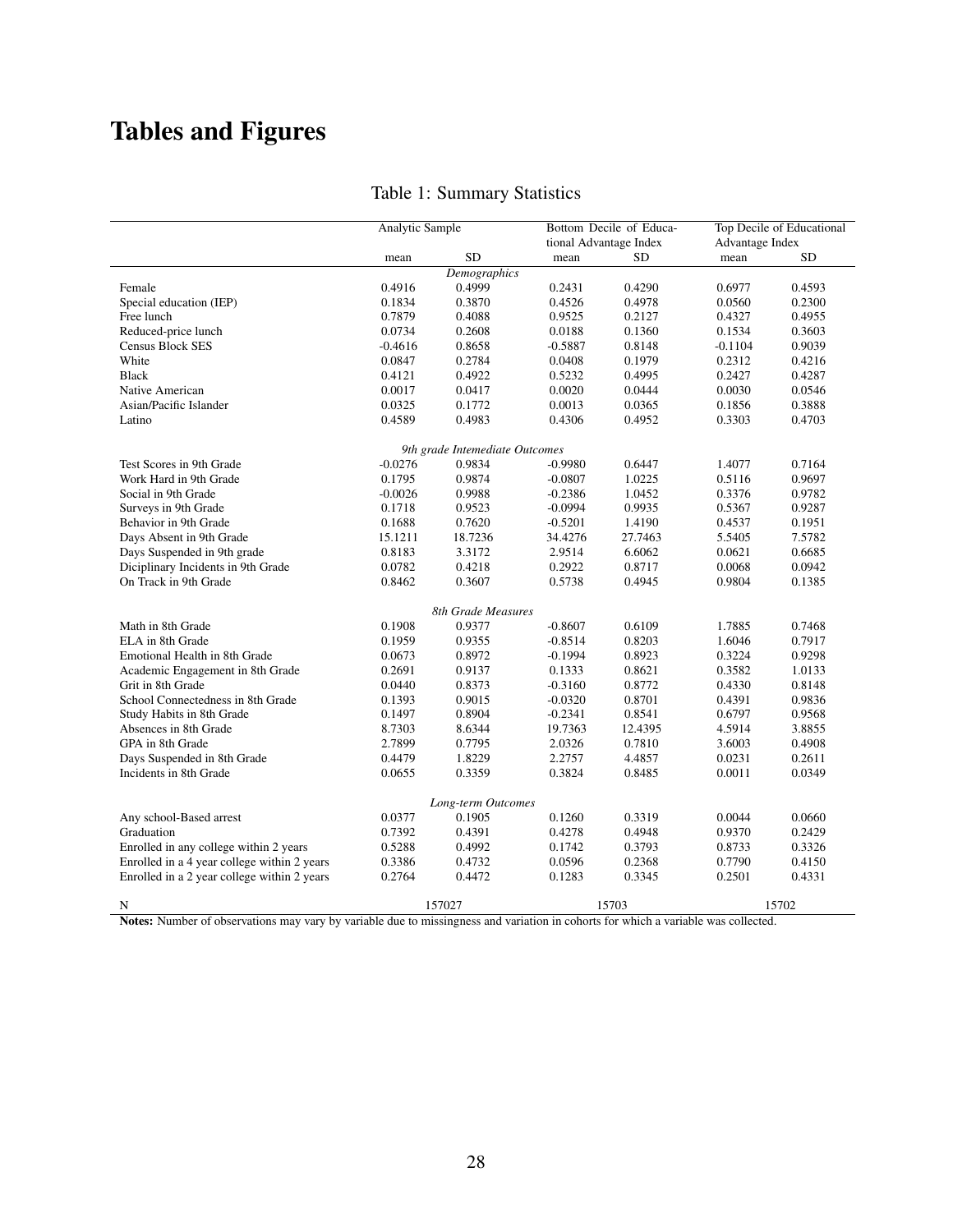# Tables and Figures

Table 1: Summary Statistics

| | Analytic Sample | | Bottom Decile of Educational Advantage Index | | Top Decile of Educational Advantage Index | |
|---|---|---|---|---|---|---|
| | mean | SD | mean | SD | mean | SD |
| *Demographics* | | | | | | |
| Female | 0.4916 | 0.4999 | 0.2431 | 0.4290 | 0.6977 | 0.4593 |
| Special education (IEP) | 0.1834 | 0.3870 | 0.4526 | 0.4978 | 0.0560 | 0.2300 |
| Free lunch | 0.7879 | 0.4088 | 0.9525 | 0.2127 | 0.4327 | 0.4955 |
| Reduced-price lunch | 0.0734 | 0.2608 | 0.0188 | 0.1360 | 0.1534 | 0.3603 |
| Census Block SES | -0.4616 | 0.8658 | -0.5887 | 0.8148 | -0.1104 | 0.9039 |
| White | 0.0847 | 0.2784 | 0.0408 | 0.1979 | 0.2312 | 0.4216 |
| Black | 0.4121 | 0.4922 | 0.5232 | 0.4995 | 0.2427 | 0.4287 |
| Native American | 0.0017 | 0.0417 | 0.0020 | 0.0444 | 0.0030 | 0.0546 |
| Asian/Pacific Islander | 0.0325 | 0.1772 | 0.0013 | 0.0365 | 0.1856 | 0.3888 |
| Latino | 0.4589 | 0.4983 | 0.4306 | 0.4952 | 0.3303 | 0.4703 |
| *9th grade Intemediate Outcomes* | | | | | | |
| Test Scores in 9th Grade | -0.0276 | 0.9834 | -0.9980 | 0.6447 | 1.4077 | 0.7164 |
| Work Hard in 9th Grade | 0.1795 | 0.9874 | -0.0807 | 1.0225 | 0.5116 | 0.9697 |
| Social in 9th Grade | -0.0026 | 0.9988 | -0.2386 | 1.0452 | 0.3376 | 0.9782 |
| Surveys in 9th Grade | 0.1718 | 0.9523 | -0.0994 | 0.9935 | 0.5367 | 0.9287 |
| Behavior in 9th Grade | 0.1688 | 0.7620 | -0.5201 | 1.4190 | 0.4537 | 0.1951 |
| Days Absent in 9th Grade | 15.1211 | 18.7236 | 34.4276 | 27.7463 | 5.5405 | 7.5782 |
| Days Suspended in 9th grade | 0.8183 | 3.3172 | 2.9514 | 6.6062 | 0.0621 | 0.6685 |
| Diciplinary Incidents in 9th Grade | 0.0782 | 0.4218 | 0.2922 | 0.8717 | 0.0068 | 0.0942 |
| On Track in 9th Grade | 0.8462 | 0.3607 | 0.5738 | 0.4945 | 0.9804 | 0.1385 |
| *8th Grade Measures* | | | | | | |
| Math in 8th Grade | 0.1908 | 0.9377 | -0.8607 | 0.6109 | 1.7885 | 0.7468 |
| ELA in 8th Grade | 0.1959 | 0.9355 | -0.8514 | 0.8203 | 1.6046 | 0.7917 |
| Emotional Health in 8th Grade | 0.0673 | 0.8972 | -0.1994 | 0.8923 | 0.3224 | 0.9298 |
| Academic Engagement in 8th Grade | 0.2691 | 0.9137 | 0.1333 | 0.8621 | 0.3582 | 1.0133 |
| Grit in 8th Grade | 0.0440 | 0.8373 | -0.3160 | 0.8772 | 0.4330 | 0.8148 |
| School Connectedness in 8th Grade | 0.1393 | 0.9015 | -0.0320 | 0.8701 | 0.4391 | 0.9836 |
| Study Habits in 8th Grade | 0.1497 | 0.8904 | -0.2341 | 0.8541 | 0.6797 | 0.9568 |
| Absences in 8th Grade | 8.7303 | 8.6344 | 19.7363 | 12.4395 | 4.5914 | 3.8855 |
| GPA in 8th Grade | 2.7899 | 0.7795 | 2.0326 | 0.7810 | 3.6003 | 0.4908 |
| Days Suspended in 8th Grade | 0.4479 | 1.8229 | 2.2757 | 4.4857 | 0.0231 | 0.2611 |
| Incidents in 8th Grade | 0.0655 | 0.3359 | 0.3824 | 0.8485 | 0.0011 | 0.0349 |
| *Long-term Outcomes* | | | | | | |
| Any school-Based arrest | 0.0377 | 0.1905 | 0.1260 | 0.3319 | 0.0044 | 0.0660 |
| Graduation | 0.7392 | 0.4391 | 0.4278 | 0.4948 | 0.9370 | 0.2429 |
| Enrolled in any college within 2 years | 0.5288 | 0.4992 | 0.1742 | 0.3793 | 0.8733 | 0.3326 |
| Enrolled in a 4 year college within 2 years | 0.3386 | 0.4732 | 0.0596 | 0.2368 | 0.7790 | 0.4150 |
| Enrolled in a 2 year college within 2 years | 0.2764 | 0.4472 | 0.1283 | 0.3345 | 0.2501 | 0.4331 |
| N | 157027 | | 15703 | | 15702 | |

**Notes:** Number of observations may vary by variable due to missingness and variation in cohorts for which a variable was collected.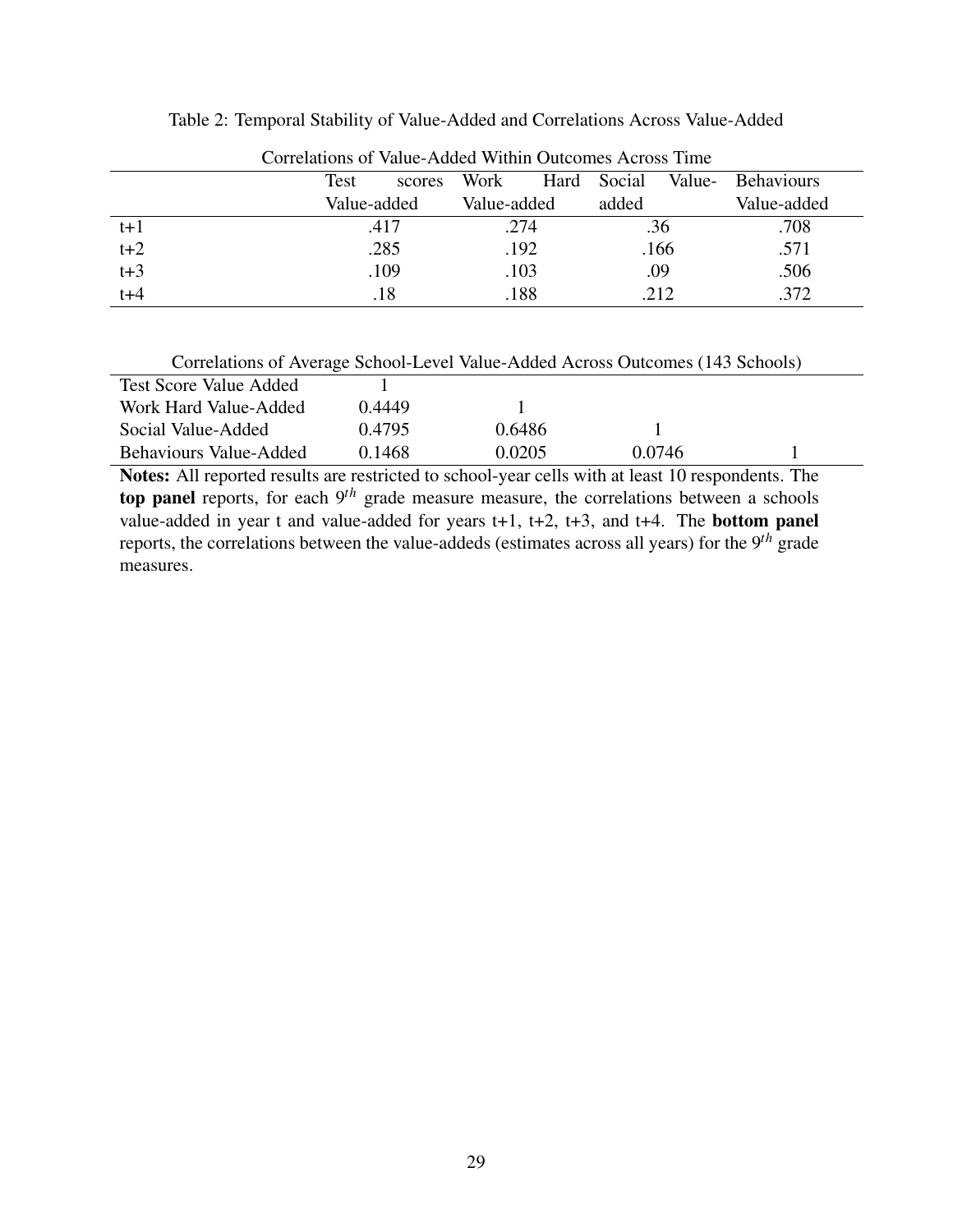Table 2: Temporal Stability of Value-Added and Correlations Across Value-Added

Correlations of Value-Added Within Outcomes Across Time

| | Test scores Value-added | Work Hard Value-added | Social Value-added | Behaviours Value-added |
|---|---|---|---|---|
| t+1 | .417 | .274 | .36 | .708 |
| t+2 | .285 | .192 | .166 | .571 |
| t+3 | .109 | .103 | .09 | .506 |
| t+4 | .18 | .188 | .212 | .372 |

Correlations of Average School-Level Value-Added Across Outcomes (143 Schools)

| | | | | |
|---|---|---|---|---|
| Test Score Value Added | 1 | | | |
| Work Hard Value-Added | 0.4449 | 1 | | |
| Social Value-Added | 0.4795 | 0.6486 | 1 | |
| Behaviours Value-Added | 0.1468 | 0.0205 | 0.0746 | 1 |

**Notes:** All reported results are restricted to school-year cells with at least 10 respondents. The **top panel** reports, for each $9^{th}$ grade measure measure, the correlations between a schools value-added in year t and value-added for years t+1, t+2, t+3, and t+4. The **bottom panel** reports, the correlations between the value-addeds (estimates across all years) for the $9^{th}$ grade measures.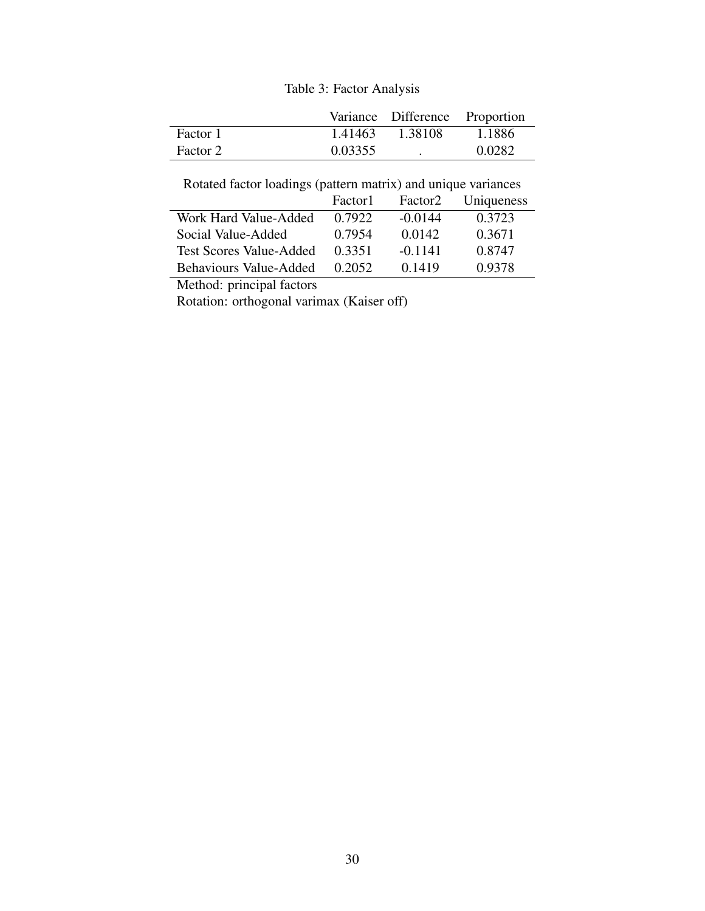Table 3: Factor Analysis

| | Variance | Difference | Proportion |
|---|---|---|---|
| Factor 1 | 1.41463 | 1.38108 | 1.1886 |
| Factor 2 | 0.03355 | . | 0.0282 |

Rotated factor loadings (pattern matrix) and unique variances

| | Factor1 | Factor2 | Uniqueness |
|---|---|---|---|
| Work Hard Value-Added | 0.7922 | -0.0144 | 0.3723 |
| Social Value-Added | 0.7954 | 0.0142 | 0.3671 |
| Test Scores Value-Added | 0.3351 | -0.1141 | 0.8747 |
| Behaviours Value-Added | 0.2052 | 0.1419 | 0.9378 |

Method: principal factors

Rotation: orthogonal varimax (Kaiser off)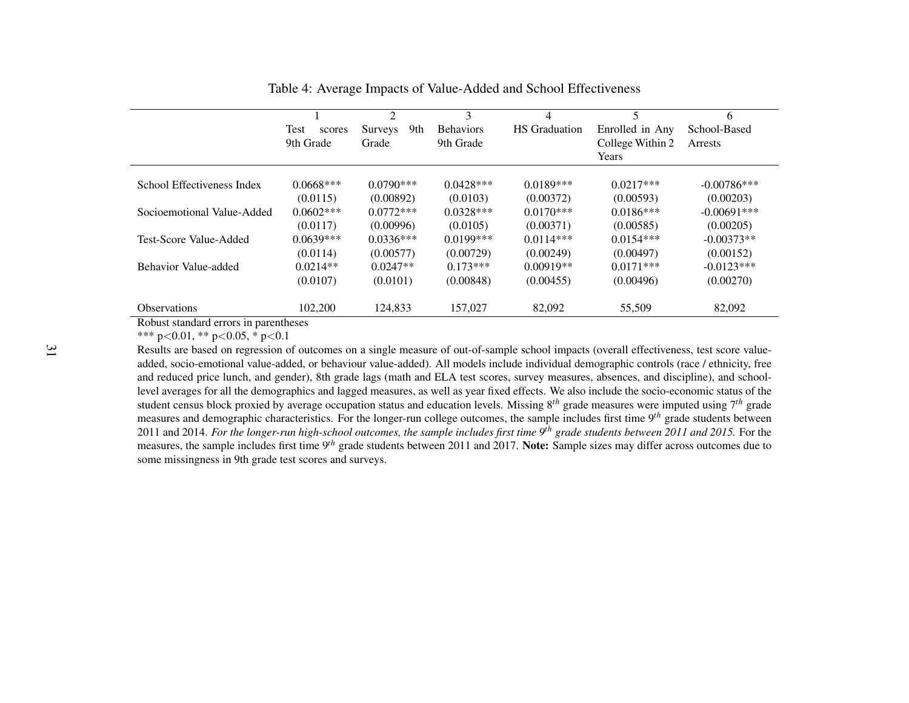Table 4: Average Impacts of Value-Added and School Effectiveness

| | 1<br>Test scores 9th Grade | 2<br>Surveys 9th Grade | 3<br>Behaviors 9th Grade | 4<br>HS Graduation | 5<br>Enrolled in Any College Within 2 Years | 6<br>School-Based Arrests |
|---|---|---|---|---|---|---|
| School Effectiveness Index | 0.0668*** | 0.0790*** | 0.0428*** | 0.0189*** | 0.0217*** | -0.00786*** |
| | (0.0115) | (0.00892) | (0.0103) | (0.00372) | (0.00593) | (0.00203) |
| Socioemotional Value-Added | 0.0602*** | 0.0772*** | 0.0328*** | 0.0170*** | 0.0186*** | -0.00691*** |
| | (0.0117) | (0.00996) | (0.0105) | (0.00371) | (0.00585) | (0.00205) |
| Test-Score Value-Added | 0.0639*** | 0.0336*** | 0.0199*** | 0.0114*** | 0.0154*** | -0.00373** |
| | (0.0114) | (0.00577) | (0.00729) | (0.00249) | (0.00497) | (0.00152) |
| Behavior Value-added | 0.0214** | 0.0247** | 0.173*** | 0.00919** | 0.0171*** | -0.0123*** |
| | (0.0107) | (0.0101) | (0.00848) | (0.00455) | (0.00496) | (0.00270) |
| Observations | 102,200 | 124,833 | 157,027 | 82,092 | 55,509 | 82,092 |

Robust standard errors in parentheses

*** p<0.01, ** p<0.05, * p<0.1

Results are based on regression of outcomes on a single measure of out-of-sample school impacts (overall effectiveness, test score value-added, socio-emotional value-added, or behaviour value-added). All models include individual demographic controls (race / ethnicity, free and reduced price lunch, and gender), 8th grade lags (math and ELA test scores, survey measures, absences, and discipline), and school-level averages for all the demographics and lagged measures, as well as year fixed effects. We also include the socio-economic status of the student census block proxied by average occupation status and education levels. Missing $8^{th}$ grade measures were imputed using $7^{th}$ grade measures and demographic characteristics. For the longer-run college outcomes, the sample includes first time $9^{th}$ grade students between 2011 and 2014. *For the longer-run high-school outcomes, the sample includes first time $9^{th}$ grade students between 2011 and 2015.* For the measures, the sample includes first time $9^{th}$ grade students between 2011 and 2017. **Note:** Sample sizes may differ across outcomes due to some missingness in 9th grade test scores and surveys.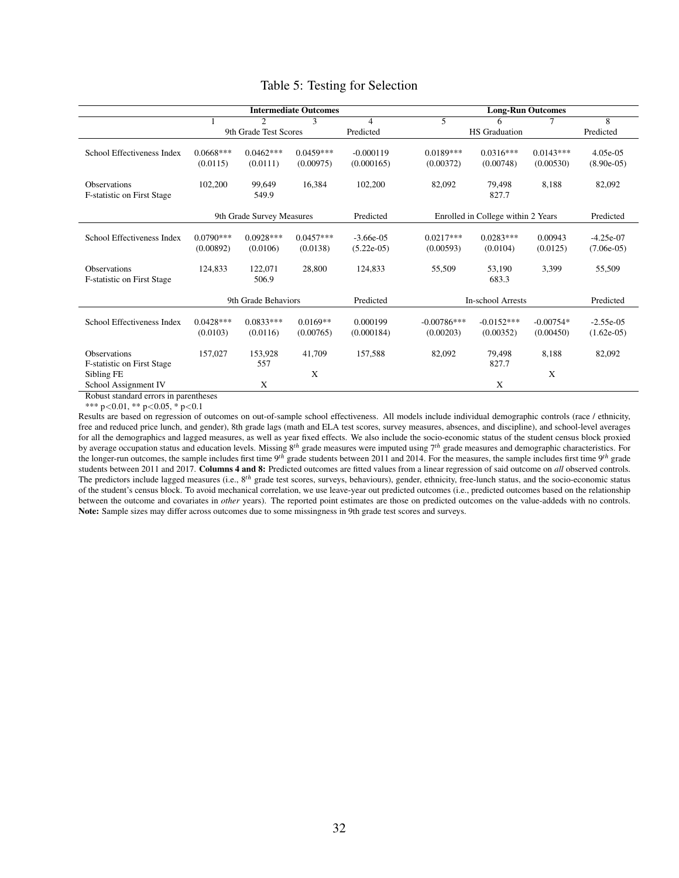# Table 5: Testing for Selection

| | Intermediate Outcomes | | | | Long-Run Outcomes | | | |
|---|---|---|---|---|---|---|---|---|
| | 1 | 2 | 3 | 4 | 5 | 6 | 7 | 8 |
| | 9th Grade Test Scores | | | Predicted | HS Graduation | | | Predicted |
| School Effectiveness Index | 0.0668*** | 0.0462*** | 0.0459*** | -0.000119 | 0.0189*** | 0.0316*** | 0.0143*** | 4.05e-05 |
| | (0.0115) | (0.0111) | (0.00975) | (0.000165) | (0.00372) | (0.00748) | (0.00530) | (8.90e-05) |
| Observations | 102,200 | 99,649 | 16,384 | 102,200 | 82,092 | 79,498 | 8,188 | 82,092 |
| F-statistic on First Stage | | 549.9 | | | | 827.7 | | |
| | 9th Grade Survey Measures | | | Predicted | Enrolled in College within 2 Years | | | Predicted |
| School Effectiveness Index | 0.0790*** | 0.0928*** | 0.0457*** | -3.66e-05 | 0.0217*** | 0.0283*** | 0.00943 | -4.25e-07 |
| | (0.00892) | (0.0106) | (0.0138) | (5.22e-05) | (0.00593) | (0.0104) | (0.0125) | (7.06e-05) |
| Observations | 124,833 | 122,071 | 28,800 | 124,833 | 55,509 | 53,190 | 3,399 | 55,509 |
| F-statistic on First Stage | | 506.9 | | | | 683.3 | | |
| | 9th Grade Behaviors | | | Predicted | In-school Arrests | | | Predicted |
| School Effectiveness Index | 0.0428*** | 0.0833*** | 0.0169** | 0.000199 | -0.00786*** | -0.0152*** | -0.00754* | -2.55e-05 |
| | (0.0103) | (0.0116) | (0.00765) | (0.000184) | (0.00203) | (0.00352) | (0.00450) | (1.62e-05) |
| Observations | 157,027 | 153,928 | 41,709 | 157,588 | 82,092 | 79,498 | 8,188 | 82,092 |
| F-statistic on First Stage | | 557 | | | | 827.7 | | |
| Sibling FE | | | X | | | | X | |
| School Assignment IV | | X | | | | X | | |

Robust standard errors in parentheses

*** $p<0.01$, ** $p<0.05$, * $p<0.1$

Results are based on regression of outcomes on out-of-sample school effectiveness. All models include individual demographic controls (race / ethnicity, free and reduced price lunch, and gender), 8th grade lags (math and ELA test scores, survey measures, absences, and discipline), and school-level averages for all the demographics and lagged measures, as well as year fixed effects. We also include the socio-economic status of the student census block proxied by average occupation status and education levels. Missing $8^{th}$ grade measures were imputed using $7^{th}$ grade measures and demographic characteristics. For the longer-run outcomes, the sample includes first time $9^{th}$ grade students between 2011 and 2014. For the measures, the sample includes first time $9^{th}$ grade students between 2011 and 2017. **Columns 4 and 8:** Predicted outcomes are fitted values from a linear regression of said outcome on *all* observed controls. The predictors include lagged measures (i.e., $8^{th}$ grade test scores, surveys, behaviours), gender, ethnicity, free-lunch status, and the socio-economic status of the student's census block. To avoid mechanical correlation, we use leave-year out predicted outcomes (i.e., predicted outcomes based on the relationship between the outcome and covariates in *other* years). The reported point estimates are those on predicted outcomes on the value-addeds with no controls. **Note:** Sample sizes may differ across outcomes due to some missingness in 9th grade test scores and surveys.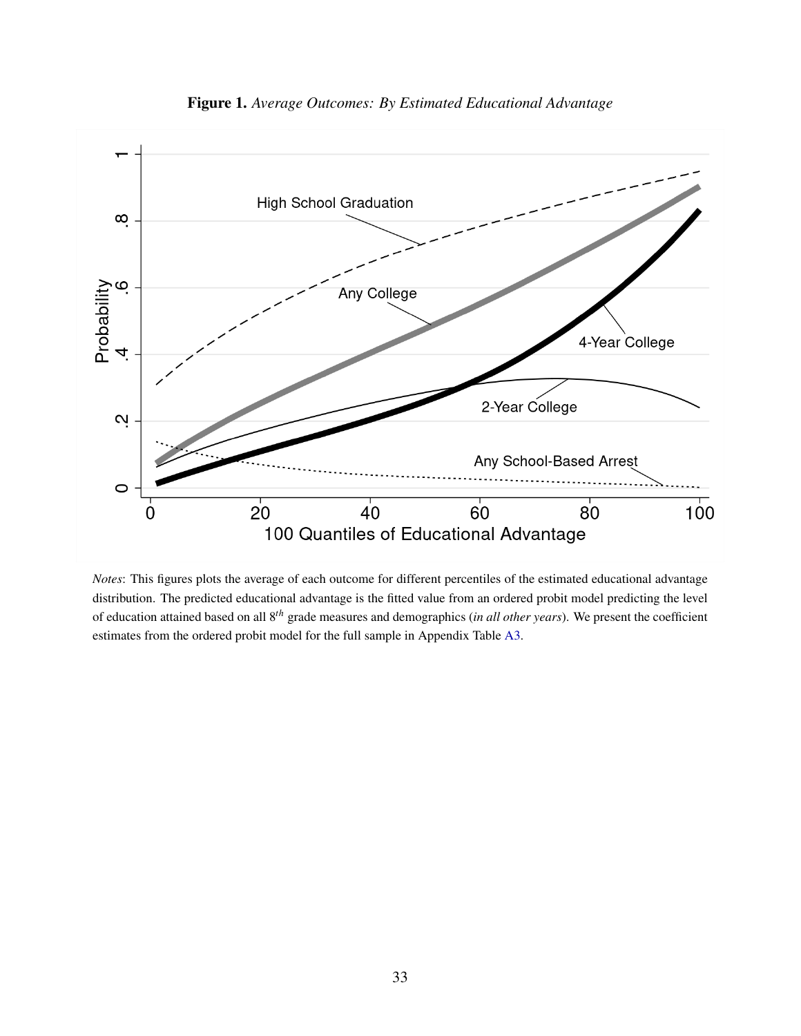**Figure 1.** *Average Outcomes: By Estimated Educational Advantage*

*Notes*: This figures plots the average of each outcome for different percentiles of the estimated educational advantage distribution. The predicted educational advantage is the fitted value from an ordered probit model predicting the level of education attained based on all $8^{th}$ grade measures and demographics (*in all other years*). We present the coefficient estimates from the ordered probit model for the full sample in Appendix Table A3.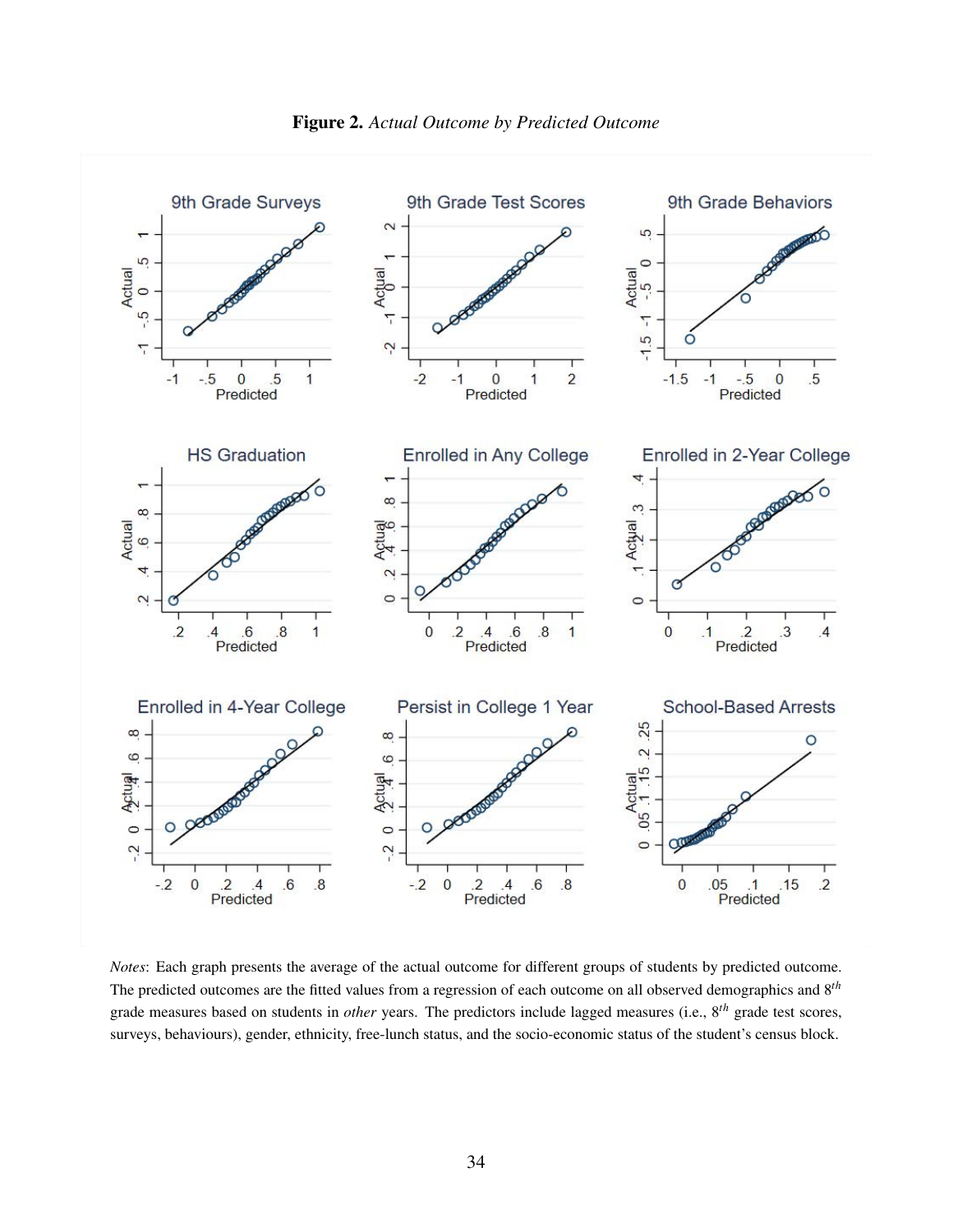**Figure 2.** *Actual Outcome by Predicted Outcome*

*Notes*: Each graph presents the average of the actual outcome for different groups of students by predicted outcome. The predicted outcomes are the fitted values from a regression of each outcome on all observed demographics and 8$^{th}$ grade measures based on students in *other* years. The predictors include lagged measures (i.e., 8$^{th}$ grade test scores, surveys, behaviours), gender, ethnicity, free-lunch status, and the socio-economic status of the student's census block.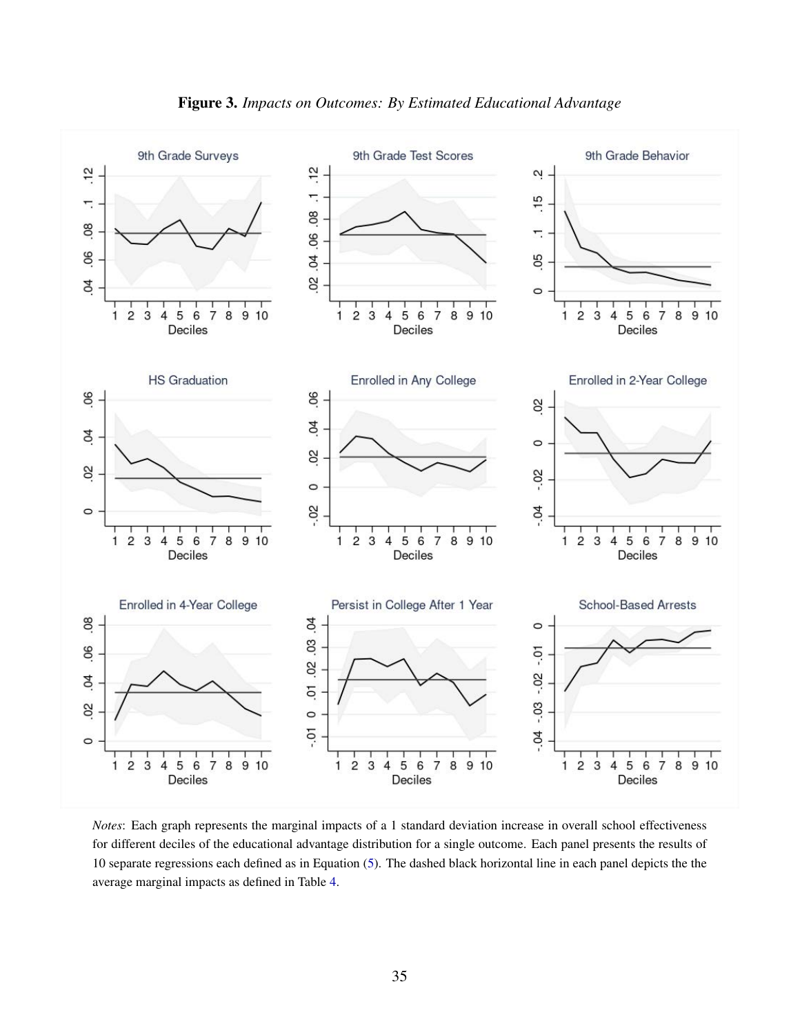**Figure 3.** *Impacts on Outcomes: By Estimated Educational Advantage*

*Notes*: Each graph represents the marginal impacts of a 1 standard deviation increase in overall school effectiveness for different deciles of the educational advantage distribution for a single outcome. Each panel presents the results of 10 separate regressions each defined as in Equation (5). The dashed black horizontal line in each panel depicts the the average marginal impacts as defined in Table 4.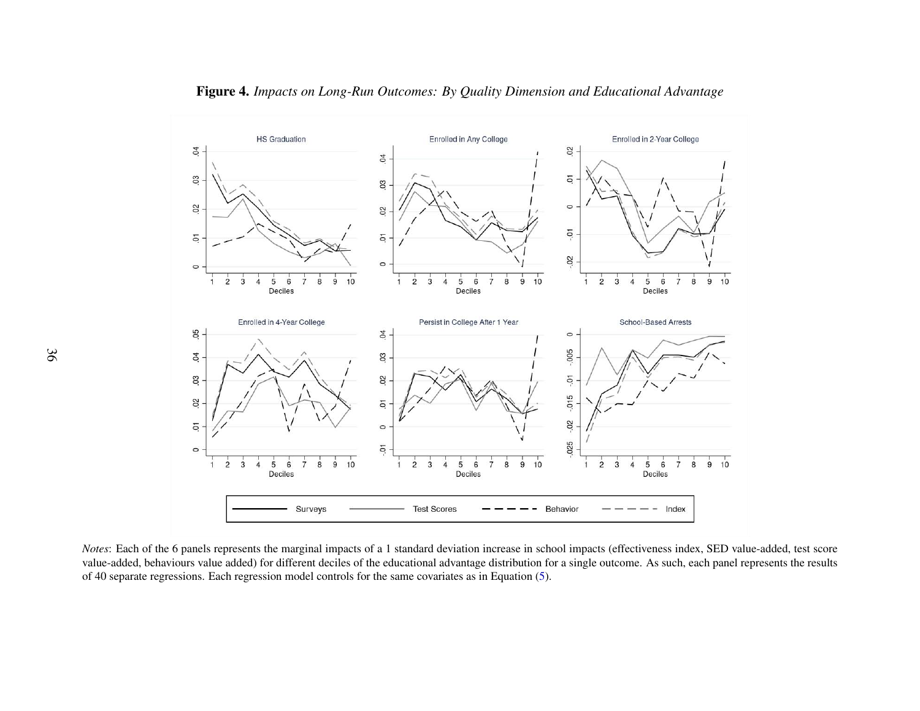**Figure 4.** *Impacts on Long-Run Outcomes: By Quality Dimension and Educational Advantage*

*Notes*: Each of the 6 panels represents the marginal impacts of a 1 standard deviation increase in school impacts (effectiveness index, SED value-added, test score value-added, behaviours value added) for different deciles of the educational advantage distribution for a single outcome. As such, each panel represents the results of 40 separate regressions. Each regression model controls for the same covariates as in Equation (5).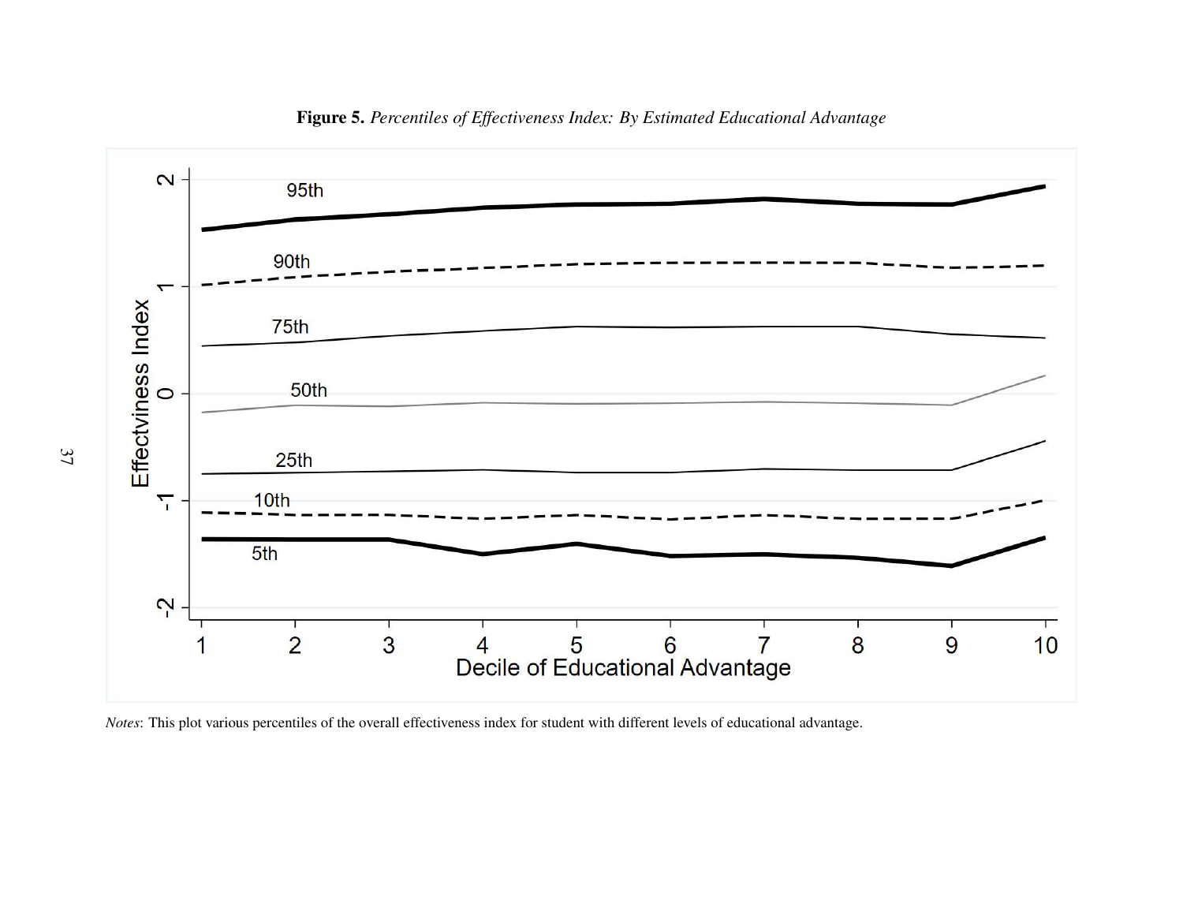**Figure 5.** *Percentiles of Effectiveness Index: By Estimated Educational Advantage*

*Notes*: This plot various percentiles of the overall effectiveness index for student with different levels of educational advantage.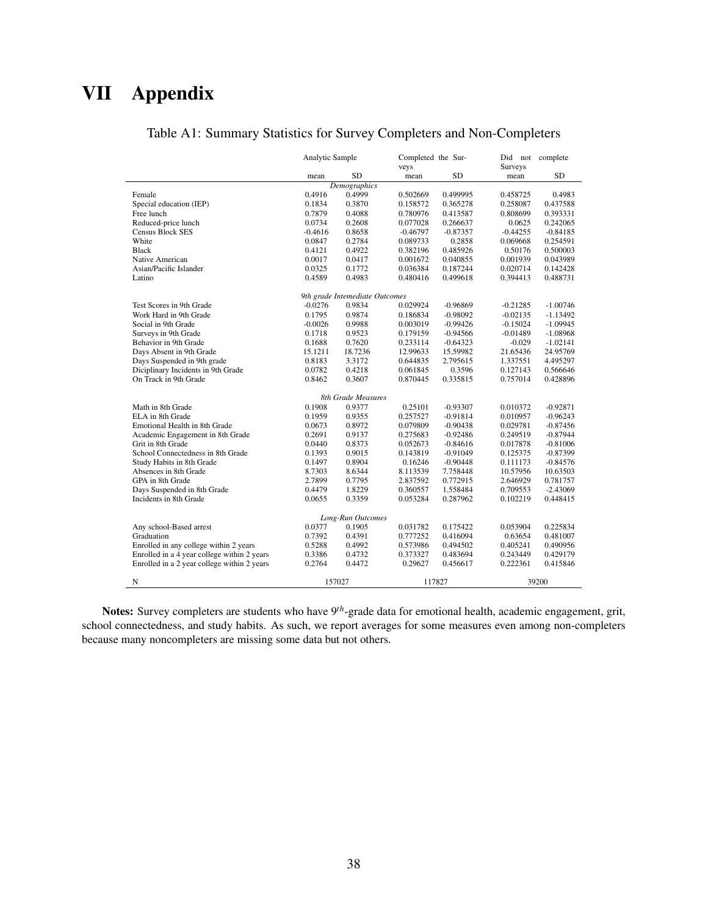# VII Appendix

Table A1: Summary Statistics for Survey Completers and Non-Completers

| | Analytic Sample | | Completed the Surveys | | Did not complete Surveys | |
|---|---|---|---|---|---|---|
| | mean | SD | mean | SD | mean | SD |
| | | *Demographics* | | | | |
| Female | 0.4916 | 0.4999 | 0.502669 | 0.499995 | 0.458725 | 0.4983 |
| Special education (IEP) | 0.1834 | 0.3870 | 0.158572 | 0.365278 | 0.258087 | 0.437588 |
| Free lunch | 0.7879 | 0.4088 | 0.780976 | 0.413587 | 0.808699 | 0.393331 |
| Reduced-price lunch | 0.0734 | 0.2608 | 0.077028 | 0.266637 | 0.0625 | 0.242065 |
| Census Block SES | -0.4616 | 0.8658 | -0.46797 | -0.87357 | -0.44255 | -0.84185 |
| White | 0.0847 | 0.2784 | 0.089733 | 0.2858 | 0.069668 | 0.254591 |
| Black | 0.4121 | 0.4922 | 0.382196 | 0.485926 | 0.50176 | 0.500003 |
| Native American | 0.0017 | 0.0417 | 0.001672 | 0.040855 | 0.001939 | 0.043989 |
| Asian/Pacific Islander | 0.0325 | 0.1772 | 0.036384 | 0.187244 | 0.020714 | 0.142428 |
| Latino | 0.4589 | 0.4983 | 0.480416 | 0.499618 | 0.394413 | 0.488731 |
| | | *9th grade Intemediate Outcomes* | | | | |
| Test Scores in 9th Grade | -0.0276 | 0.9834 | 0.029924 | -0.96869 | -0.21285 | -1.00746 |
| Work Hard in 9th Grade | 0.1795 | 0.9874 | 0.186834 | -0.98092 | -0.02135 | -1.13492 |
| Social in 9th Grade | -0.0026 | 0.9988 | 0.003019 | -0.99426 | -0.15024 | -1.09945 |
| Surveys in 9th Grade | 0.1718 | 0.9523 | 0.179159 | -0.94566 | -0.01489 | -1.08968 |
| Behavior in 9th Grade | 0.1688 | 0.7620 | 0.233114 | -0.64323 | -0.029 | -1.02141 |
| Days Absent in 9th Grade | 15.1211 | 18.7236 | 12.99633 | 15.59982 | 21.65436 | 24.95769 |
| Days Suspended in 9th grade | 0.8183 | 3.3172 | 0.644835 | 2.795615 | 1.337551 | 4.495297 |
| Diciplinary Incidents in 9th Grade | 0.0782 | 0.4218 | 0.061845 | 0.3596 | 0.127143 | 0.566646 |
| On Track in 9th Grade | 0.8462 | 0.3607 | 0.870445 | 0.335815 | 0.757014 | 0.428896 |
| | | *8th Grade Measures* | | | | |
| Math in 8th Grade | 0.1908 | 0.9377 | 0.25101 | -0.93307 | 0.010372 | -0.92871 |
| ELA in 8th Grade | 0.1959 | 0.9355 | 0.257527 | -0.91814 | 0.010957 | -0.96243 |
| Emotional Health in 8th Grade | 0.0673 | 0.8972 | 0.079809 | -0.90438 | 0.029781 | -0.87456 |
| Academic Engagement in 8th Grade | 0.2691 | 0.9137 | 0.275683 | -0.92486 | 0.249519 | -0.87944 |
| Grit in 8th Grade | 0.0440 | 0.8373 | 0.052673 | -0.84616 | 0.017878 | -0.81006 |
| School Connectedness in 8th Grade | 0.1393 | 0.9015 | 0.143819 | -0.91049 | 0.125375 | -0.87399 |
| Study Habits in 8th Grade | 0.1497 | 0.8904 | 0.16246 | -0.90448 | 0.111173 | -0.84576 |
| Absences in 8th Grade | 8.7303 | 8.6344 | 8.113539 | 7.758448 | 10.57956 | 10.63503 |
| GPA in 8th Grade | 2.7899 | 0.7795 | 2.837592 | 0.772915 | 2.646929 | 0.781757 |
| Days Suspended in 8th Grade | 0.4479 | 1.8229 | 0.360557 | 1.558484 | 0.709553 | -2.43069 |
| Incidents in 8th Grade | 0.0655 | 0.3359 | 0.053284 | 0.287962 | 0.102219 | 0.448415 |
| | | *Long-Run Outcomes* | | | | |
| Any school-Based arrest | 0.0377 | 0.1905 | 0.031782 | 0.175422 | 0.053904 | 0.225834 |
| Graduation | 0.7392 | 0.4391 | 0.777252 | 0.416094 | 0.63654 | 0.481007 |
| Enrolled in any college within 2 years | 0.5288 | 0.4992 | 0.573986 | 0.494502 | 0.405241 | 0.490956 |
| Enrolled in a 4 year college within 2 years | 0.3386 | 0.4732 | 0.373327 | 0.483694 | 0.243449 | 0.429179 |
| Enrolled in a 2 year college within 2 years | 0.2764 | 0.4472 | 0.29627 | 0.456617 | 0.222361 | 0.415846 |
| N | 157027 | | 117827 | | 39200 | |

**Notes:** Survey completers are students who have $9^{th}$-grade data for emotional health, academic engagement, grit, school connectedness, and study habits. As such, we report averages for some measures even among non-completers because many noncompleters are missing some data but not others.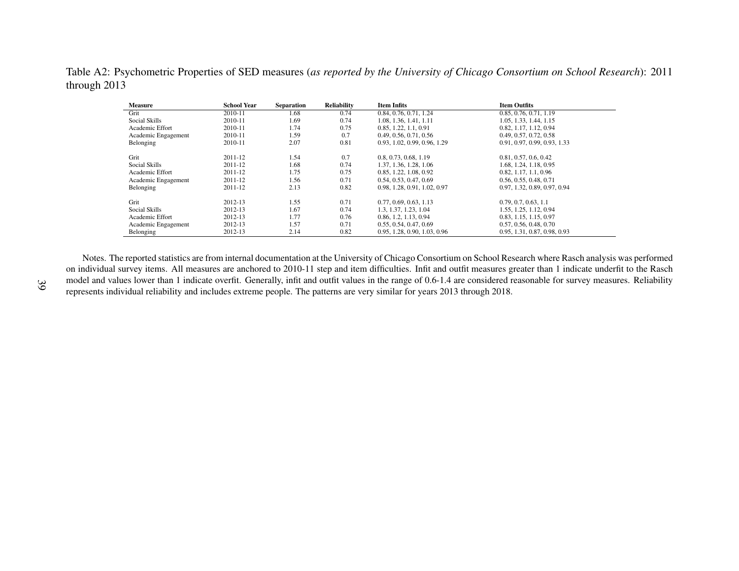Table A2: Psychometric Properties of SED measures (*as reported by the University of Chicago Consortium on School Research*): 2011 through 2013

| Measure | School Year | Separation | Reliability | Item Infits | Item Outfits |
|---|---|---|---|---|---|
| Grit | 2010-11 | 1.68 | 0.74 | 0.84, 0.76, 0.71, 1.24 | 0.85, 0.76, 0.71, 1.19 |
| Social Skills | 2010-11 | 1.69 | 0.74 | 1.08, 1.36, 1.41, 1.11 | 1.05, 1.33, 1.44, 1.15 |
| Academic Effort | 2010-11 | 1.74 | 0.75 | 0.85, 1.22, 1.1, 0.91 | 0.82, 1.17, 1.12, 0.94 |
| Academic Engagement | 2010-11 | 1.59 | 0.7 | 0.49, 0.56, 0.71, 0.56 | 0.49, 0.57, 0.72, 0.58 |
| Belonging | 2010-11 | 2.07 | 0.81 | 0.93, 1.02, 0.99, 0.96, 1.29 | 0.91, 0.97, 0.99, 0.93, 1.33 |
| | | | | | |
| Grit | 2011-12 | 1.54 | 0.7 | 0.8, 0.73, 0.68, 1.19 | 0.81, 0.57, 0.6, 0.42 |
| Social Skills | 2011-12 | 1.68 | 0.74 | 1.37, 1.36, 1.28, 1.06 | 1.68, 1.24, 1.18, 0.95 |
| Academic Effort | 2011-12 | 1.75 | 0.75 | 0.85, 1.22, 1.08, 0.92 | 0.82, 1.17, 1.1, 0.96 |
| Academic Engagement | 2011-12 | 1.56 | 0.71 | 0.54, 0.53, 0.47, 0.69 | 0.56, 0.55, 0.48, 0.71 |
| Belonging | 2011-12 | 2.13 | 0.82 | 0.98, 1.28, 0.91, 1.02, 0.97 | 0.97, 1.32, 0.89, 0.97, 0.94 |
| | | | | | |
| Grit | 2012-13 | 1.55 | 0.71 | 0.77, 0.69, 0.63, 1.13 | 0.79, 0.7, 0.63, 1.1 |
| Social Skills | 2012-13 | 1.67 | 0.74 | 1.3, 1.37, 1.23, 1.04 | 1.55, 1.25, 1.12, 0.94 |
| Academic Effort | 2012-13 | 1.77 | 0.76 | 0.86, 1.2, 1.13, 0.94 | 0.83, 1.15, 1.15, 0.97 |
| Academic Engagement | 2012-13 | 1.57 | 0.71 | 0.55, 0.54, 0.47, 0.69 | 0.57, 0.56, 0.48, 0.70 |
| Belonging | 2012-13 | 2.14 | 0.82 | 0.95, 1.28, 0.90, 1.03, 0.96 | 0.95, 1.31, 0.87, 0.98, 0.93 |

Notes. The reported statistics are from internal documentation at the University of Chicago Consortium on School Research where Rasch analysis was performed on individual survey items. All measures are anchored to 2010-11 step and item difficulties. Infit and outfit measures greater than 1 indicate underfit to the Rasch model and values lower than 1 indicate overfit. Generally, infit and outfit values in the range of 0.6-1.4 are considered reasonable for survey measures. Reliability represents individual reliability and includes extreme people. The patterns are very similar for years 2013 through 2018.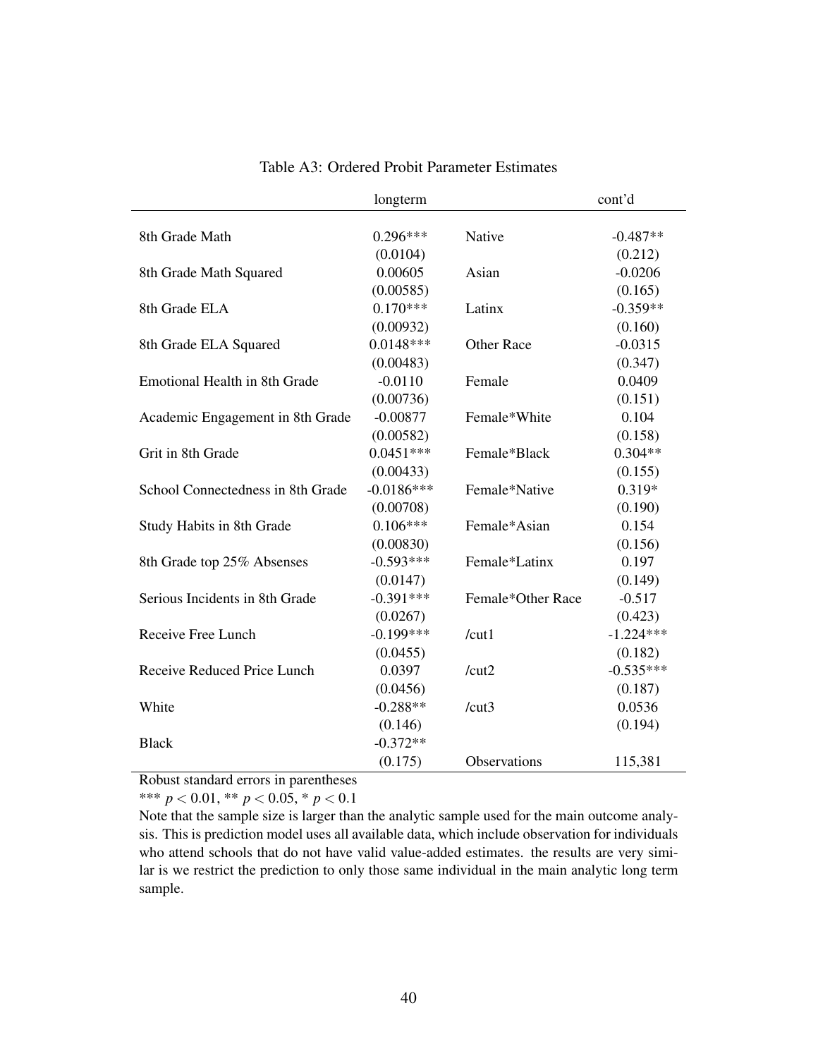Table A3: Ordered Probit Parameter Estimates

| | longterm | | cont'd |
|---|---|---|---|
| 8th Grade Math | 0.296*** | Native | -0.487** |
| | (0.0104) | | (0.212) |
| 8th Grade Math Squared | 0.00605 | Asian | -0.0206 |
| | (0.00585) | | (0.165) |
| 8th Grade ELA | 0.170*** | Latinx | -0.359** |
| | (0.00932) | | (0.160) |
| 8th Grade ELA Squared | 0.0148*** | Other Race | -0.0315 |
| | (0.00483) | | (0.347) |
| Emotional Health in 8th Grade | -0.0110 | Female | 0.0409 |
| | (0.00736) | | (0.151) |
| Academic Engagement in 8th Grade | -0.00877 | Female*White | 0.104 |
| | (0.00582) | | (0.158) |
| Grit in 8th Grade | 0.0451*** | Female*Black | 0.304** |
| | (0.00433) | | (0.155) |
| School Connectedness in 8th Grade | -0.0186*** | Female*Native | 0.319* |
| | (0.00708) | | (0.190) |
| Study Habits in 8th Grade | 0.106*** | Female*Asian | 0.154 |
| | (0.00830) | | (0.156) |
| 8th Grade top 25% Absenses | -0.593*** | Female*Latinx | 0.197 |
| | (0.0147) | | (0.149) |
| Serious Incidents in 8th Grade | -0.391*** | Female*Other Race | -0.517 |
| | (0.0267) | | (0.423) |
| Receive Free Lunch | -0.199*** | /cut1 | -1.224*** |
| | (0.0455) | | (0.182) |
| Receive Reduced Price Lunch | 0.0397 | /cut2 | -0.535*** |
| | (0.0456) | | (0.187) |
| White | -0.288** | /cut3 | 0.0536 |
| | (0.146) | | (0.194) |
| Black | -0.372** | | |
| | (0.175) | Observations | 115,381 |

Robust standard errors in parentheses

*** $p < 0.01$, ** $p < 0.05$, * $p < 0.1$

Note that the sample size is larger than the analytic sample used for the main outcome analysis. This is prediction model uses all available data, which include observation for individuals who attend schools that do not have valid value-added estimates. the results are very similar is we restrict the prediction to only those same individual in the main analytic long term sample.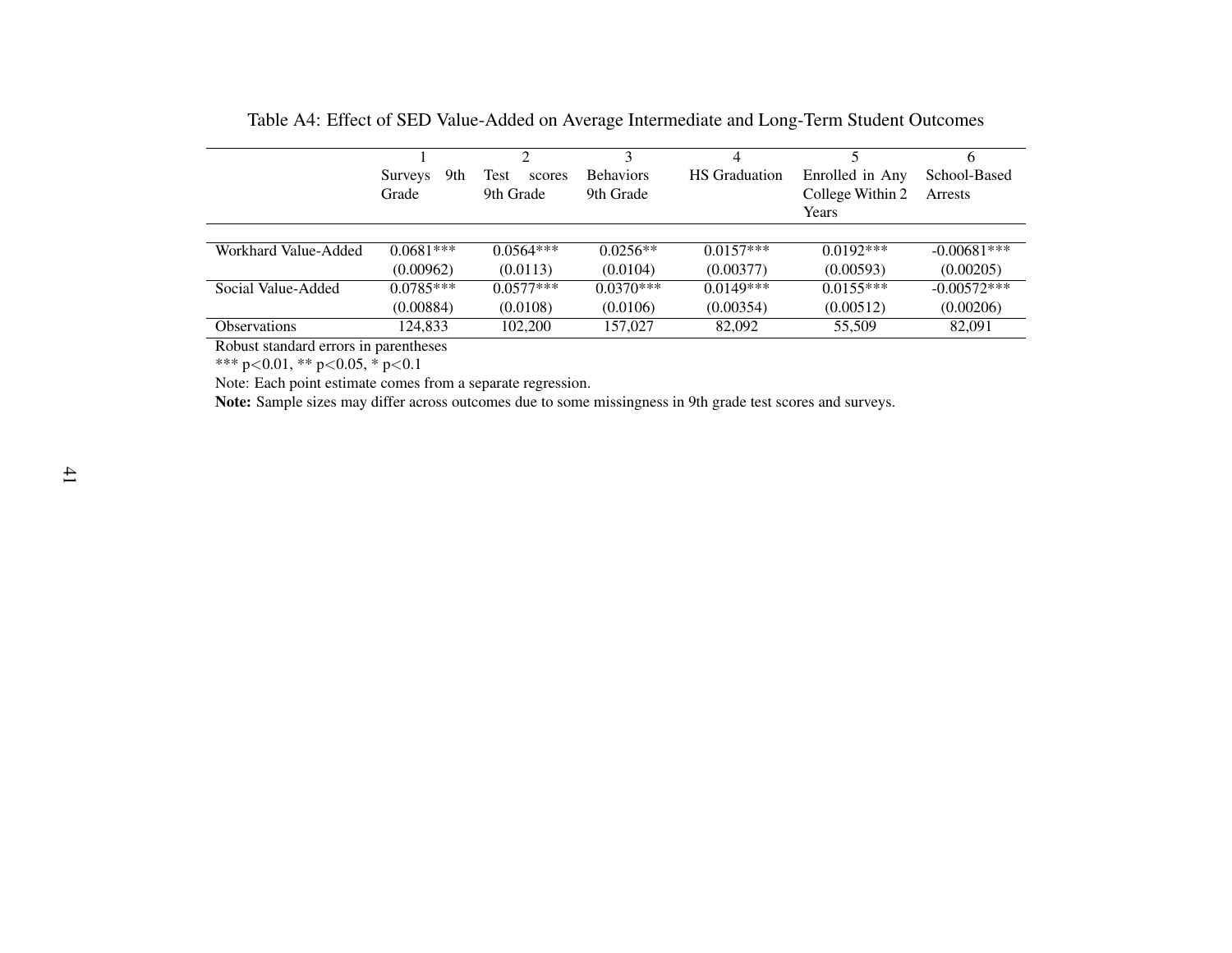Table A4: Effect of SED Value-Added on Average Intermediate and Long-Term Student Outcomes

| | 1<br>Surveys 9th Grade | 2<br>Test scores 9th Grade | 3<br>Behaviors 9th Grade | 4<br>HS Graduation | 5<br>Enrolled in Any College Within 2 Years | 6<br>School-Based Arrests |
|---|---|---|---|---|---|---|
| Workhard Value-Added | 0.0681*** | 0.0564*** | 0.0256** | 0.0157*** | 0.0192*** | -0.00681*** |
| | (0.00962) | (0.0113) | (0.0104) | (0.00377) | (0.00593) | (0.00205) |
| Social Value-Added | 0.0785*** | 0.0577*** | 0.0370*** | 0.0149*** | 0.0155*** | -0.00572*** |
| | (0.00884) | (0.0108) | (0.0106) | (0.00354) | (0.00512) | (0.00206) |
| Observations | 124,833 | 102,200 | 157,027 | 82,092 | 55,509 | 82,091 |

Robust standard errors in parentheses

*** p<0.01, ** p<0.05, * p<0.1

Note: Each point estimate comes from a separate regression.

**Note:** Sample sizes may differ across outcomes due to some missingness in 9th grade test scores and surveys.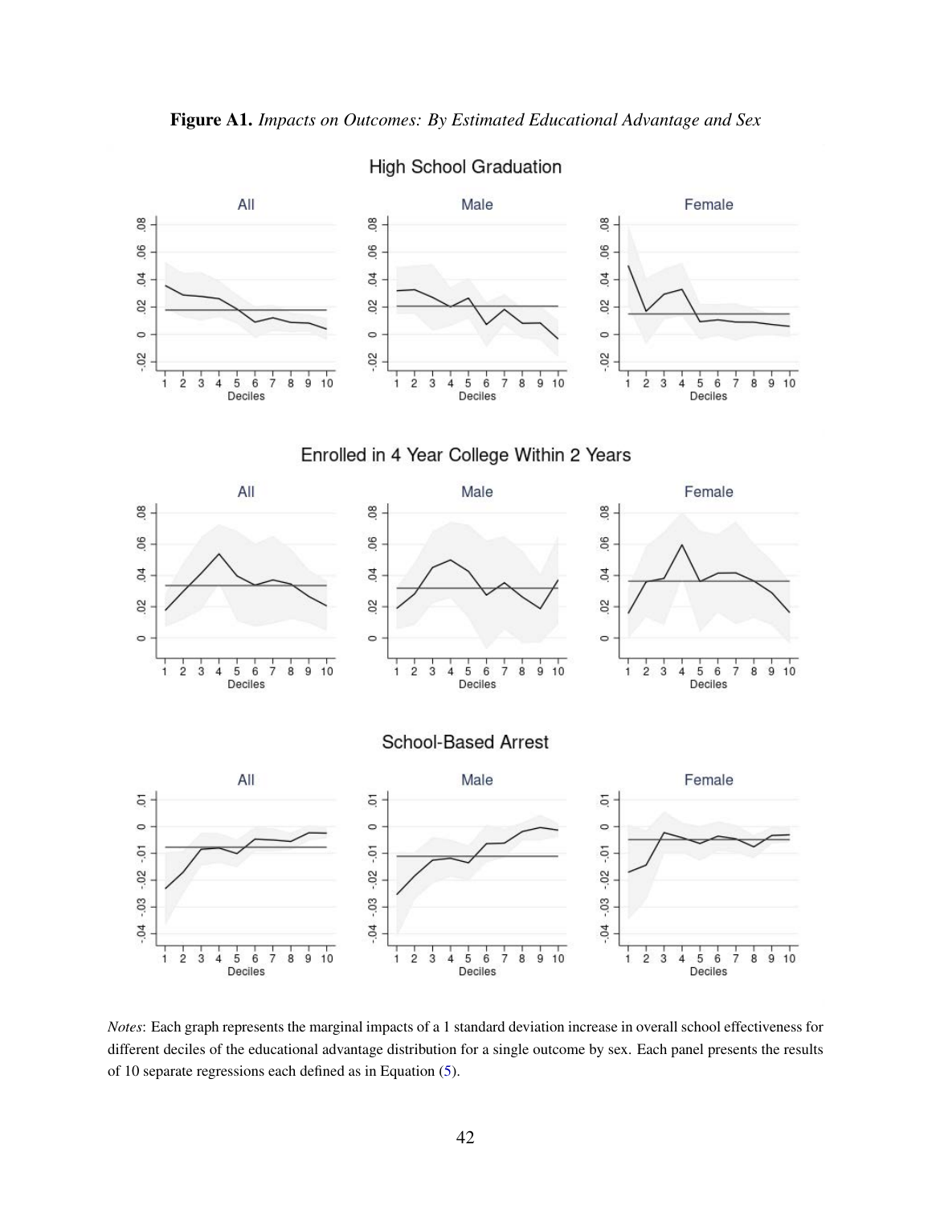**Figure A1.** *Impacts on Outcomes: By Estimated Educational Advantage and Sex*

*Notes*: Each graph represents the marginal impacts of a 1 standard deviation increase in overall school effectiveness for different deciles of the educational advantage distribution for a single outcome by sex. Each panel presents the results of 10 separate regressions each defined as in Equation (5).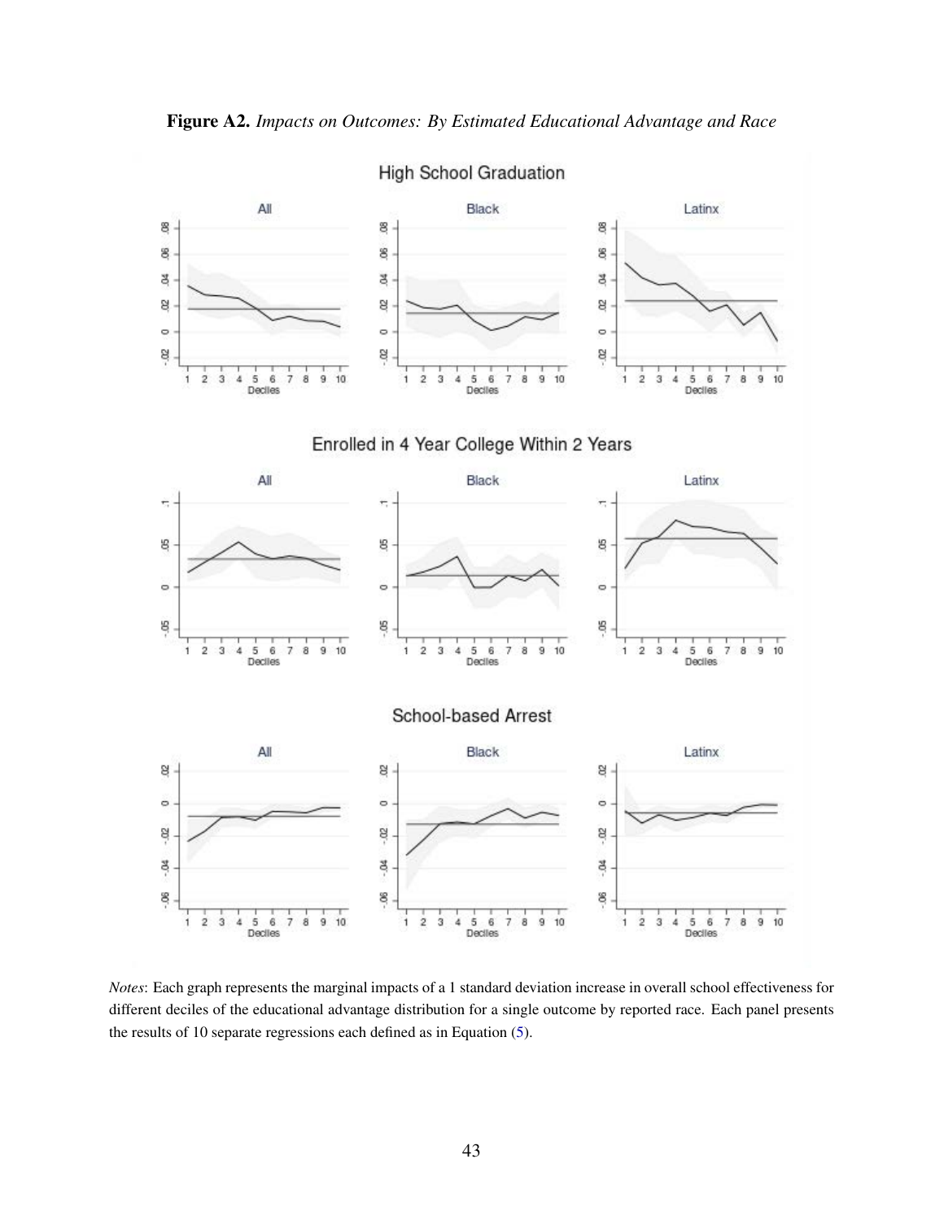**Figure A2.** *Impacts on Outcomes: By Estimated Educational Advantage and Race*

*Notes*: Each graph represents the marginal impacts of a 1 standard deviation increase in overall school effectiveness for different deciles of the educational advantage distribution for a single outcome by reported race. Each panel presents the results of 10 separate regressions each defined as in Equation (5).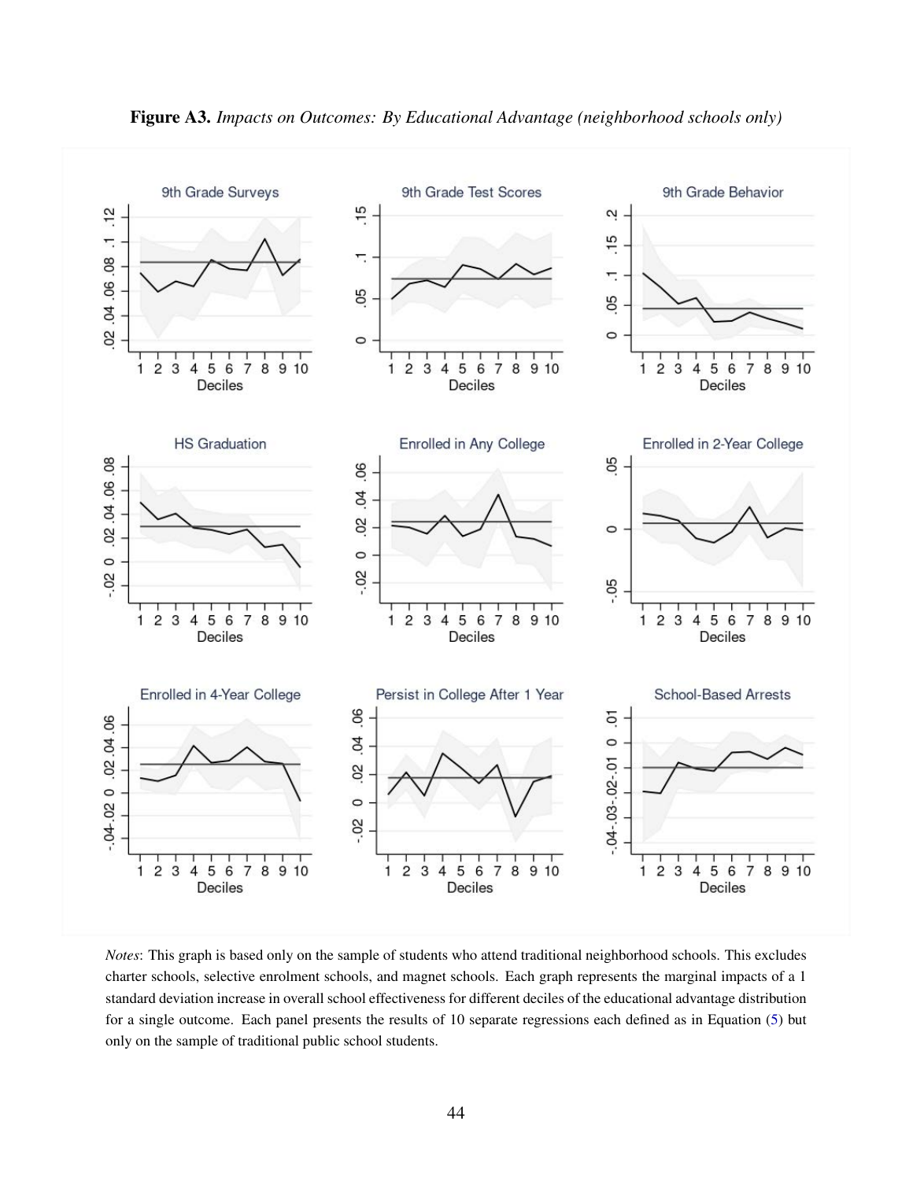**Figure A3.** *Impacts on Outcomes: By Educational Advantage (neighborhood schools only)*

9th Grade Surveys

.02 .04 .06 .08 .1 .12

1 2 3 4 5 6 7 8 9 10

Deciles

9th Grade Test Scores

0 .05 .1 .15

1 2 3 4 5 6 7 8 9 10

Deciles

9th Grade Behavior

0 .05 .1 .15 .2

1 2 3 4 5 6 7 8 9 10

Deciles

HS Graduation

-.02 0 .02 .04 .06 .08

1 2 3 4 5 6 7 8 9 10

Deciles

Enrolled in Any College

-.02 0 .02 .04 .06

1 2 3 4 5 6 7 8 9 10

Deciles

Enrolled in 2-Year College

-.05 0 .05

1 2 3 4 5 6 7 8 9 10

Deciles

Enrolled in 4-Year College

-.04 -.02 0 .02 .04 .06

1 2 3 4 5 6 7 8 9 10

Deciles

Persist in College After 1 Year

-.02 0 .02 .04 .06

1 2 3 4 5 6 7 8 9 10

Deciles

School-Based Arrests

-.04 -.03 -.02 -.01 0 .01

1 2 3 4 5 6 7 8 9 10

Deciles

*Notes*: This graph is based only on the sample of students who attend traditional neighborhood schools. This excludes charter schools, selective enrolment schools, and magnet schools. Each graph represents the marginal impacts of a 1 standard deviation increase in overall school effectiveness for different deciles of the educational advantage distribution for a single outcome. Each panel presents the results of 10 separate regressions each defined as in Equation (5) but only on the sample of traditional public school students.